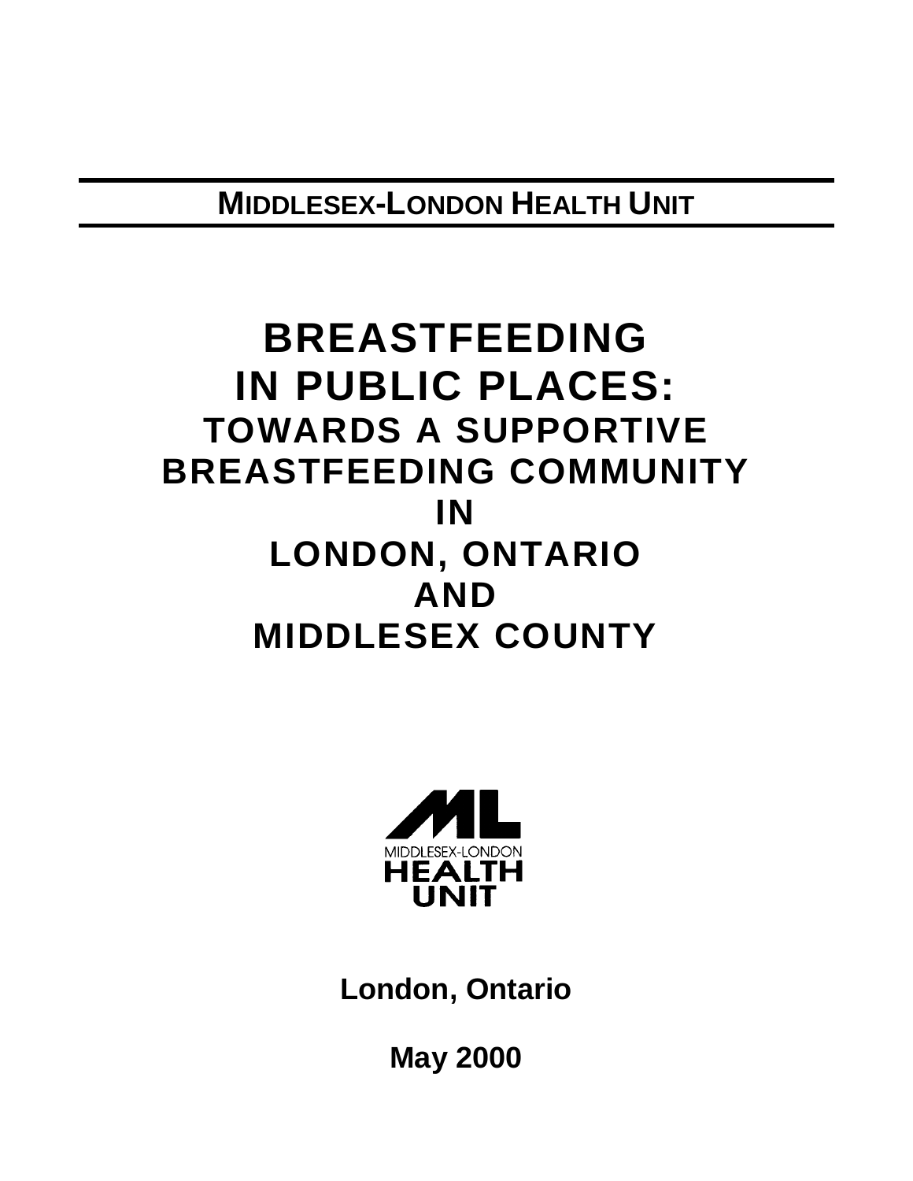**MIDDLESEX-LONDON HEALTH UNIT**

# BREASTFEEDING IN PUBLIC PLACES:

## TOWARDS A SUPPORTIVE BREASTFEEDING COMMUNITY IN LONDON, ONTARIO AND MIDDLESEX COUNTY

MIDDLESEX-LONDON HEALTH UNIT

**London, Ontario**

**May 2000**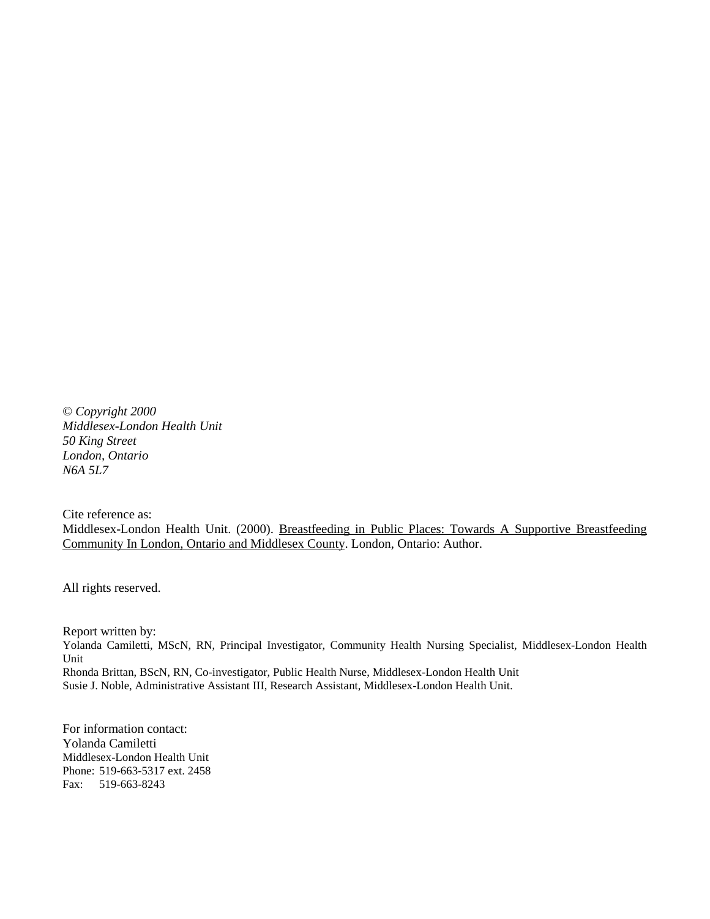*© Copyright 2000*  
*Middlesex-London Health Unit*  
*50 King Street*  
*London, Ontario*  
*N6A 5L7*

Cite reference as:  
Middlesex-London Health Unit. (2000). Breastfeeding in Public Places: Towards A Supportive Breastfeeding Community In London, Ontario and Middlesex County. London, Ontario: Author.

All rights reserved.

Report written by:  
Yolanda Camiletti, MScN, RN, Principal Investigator, Community Health Nursing Specialist, Middlesex-London Health Unit  
Rhonda Brittan, BScN, RN, Co-investigator, Public Health Nurse, Middlesex-London Health Unit  
Susie J. Noble, Administrative Assistant III, Research Assistant, Middlesex-London Health Unit.

For information contact:  
Yolanda Camiletti  
Middlesex-London Health Unit  
Phone: 519-663-5317 ext. 2458  
Fax: 519-663-8243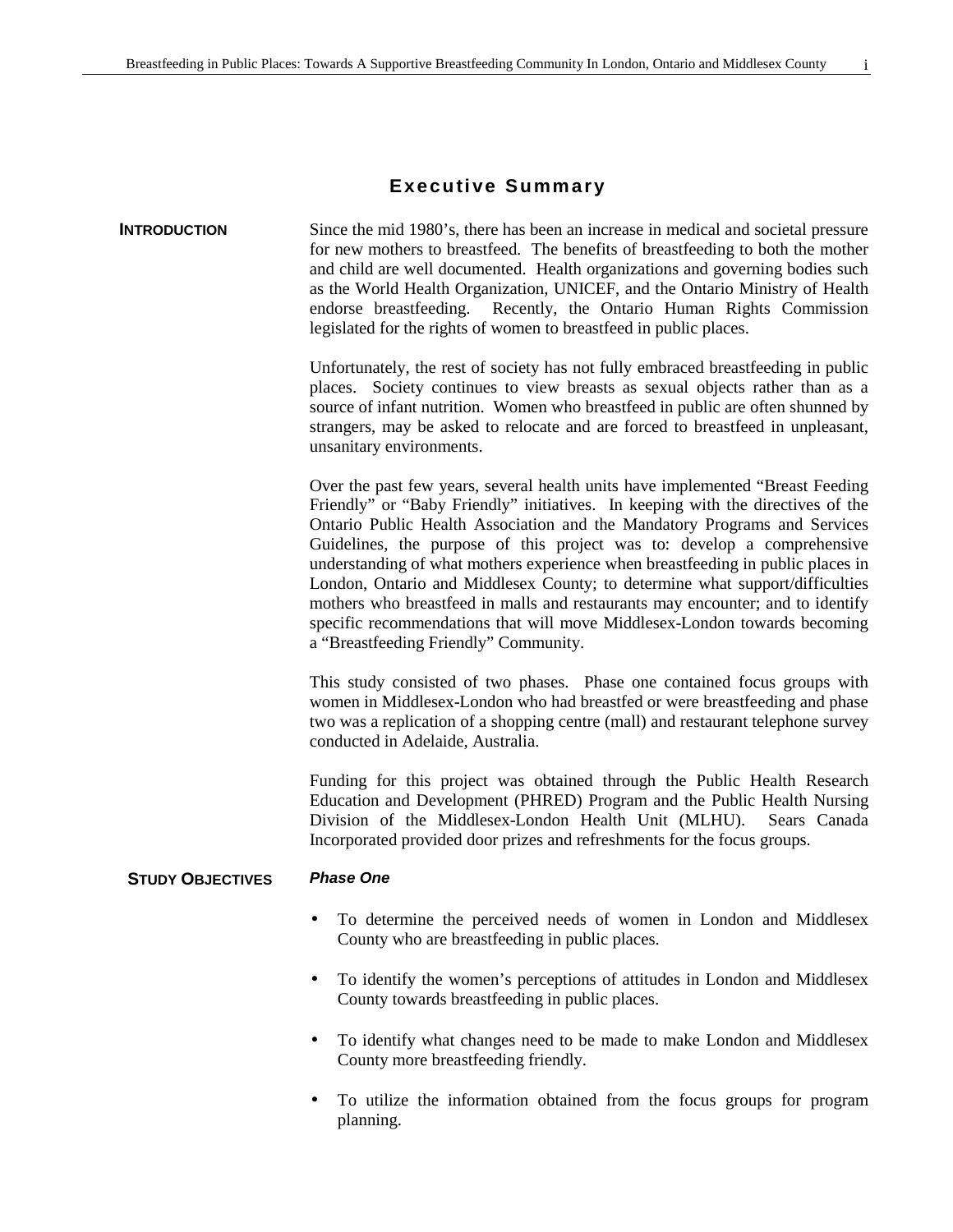# Executive Summary

## INTRODUCTION

Since the mid 1980's, there has been an increase in medical and societal pressure for new mothers to breastfeed. The benefits of breastfeeding to both the mother and child are well documented. Health organizations and governing bodies such as the World Health Organization, UNICEF, and the Ontario Ministry of Health endorse breastfeeding. Recently, the Ontario Human Rights Commission legislated for the rights of women to breastfeed in public places.

Unfortunately, the rest of society has not fully embraced breastfeeding in public places. Society continues to view breasts as sexual objects rather than as a source of infant nutrition. Women who breastfeed in public are often shunned by strangers, may be asked to relocate and are forced to breastfeed in unpleasant, unsanitary environments.

Over the past few years, several health units have implemented "Breast Feeding Friendly" or "Baby Friendly" initiatives. In keeping with the directives of the Ontario Public Health Association and the Mandatory Programs and Services Guidelines, the purpose of this project was to: develop a comprehensive understanding of what mothers experience when breastfeeding in public places in London, Ontario and Middlesex County; to determine what support/difficulties mothers who breastfeed in malls and restaurants may encounter; and to identify specific recommendations that will move Middlesex-London towards becoming a "Breastfeeding Friendly" Community.

This study consisted of two phases. Phase one contained focus groups with women in Middlesex-London who had breastfed or were breastfeeding and phase two was a replication of a shopping centre (mall) and restaurant telephone survey conducted in Adelaide, Australia.

Funding for this project was obtained through the Public Health Research Education and Development (PHRED) Program and the Public Health Nursing Division of the Middlesex-London Health Unit (MLHU). Sears Canada Incorporated provided door prizes and refreshments for the focus groups.

## STUDY OBJECTIVES

### *Phase One*

- To determine the perceived needs of women in London and Middlesex County who are breastfeeding in public places.
- To identify the women's perceptions of attitudes in London and Middlesex County towards breastfeeding in public places.
- To identify what changes need to be made to make London and Middlesex County more breastfeeding friendly.
- To utilize the information obtained from the focus groups for program planning.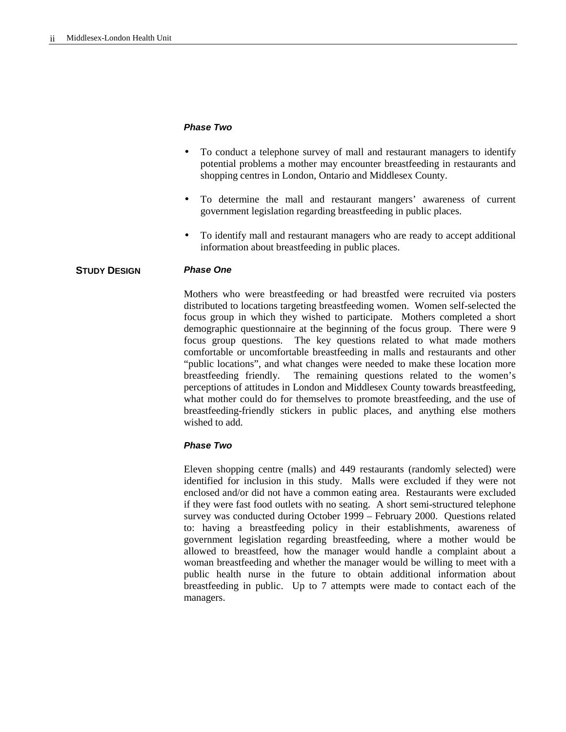### *Phase Two*

- To conduct a telephone survey of mall and restaurant managers to identify potential problems a mother may encounter breastfeeding in restaurants and shopping centres in London, Ontario and Middlesex County.
- To determine the mall and restaurant mangers' awareness of current government legislation regarding breastfeeding in public places.
- To identify mall and restaurant managers who are ready to accept additional information about breastfeeding in public places.

## STUDY DESIGN

### *Phase One*

Mothers who were breastfeeding or had breastfed were recruited via posters distributed to locations targeting breastfeeding women. Women self-selected the focus group in which they wished to participate. Mothers completed a short demographic questionnaire at the beginning of the focus group. There were 9 focus group questions. The key questions related to what made mothers comfortable or uncomfortable breastfeeding in malls and restaurants and other "public locations", and what changes were needed to make these location more breastfeeding friendly. The remaining questions related to the women's perceptions of attitudes in London and Middlesex County towards breastfeeding, what mother could do for themselves to promote breastfeeding, and the use of breastfeeding-friendly stickers in public places, and anything else mothers wished to add.

### *Phase Two*

Eleven shopping centre (malls) and 449 restaurants (randomly selected) were identified for inclusion in this study. Malls were excluded if they were not enclosed and/or did not have a common eating area. Restaurants were excluded if they were fast food outlets with no seating. A short semi-structured telephone survey was conducted during October 1999 – February 2000. Questions related to: having a breastfeeding policy in their establishments, awareness of government legislation regarding breastfeeding, where a mother would be allowed to breastfeed, how the manager would handle a complaint about a woman breastfeeding and whether the manager would be willing to meet with a public health nurse in the future to obtain additional information about breastfeeding in public. Up to 7 attempts were made to contact each of the managers.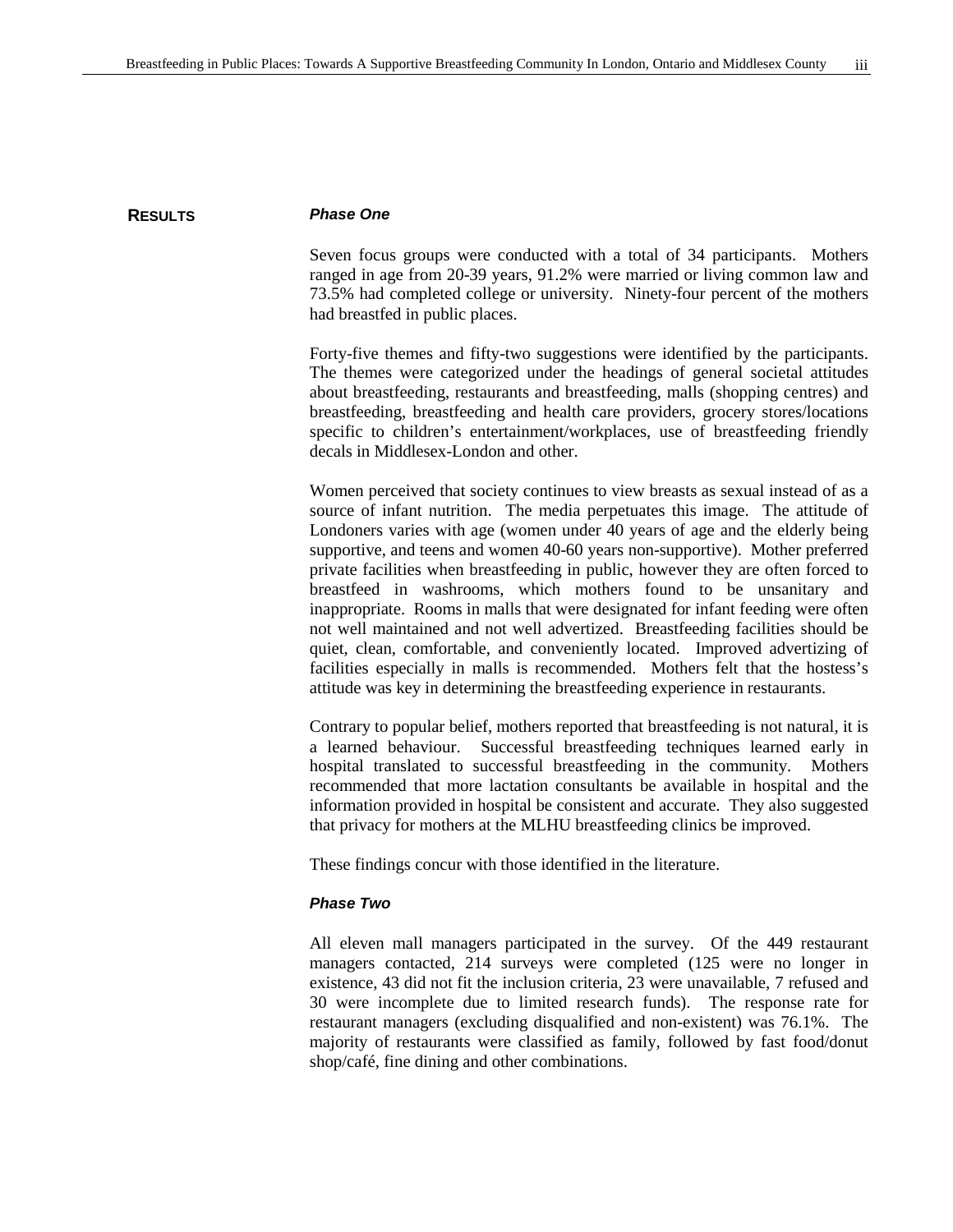## RESULTS

### *Phase One*

Seven focus groups were conducted with a total of 34 participants. Mothers ranged in age from 20-39 years, 91.2% were married or living common law and 73.5% had completed college or university. Ninety-four percent of the mothers had breastfed in public places.

Forty-five themes and fifty-two suggestions were identified by the participants. The themes were categorized under the headings of general societal attitudes about breastfeeding, restaurants and breastfeeding, malls (shopping centres) and breastfeeding, breastfeeding and health care providers, grocery stores/locations specific to children's entertainment/workplaces, use of breastfeeding friendly decals in Middlesex-London and other.

Women perceived that society continues to view breasts as sexual instead of as a source of infant nutrition. The media perpetuates this image. The attitude of Londoners varies with age (women under 40 years of age and the elderly being supportive, and teens and women 40-60 years non-supportive). Mother preferred private facilities when breastfeeding in public, however they are often forced to breastfeed in washrooms, which mothers found to be unsanitary and inappropriate. Rooms in malls that were designated for infant feeding were often not well maintained and not well advertized. Breastfeeding facilities should be quiet, clean, comfortable, and conveniently located. Improved advertizing of facilities especially in malls is recommended. Mothers felt that the hostess's attitude was key in determining the breastfeeding experience in restaurants.

Contrary to popular belief, mothers reported that breastfeeding is not natural, it is a learned behaviour. Successful breastfeeding techniques learned early in hospital translated to successful breastfeeding in the community. Mothers recommended that more lactation consultants be available in hospital and the information provided in hospital be consistent and accurate. They also suggested that privacy for mothers at the MLHU breastfeeding clinics be improved.

These findings concur with those identified in the literature.

### *Phase Two*

All eleven mall managers participated in the survey. Of the 449 restaurant managers contacted, 214 surveys were completed (125 were no longer in existence, 43 did not fit the inclusion criteria, 23 were unavailable, 7 refused and 30 were incomplete due to limited research funds). The response rate for restaurant managers (excluding disqualified and non-existent) was 76.1%. The majority of restaurants were classified as family, followed by fast food/donut shop/café, fine dining and other combinations.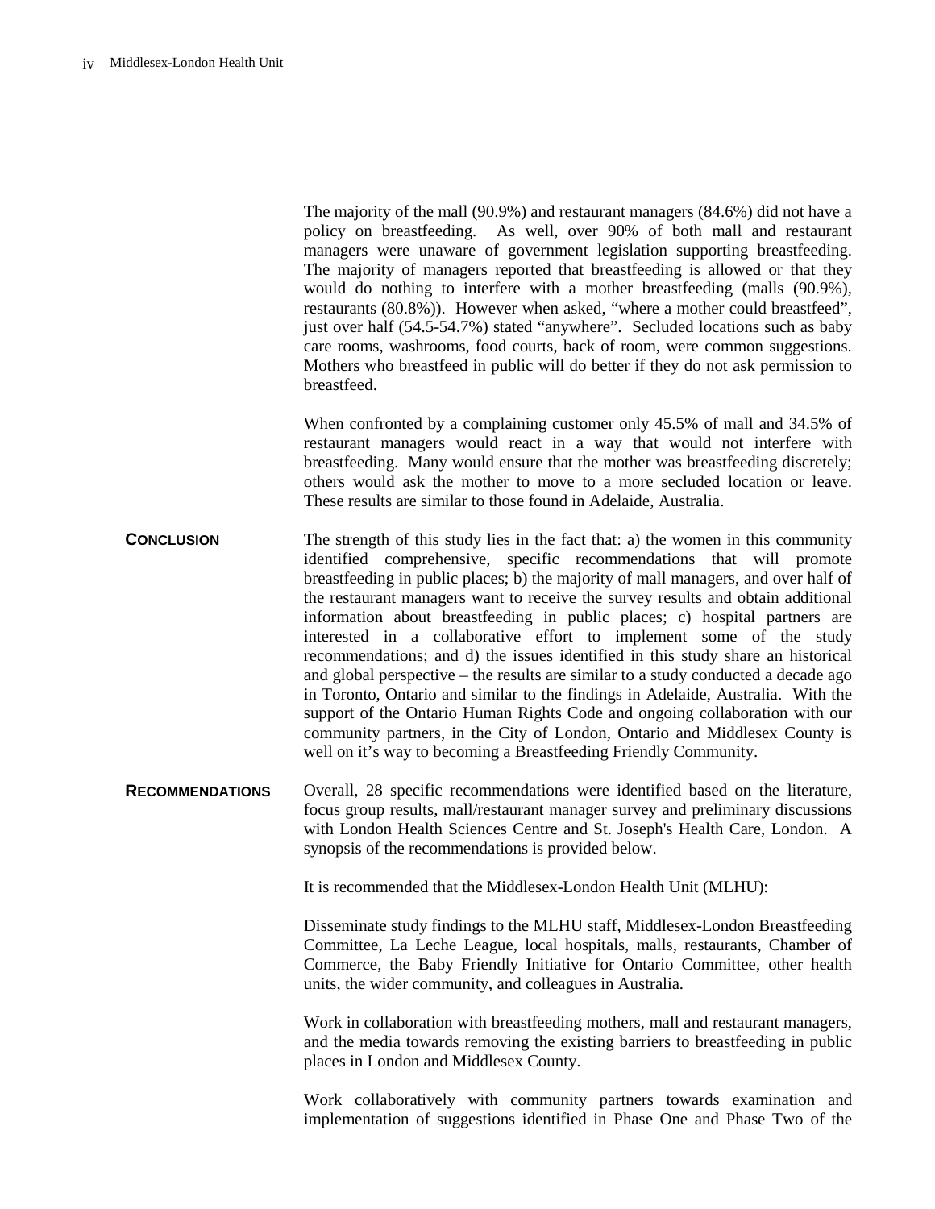The majority of the mall (90.9%) and restaurant managers (84.6%) did not have a policy on breastfeeding. As well, over 90% of both mall and restaurant managers were unaware of government legislation supporting breastfeeding. The majority of managers reported that breastfeeding is allowed or that they would do nothing to interfere with a mother breastfeeding (malls (90.9%), restaurants (80.8%)). However when asked, "where a mother could breastfeed", just over half (54.5-54.7%) stated "anywhere". Secluded locations such as baby care rooms, washrooms, food courts, back of room, were common suggestions. Mothers who breastfeed in public will do better if they do not ask permission to breastfeed.

When confronted by a complaining customer only 45.5% of mall and 34.5% of restaurant managers would react in a way that would not interfere with breastfeeding. Many would ensure that the mother was breastfeeding discretely; others would ask the mother to move to a more secluded location or leave. These results are similar to those found in Adelaide, Australia.

## Conclusion

The strength of this study lies in the fact that: a) the women in this community identified comprehensive, specific recommendations that will promote breastfeeding in public places; b) the majority of mall managers, and over half of the restaurant managers want to receive the survey results and obtain additional information about breastfeeding in public places; c) hospital partners are interested in a collaborative effort to implement some of the study recommendations; and d) the issues identified in this study share an historical and global perspective – the results are similar to a study conducted a decade ago in Toronto, Ontario and similar to the findings in Adelaide, Australia. With the support of the Ontario Human Rights Code and ongoing collaboration with our community partners, in the City of London, Ontario and Middlesex County is well on it's way to becoming a Breastfeeding Friendly Community.

## Recommendations

Overall, 28 specific recommendations were identified based on the literature, focus group results, mall/restaurant manager survey and preliminary discussions with London Health Sciences Centre and St. Joseph's Health Care, London. A synopsis of the recommendations is provided below.

It is recommended that the Middlesex-London Health Unit (MLHU):

Disseminate study findings to the MLHU staff, Middlesex-London Breastfeeding Committee, La Leche League, local hospitals, malls, restaurants, Chamber of Commerce, the Baby Friendly Initiative for Ontario Committee, other health units, the wider community, and colleagues in Australia.

Work in collaboration with breastfeeding mothers, mall and restaurant managers, and the media towards removing the existing barriers to breastfeeding in public places in London and Middlesex County.

Work collaboratively with community partners towards examination and implementation of suggestions identified in Phase One and Phase Two of the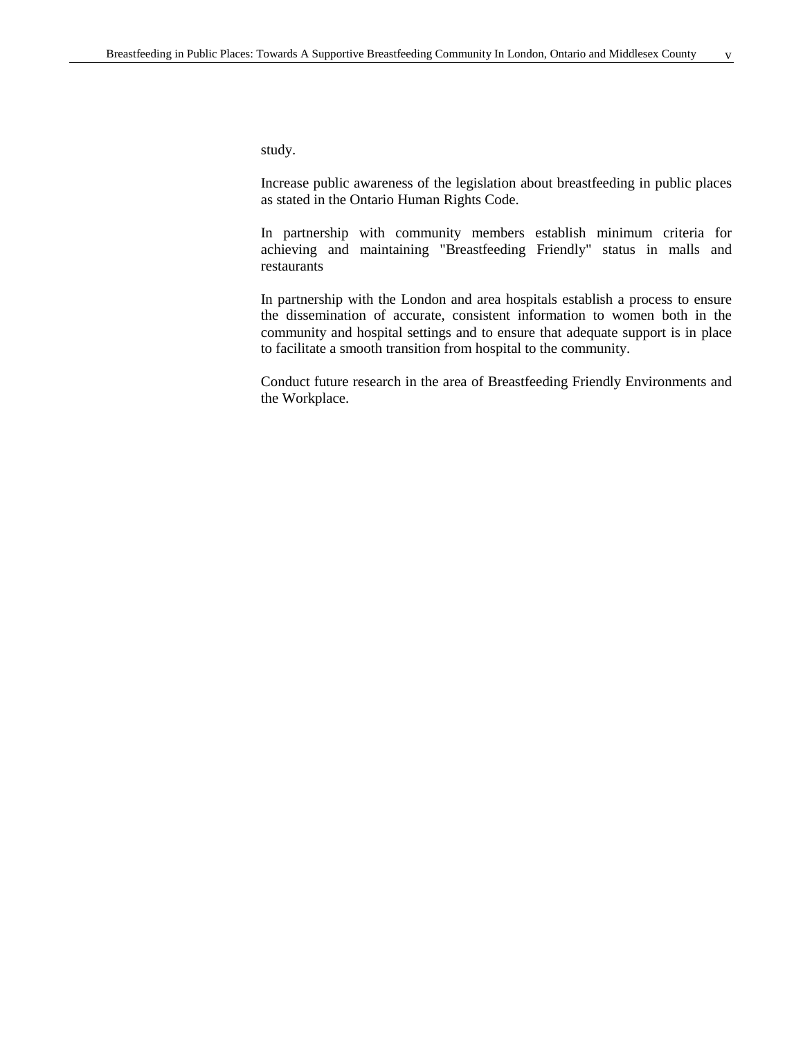study.

Increase public awareness of the legislation about breastfeeding in public places as stated in the Ontario Human Rights Code.

In partnership with community members establish minimum criteria for achieving and maintaining "Breastfeeding Friendly" status in malls and restaurants

In partnership with the London and area hospitals establish a process to ensure the dissemination of accurate, consistent information to women both in the community and hospital settings and to ensure that adequate support is in place to facilitate a smooth transition from hospital to the community.

Conduct future research in the area of Breastfeeding Friendly Environments and the Workplace.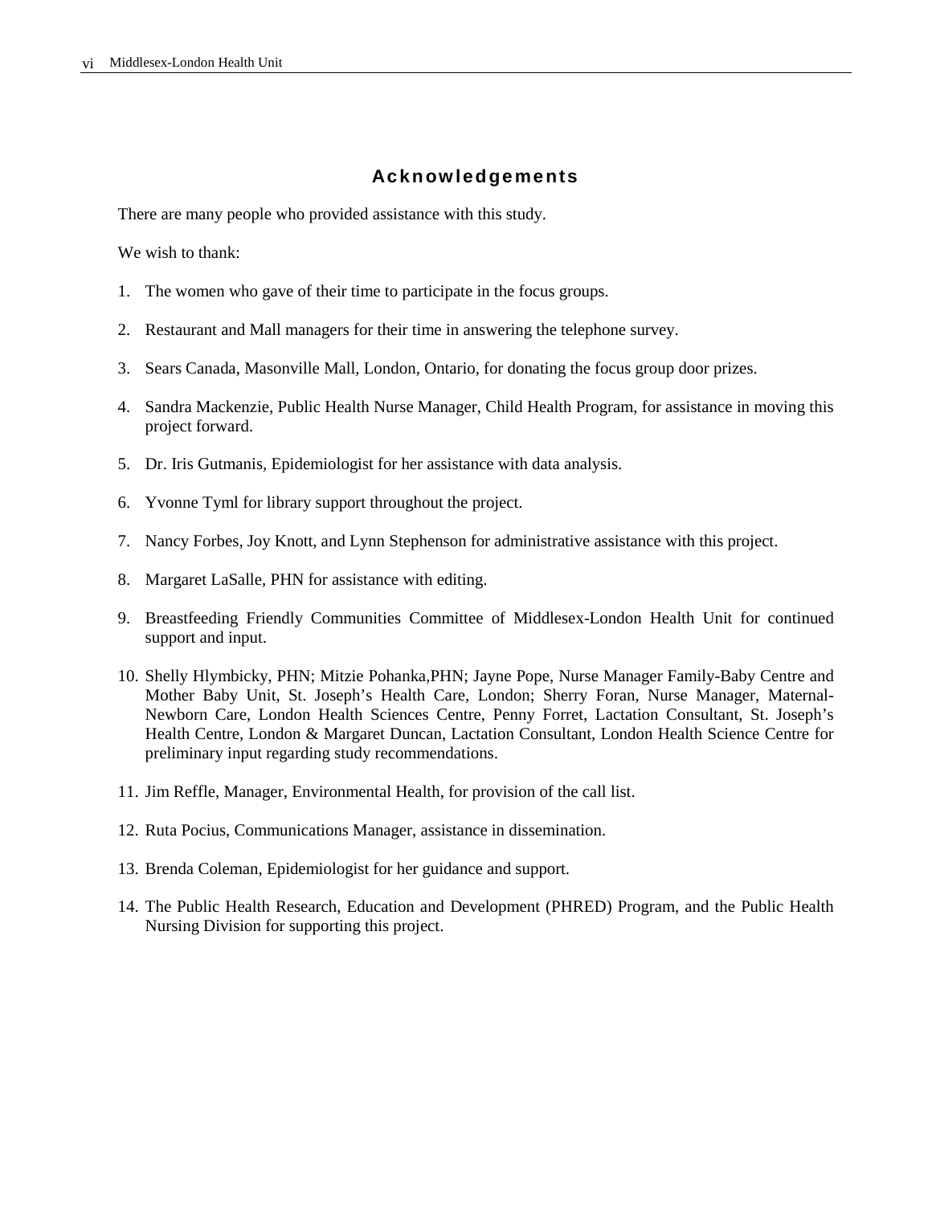## Acknowledgements

There are many people who provided assistance with this study.

We wish to thank:

1. The women who gave of their time to participate in the focus groups.
2. Restaurant and Mall managers for their time in answering the telephone survey.
3. Sears Canada, Masonville Mall, London, Ontario, for donating the focus group door prizes.
4. Sandra Mackenzie, Public Health Nurse Manager, Child Health Program, for assistance in moving this project forward.
5. Dr. Iris Gutmanis, Epidemiologist for her assistance with data analysis.
6. Yvonne Tyml for library support throughout the project.
7. Nancy Forbes, Joy Knott, and Lynn Stephenson for administrative assistance with this project.
8. Margaret LaSalle, PHN for assistance with editing.
9. Breastfeeding Friendly Communities Committee of Middlesex-London Health Unit for continued support and input.
10. Shelly Hlymbicky, PHN; Mitzie Pohanka,PHN; Jayne Pope, Nurse Manager Family-Baby Centre and Mother Baby Unit, St. Joseph's Health Care, London; Sherry Foran, Nurse Manager, Maternal-Newborn Care, London Health Sciences Centre, Penny Forret, Lactation Consultant, St. Joseph's Health Centre, London & Margaret Duncan, Lactation Consultant, London Health Science Centre for preliminary input regarding study recommendations.
11. Jim Reffle, Manager, Environmental Health, for provision of the call list.
12. Ruta Pocius, Communications Manager, assistance in dissemination.
13. Brenda Coleman, Epidemiologist for her guidance and support.
14. The Public Health Research, Education and Development (PHRED) Program, and the Public Health Nursing Division for supporting this project.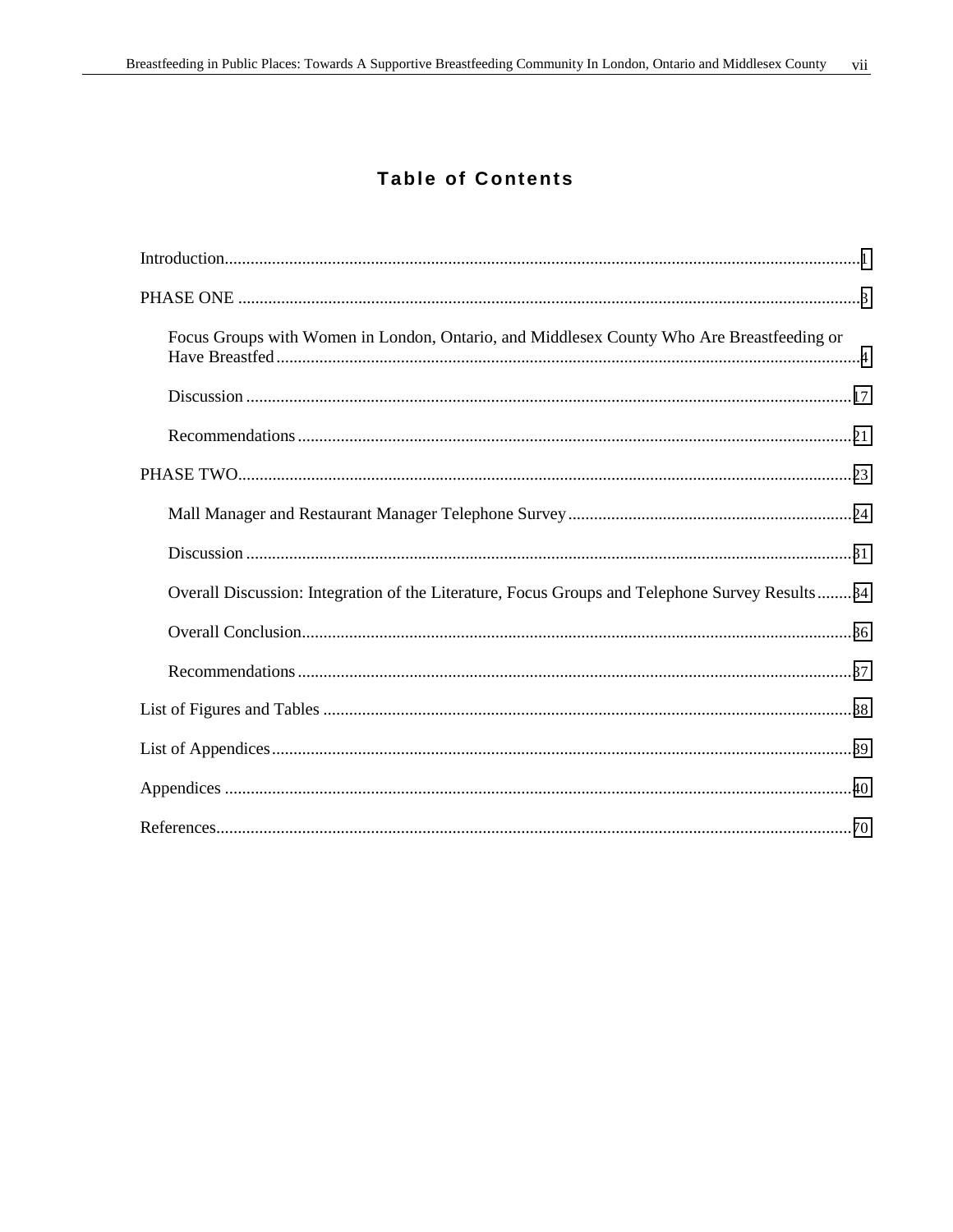# Table of Contents

Introduction .................................................................................................................................... 1

PHASE ONE .................................................................................................................................... 3

- Focus Groups with Women in London, Ontario, and Middlesex County Who Are Breastfeeding or Have Breastfed ......................................................................................................................... 4
- Discussion ................................................................................................................................ 17
- Recommendations .................................................................................................................... 21

PHASE TWO .................................................................................................................................. 23

- Mall Manager and Restaurant Manager Telephone Survey ...................................................... 24
- Discussion ................................................................................................................................ 31
- Overall Discussion: Integration of the Literature, Focus Groups and Telephone Survey Results ........ 34
- Overall Conclusion ................................................................................................................... 36
- Recommendations .................................................................................................................... 37

List of Figures and Tables .............................................................................................................. 38

List of Appendices .......................................................................................................................... 39

Appendices ..................................................................................................................................... 40

References ...................................................................................................................................... 70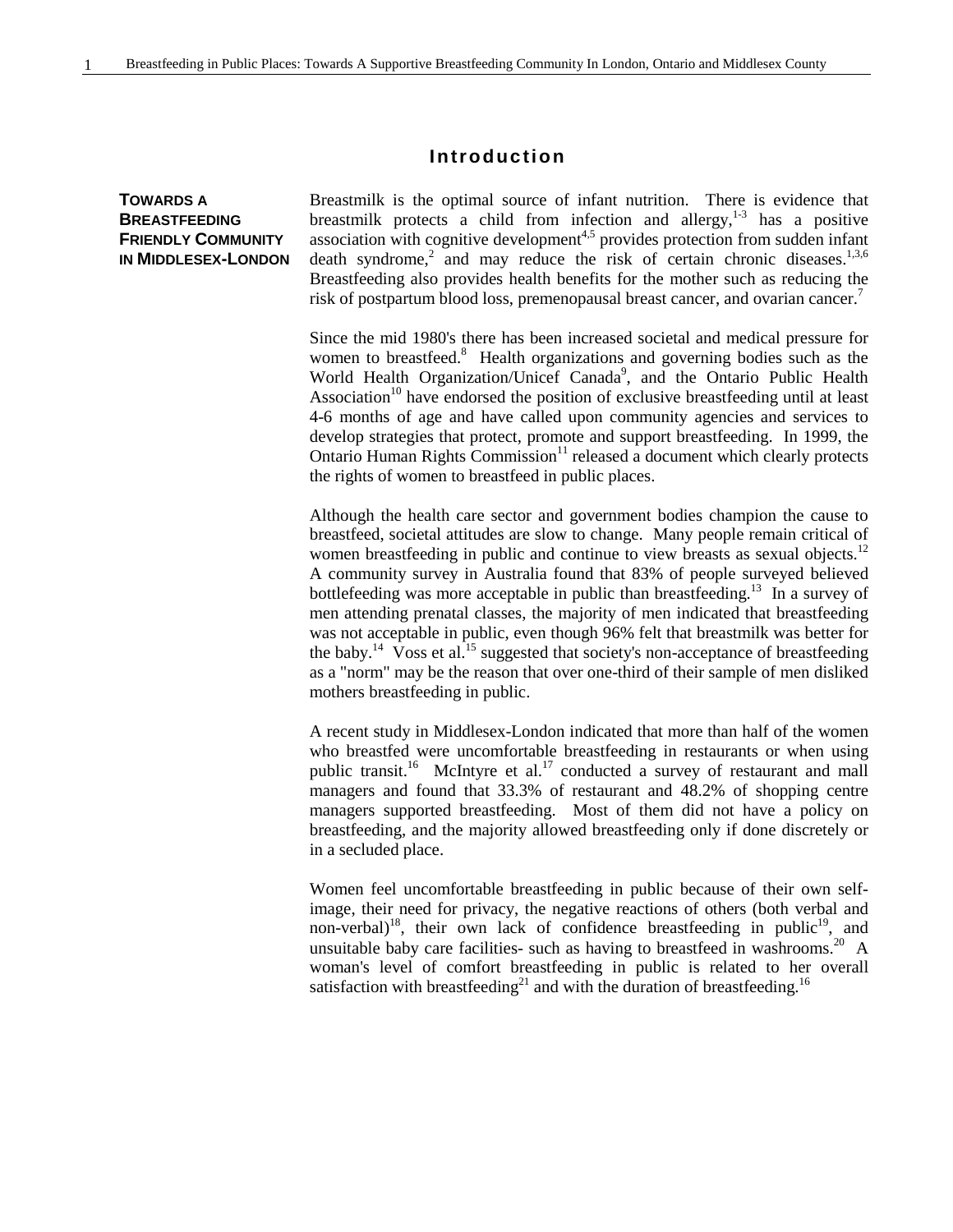# Introduction

## Towards a Breastfeeding Friendly Community in Middlesex-London

Breastmilk is the optimal source of infant nutrition. There is evidence that breastmilk protects a child from infection and allergy,[1-3] has a positive association with cognitive development[4,5] provides protection from sudden infant death syndrome,[2] and may reduce the risk of certain chronic diseases.[1,3,6] Breastfeeding also provides health benefits for the mother such as reducing the risk of postpartum blood loss, premenopausal breast cancer, and ovarian cancer.[7]

Since the mid 1980's there has been increased societal and medical pressure for women to breastfeed.[8] Health organizations and governing bodies such as the World Health Organization/Unicef Canada[9], and the Ontario Public Health Association[10] have endorsed the position of exclusive breastfeeding until at least 4-6 months of age and have called upon community agencies and services to develop strategies that protect, promote and support breastfeeding. In 1999, the Ontario Human Rights Commission[11] released a document which clearly protects the rights of women to breastfeed in public places.

Although the health care sector and government bodies champion the cause to breastfeed, societal attitudes are slow to change. Many people remain critical of women breastfeeding in public and continue to view breasts as sexual objects.[12] A community survey in Australia found that 83% of people surveyed believed bottlefeeding was more acceptable in public than breastfeeding.[13] In a survey of men attending prenatal classes, the majority of men indicated that breastfeeding was not acceptable in public, even though 96% felt that breastmilk was better for the baby.[14] Voss et al.[15] suggested that society's non-acceptance of breastfeeding as a "norm" may be the reason that over one-third of their sample of men disliked mothers breastfeeding in public.

A recent study in Middlesex-London indicated that more than half of the women who breastfed were uncomfortable breastfeeding in restaurants or when using public transit.[16] McIntyre et al.[17] conducted a survey of restaurant and mall managers and found that 33.3% of restaurant and 48.2% of shopping centre managers supported breastfeeding. Most of them did not have a policy on breastfeeding, and the majority allowed breastfeeding only if done discretely or in a secluded place.

Women feel uncomfortable breastfeeding in public because of their own self-image, their need for privacy, the negative reactions of others (both verbal and non-verbal)[18], their own lack of confidence breastfeeding in public[19], and unsuitable baby care facilities- such as having to breastfeed in washrooms.[20] A woman's level of comfort breastfeeding in public is related to her overall satisfaction with breastfeeding[21] and with the duration of breastfeeding.[16]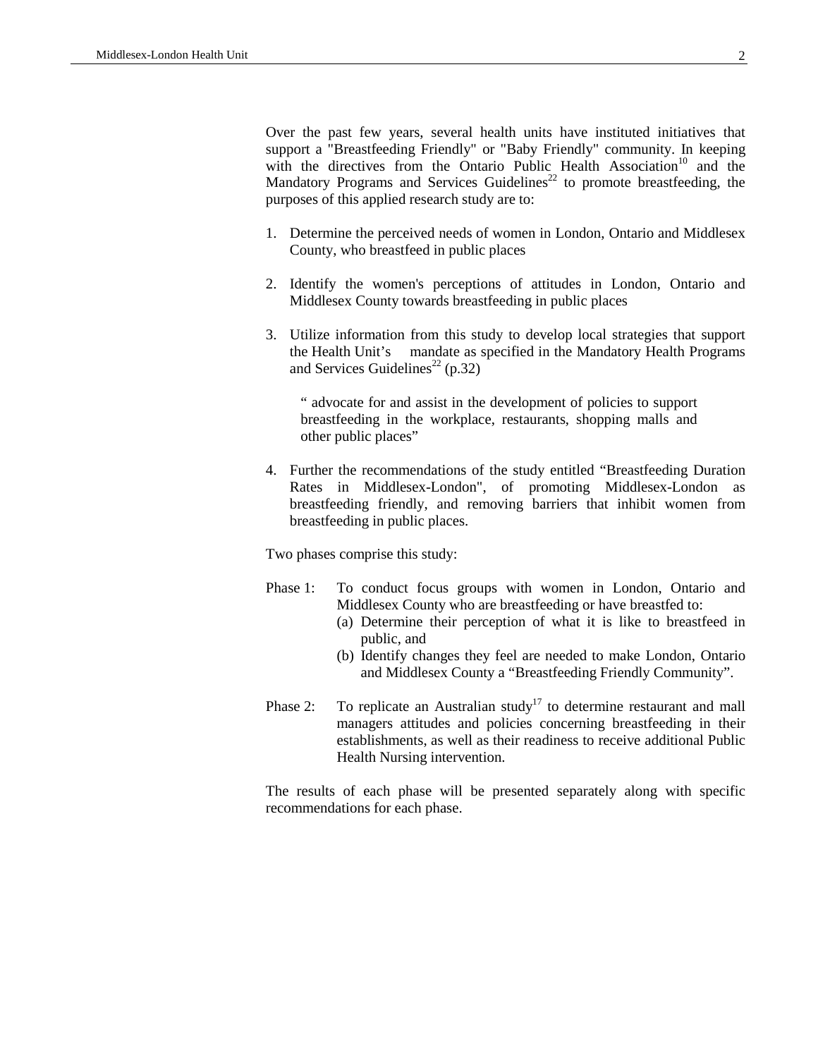Over the past few years, several health units have instituted initiatives that support a "Breastfeeding Friendly" or "Baby Friendly" community. In keeping with the directives from the Ontario Public Health Association[10] and the Mandatory Programs and Services Guidelines[22] to promote breastfeeding, the purposes of this applied research study are to:

1. Determine the perceived needs of women in London, Ontario and Middlesex County, who breastfeed in public places

2. Identify the women's perceptions of attitudes in London, Ontario and Middlesex County towards breastfeeding in public places

3. Utilize information from this study to develop local strategies that support the Health Unit's mandate as specified in the Mandatory Health Programs and Services Guidelines[22] (p.32)

   " advocate for and assist in the development of policies to support breastfeeding in the workplace, restaurants, shopping malls and other public places"

4. Further the recommendations of the study entitled "Breastfeeding Duration Rates in Middlesex-London", of promoting Middlesex-London as breastfeeding friendly, and removing barriers that inhibit women from breastfeeding in public places.

Two phases comprise this study:

Phase 1: To conduct focus groups with women in London, Ontario and Middlesex County who are breastfeeding or have breastfed to:
- (a) Determine their perception of what it is like to breastfeed in public, and
- (b) Identify changes they feel are needed to make London, Ontario and Middlesex County a "Breastfeeding Friendly Community".

Phase 2: To replicate an Australian study[17] to determine restaurant and mall managers attitudes and policies concerning breastfeeding in their establishments, as well as their readiness to receive additional Public Health Nursing intervention.

The results of each phase will be presented separately along with specific recommendations for each phase.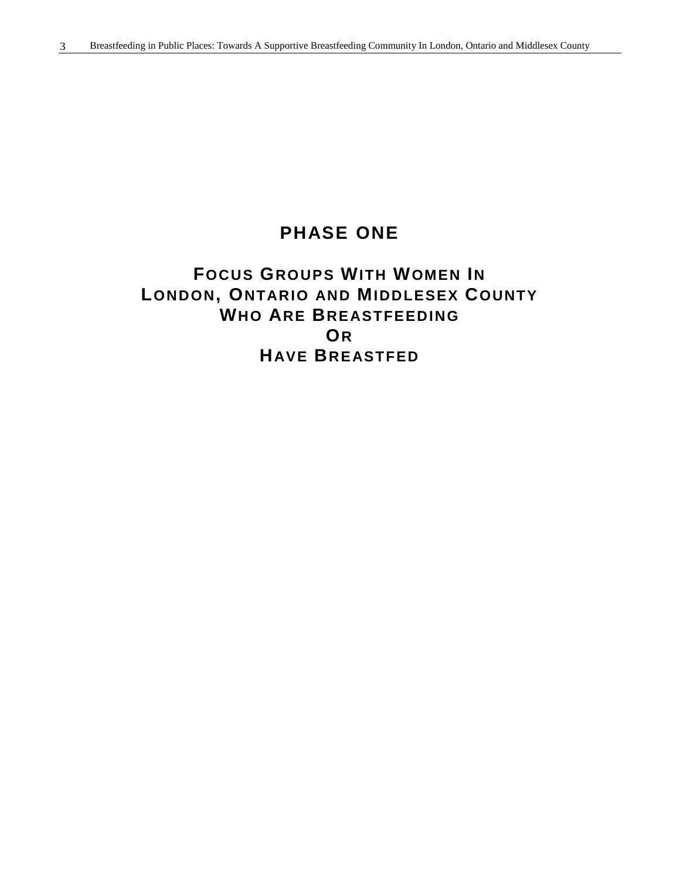# PHASE ONE

## FOCUS GROUPS WITH WOMEN IN LONDON, ONTARIO AND MIDDLESEX COUNTY WHO ARE BREASTFEEDING OR HAVE BREASTFED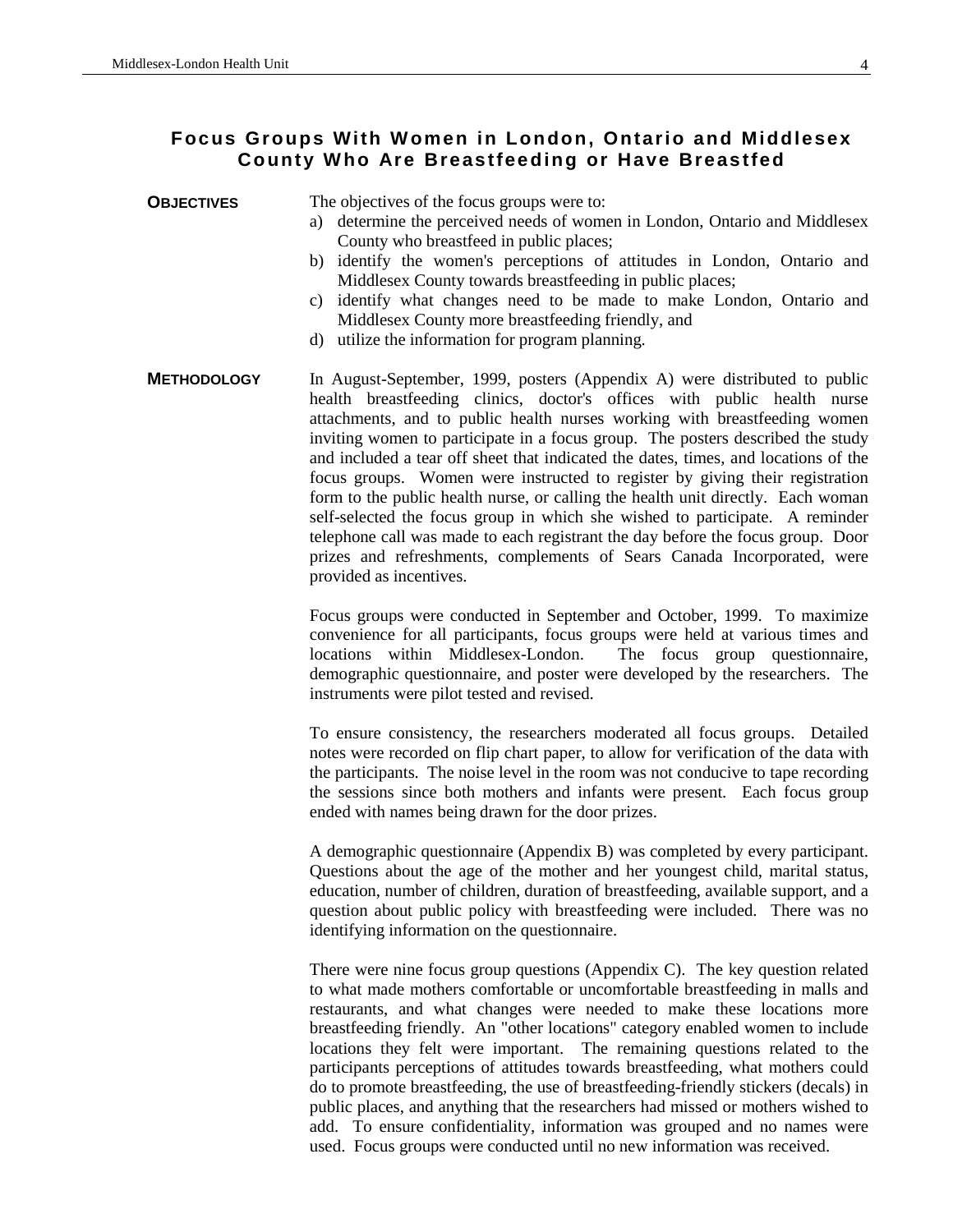## Focus Groups With Women in London, Ontario and Middlesex County Who Are Breastfeeding or Have Breastfed

**OBJECTIVES**

The objectives of the focus groups were to:

a) determine the perceived needs of women in London, Ontario and Middlesex County who breastfeed in public places;
b) identify the women's perceptions of attitudes in London, Ontario and Middlesex County towards breastfeeding in public places;
c) identify what changes need to be made to make London, Ontario and Middlesex County more breastfeeding friendly, and
d) utilize the information for program planning.

**METHODOLOGY**

In August-September, 1999, posters (Appendix A) were distributed to public health breastfeeding clinics, doctor's offices with public health nurse attachments, and to public health nurses working with breastfeeding women inviting women to participate in a focus group. The posters described the study and included a tear off sheet that indicated the dates, times, and locations of the focus groups. Women were instructed to register by giving their registration form to the public health nurse, or calling the health unit directly. Each woman self-selected the focus group in which she wished to participate. A reminder telephone call was made to each registrant the day before the focus group. Door prizes and refreshments, complements of Sears Canada Incorporated, were provided as incentives.

Focus groups were conducted in September and October, 1999. To maximize convenience for all participants, focus groups were held at various times and locations within Middlesex-London. The focus group questionnaire, demographic questionnaire, and poster were developed by the researchers. The instruments were pilot tested and revised.

To ensure consistency, the researchers moderated all focus groups. Detailed notes were recorded on flip chart paper, to allow for verification of the data with the participants. The noise level in the room was not conducive to tape recording the sessions since both mothers and infants were present. Each focus group ended with names being drawn for the door prizes.

A demographic questionnaire (Appendix B) was completed by every participant. Questions about the age of the mother and her youngest child, marital status, education, number of children, duration of breastfeeding, available support, and a question about public policy with breastfeeding were included. There was no identifying information on the questionnaire.

There were nine focus group questions (Appendix C). The key question related to what made mothers comfortable or uncomfortable breastfeeding in malls and restaurants, and what changes were needed to make these locations more breastfeeding friendly. An "other locations" category enabled women to include locations they felt were important. The remaining questions related to the participants perceptions of attitudes towards breastfeeding, what mothers could do to promote breastfeeding, the use of breastfeeding-friendly stickers (decals) in public places, and anything that the researchers had missed or mothers wished to add. To ensure confidentiality, information was grouped and no names were used. Focus groups were conducted until no new information was received.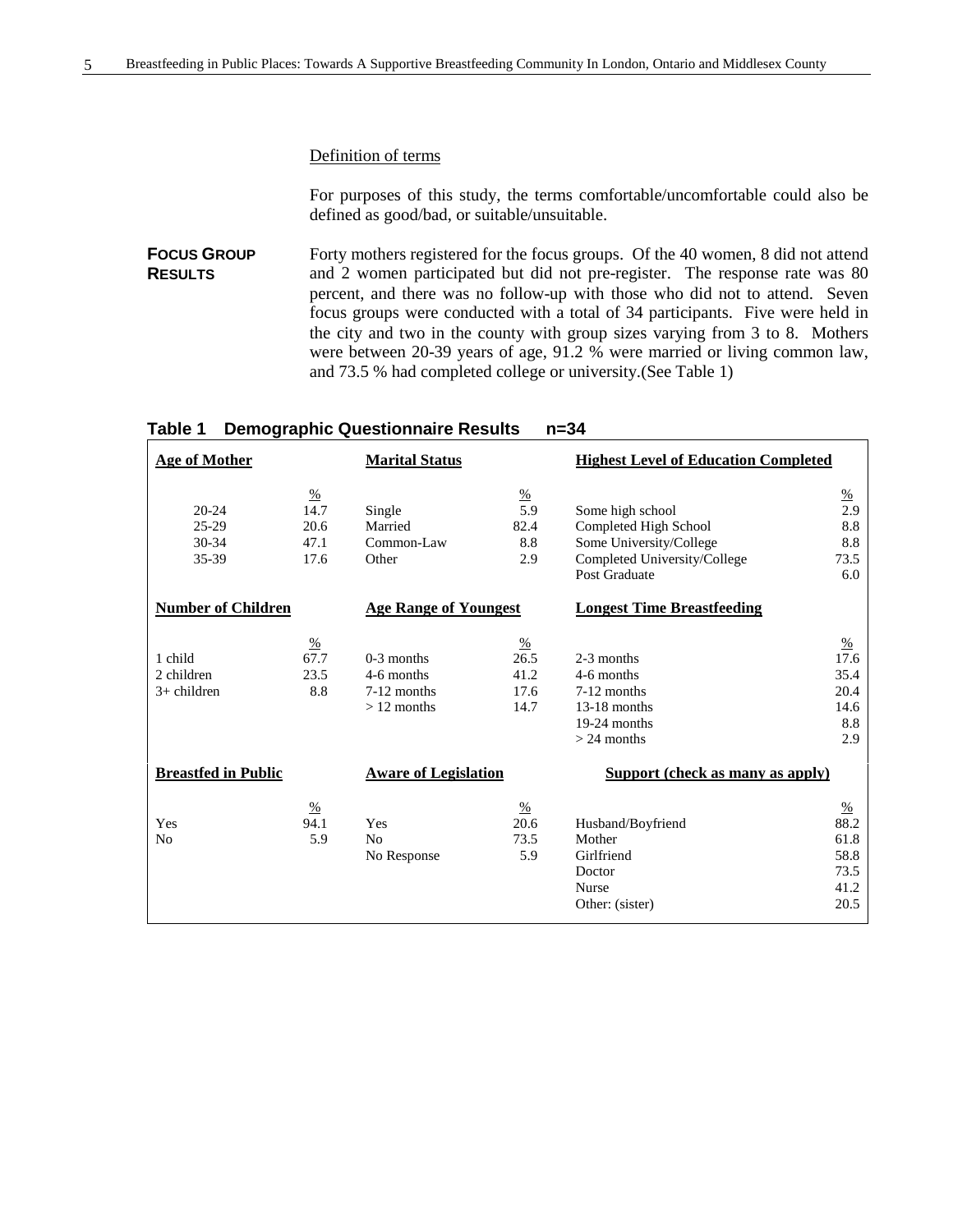Definition of terms

For purposes of this study, the terms comfortable/uncomfortable could also be defined as good/bad, or suitable/unsuitable.

## Focus Group Results

Forty mothers registered for the focus groups. Of the 40 women, 8 did not attend and 2 women participated but did not pre-register. The response rate was 80 percent, and there was no follow-up with those who did not to attend. Seven focus groups were conducted with a total of 34 participants. Five were held in the city and two in the county with group sizes varying from 3 to 8. Mothers were between 20-39 years of age, 91.2 % were married or living common law, and 73.5 % had completed college or university.(See Table 1)

**Table 1 Demographic Questionnaire Results n=34**

| **Age of Mother** | % | **Marital Status** | % | **Highest Level of Education Completed** | % |
|---|---|---|---|---|---|
| 20-24 | 14.7 | Single | 5.9 | Some high school | 2.9 |
| 25-29 | 20.6 | Married | 82.4 | Completed High School | 8.8 |
| 30-34 | 47.1 | Common-Law | 8.8 | Some University/College | 8.8 |
| 35-39 | 17.6 | Other | 2.9 | Completed University/College | 73.5 |
| | | | | Post Graduate | 6.0 |
| **Number of Children** | % | **Age Range of Youngest** | % | **Longest Time Breastfeeding** | % |
| 1 child | 67.7 | 0-3 months | 26.5 | 2-3 months | 17.6 |
| 2 children | 23.5 | 4-6 months | 41.2 | 4-6 months | 35.4 |
| 3+ children | 8.8 | 7-12 months | 17.6 | 7-12 months | 20.4 |
| | | > 12 months | 14.7 | 13-18 months | 14.6 |
| | | | | 19-24 months | 8.8 |
| | | | | > 24 months | 2.9 |
| **Breastfed in Public** | % | **Aware of Legislation** | % | **Support (check as many as apply)** | % |
| Yes | 94.1 | Yes | 20.6 | Husband/Boyfriend | 88.2 |
| No | 5.9 | No | 73.5 | Mother | 61.8 |
| | | No Response | 5.9 | Girlfriend | 58.8 |
| | | | | Doctor | 73.5 |
| | | | | Nurse | 41.2 |
| | | | | Other: (sister) | 20.5 |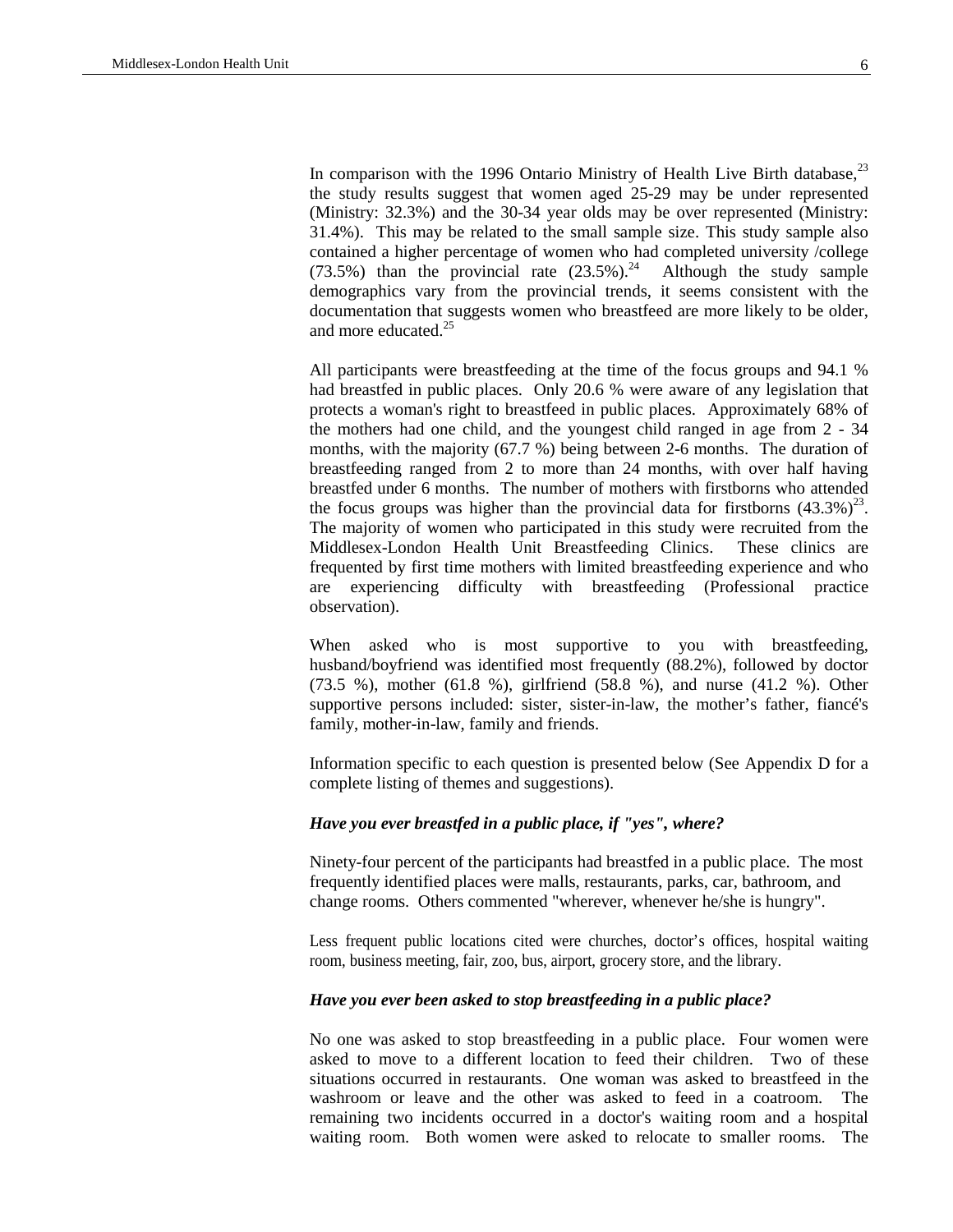In comparison with the 1996 Ontario Ministry of Health Live Birth database,[23] the study results suggest that women aged 25-29 may be under represented (Ministry: 32.3%) and the 30-34 year olds may be over represented (Ministry: 31.4%). This may be related to the small sample size. This study sample also contained a higher percentage of women who had completed university /college (73.5%) than the provincial rate (23.5%).[24] Although the study sample demographics vary from the provincial trends, it seems consistent with the documentation that suggests women who breastfeed are more likely to be older, and more educated.[25]

All participants were breastfeeding at the time of the focus groups and 94.1 % had breastfed in public places. Only 20.6 % were aware of any legislation that protects a woman's right to breastfeed in public places. Approximately 68% of the mothers had one child, and the youngest child ranged in age from 2 - 34 months, with the majority (67.7 %) being between 2-6 months. The duration of breastfeeding ranged from 2 to more than 24 months, with over half having breastfed under 6 months. The number of mothers with firstborns who attended the focus groups was higher than the provincial data for firstborns (43.3%)[23]. The majority of women who participated in this study were recruited from the Middlesex-London Health Unit Breastfeeding Clinics. These clinics are frequented by first time mothers with limited breastfeeding experience and who are experiencing difficulty with breastfeeding (Professional practice observation).

When asked who is most supportive to you with breastfeeding, husband/boyfriend was identified most frequently (88.2%), followed by doctor (73.5 %), mother (61.8 %), girlfriend (58.8 %), and nurse (41.2 %). Other supportive persons included: sister, sister-in-law, the mother's father, fiancé's family, mother-in-law, family and friends.

Information specific to each question is presented below (See Appendix D for a complete listing of themes and suggestions).

***Have you ever breastfed in a public place, if "yes", where?***

Ninety-four percent of the participants had breastfed in a public place. The most frequently identified places were malls, restaurants, parks, car, bathroom, and change rooms. Others commented "wherever, whenever he/she is hungry".

Less frequent public locations cited were churches, doctor's offices, hospital waiting room, business meeting, fair, zoo, bus, airport, grocery store, and the library.

***Have you ever been asked to stop breastfeeding in a public place?***

No one was asked to stop breastfeeding in a public place. Four women were asked to move to a different location to feed their children. Two of these situations occurred in restaurants. One woman was asked to breastfeed in the washroom or leave and the other was asked to feed in a coatroom. The remaining two incidents occurred in a doctor's waiting room and a hospital waiting room. Both women were asked to relocate to smaller rooms. The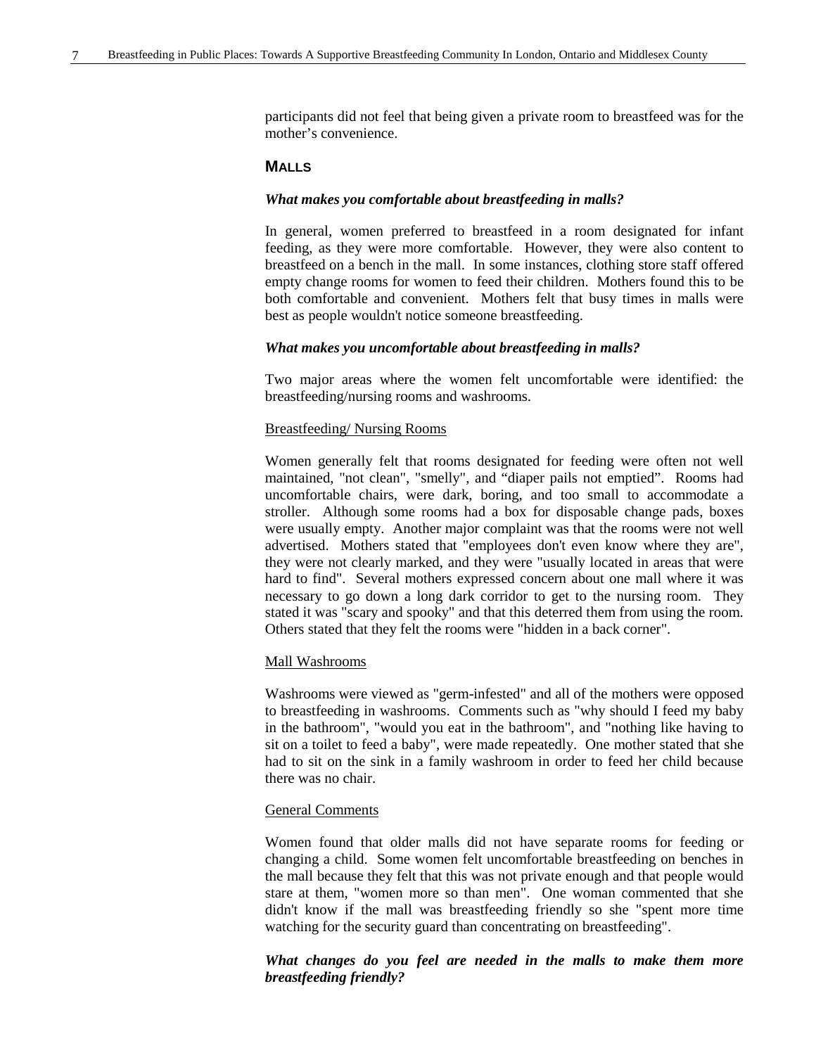participants did not feel that being given a private room to breastfeed was for the mother's convenience.

## MALLS

***What makes you comfortable about breastfeeding in malls?***

In general, women preferred to breastfeed in a room designated for infant feeding, as they were more comfortable. However, they were also content to breastfeed on a bench in the mall. In some instances, clothing store staff offered empty change rooms for women to feed their children. Mothers found this to be both comfortable and convenient. Mothers felt that busy times in malls were best as people wouldn't notice someone breastfeeding.

***What makes you uncomfortable about breastfeeding in malls?***

Two major areas where the women felt uncomfortable were identified: the breastfeeding/nursing rooms and washrooms.

<u>Breastfeeding/ Nursing Rooms</u>

Women generally felt that rooms designated for feeding were often not well maintained, "not clean", "smelly", and "diaper pails not emptied". Rooms had uncomfortable chairs, were dark, boring, and too small to accommodate a stroller. Although some rooms had a box for disposable change pads, boxes were usually empty. Another major complaint was that the rooms were not well advertised. Mothers stated that "employees don't even know where they are", they were not clearly marked, and they were "usually located in areas that were hard to find". Several mothers expressed concern about one mall where it was necessary to go down a long dark corridor to get to the nursing room. They stated it was "scary and spooky" and that this deterred them from using the room. Others stated that they felt the rooms were "hidden in a back corner".

<u>Mall Washrooms</u>

Washrooms were viewed as "germ-infested" and all of the mothers were opposed to breastfeeding in washrooms. Comments such as "why should I feed my baby in the bathroom", "would you eat in the bathroom", and "nothing like having to sit on a toilet to feed a baby", were made repeatedly. One mother stated that she had to sit on the sink in a family washroom in order to feed her child because there was no chair.

<u>General Comments</u>

Women found that older malls did not have separate rooms for feeding or changing a child. Some women felt uncomfortable breastfeeding on benches in the mall because they felt that this was not private enough and that people would stare at them, "women more so than men". One woman commented that she didn't know if the mall was breastfeeding friendly so she "spent more time watching for the security guard than concentrating on breastfeeding".

***What changes do you feel are needed in the malls to make them more breastfeeding friendly?***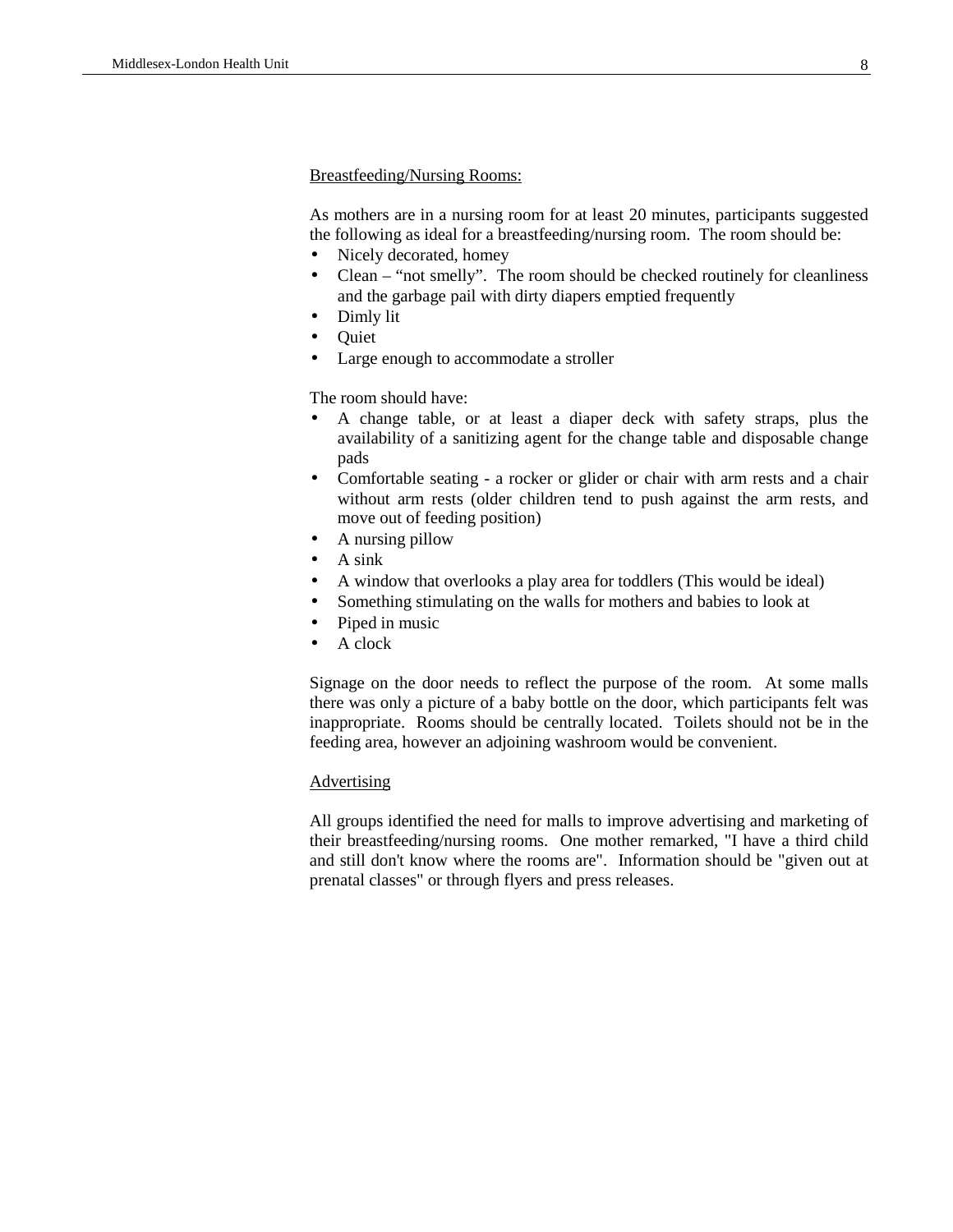Breastfeeding/Nursing Rooms:

As mothers are in a nursing room for at least 20 minutes, participants suggested the following as ideal for a breastfeeding/nursing room. The room should be:

- Nicely decorated, homey
- Clean – "not smelly". The room should be checked routinely for cleanliness and the garbage pail with dirty diapers emptied frequently
- Dimly lit
- Quiet
- Large enough to accommodate a stroller

The room should have:

- A change table, or at least a diaper deck with safety straps, plus the availability of a sanitizing agent for the change table and disposable change pads
- Comfortable seating - a rocker or glider or chair with arm rests and a chair without arm rests (older children tend to push against the arm rests, and move out of feeding position)
- A nursing pillow
- A sink
- A window that overlooks a play area for toddlers (This would be ideal)
- Something stimulating on the walls for mothers and babies to look at
- Piped in music
- A clock

Signage on the door needs to reflect the purpose of the room. At some malls there was only a picture of a baby bottle on the door, which participants felt was inappropriate. Rooms should be centrally located. Toilets should not be in the feeding area, however an adjoining washroom would be convenient.

Advertising

All groups identified the need for malls to improve advertising and marketing of their breastfeeding/nursing rooms. One mother remarked, "I have a third child and still don't know where the rooms are". Information should be "given out at prenatal classes" or through flyers and press releases.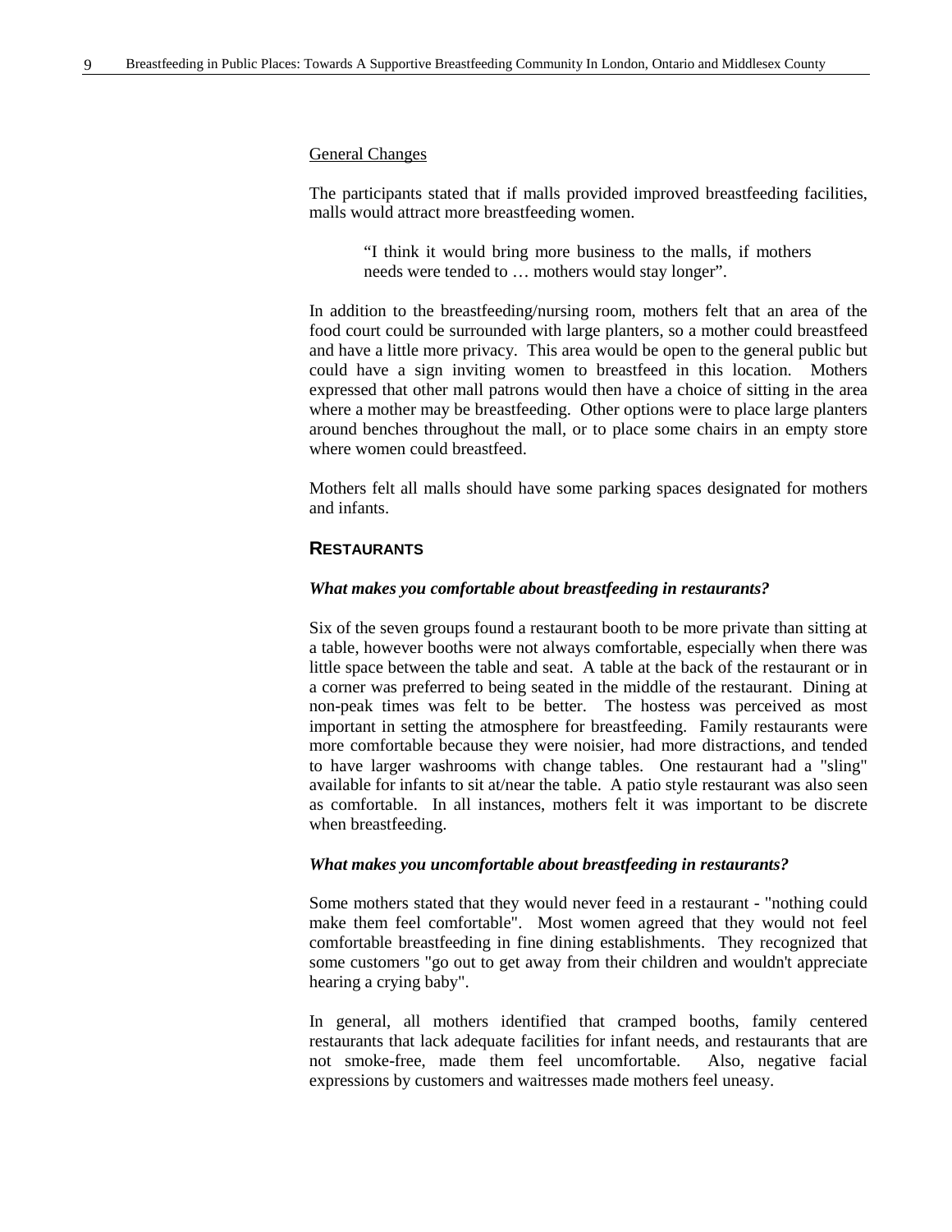General Changes

The participants stated that if malls provided improved breastfeeding facilities, malls would attract more breastfeeding women.

> "I think it would bring more business to the malls, if mothers needs were tended to … mothers would stay longer".

In addition to the breastfeeding/nursing room, mothers felt that an area of the food court could be surrounded with large planters, so a mother could breastfeed and have a little more privacy. This area would be open to the general public but could have a sign inviting women to breastfeed in this location. Mothers expressed that other mall patrons would then have a choice of sitting in the area where a mother may be breastfeeding. Other options were to place large planters around benches throughout the mall, or to place some chairs in an empty store where women could breastfeed.

Mothers felt all malls should have some parking spaces designated for mothers and infants.

## RESTAURANTS

***What makes you comfortable about breastfeeding in restaurants?***

Six of the seven groups found a restaurant booth to be more private than sitting at a table, however booths were not always comfortable, especially when there was little space between the table and seat. A table at the back of the restaurant or in a corner was preferred to being seated in the middle of the restaurant. Dining at non-peak times was felt to be better. The hostess was perceived as most important in setting the atmosphere for breastfeeding. Family restaurants were more comfortable because they were noisier, had more distractions, and tended to have larger washrooms with change tables. One restaurant had a "sling" available for infants to sit at/near the table. A patio style restaurant was also seen as comfortable. In all instances, mothers felt it was important to be discrete when breastfeeding.

***What makes you uncomfortable about breastfeeding in restaurants?***

Some mothers stated that they would never feed in a restaurant - "nothing could make them feel comfortable". Most women agreed that they would not feel comfortable breastfeeding in fine dining establishments. They recognized that some customers "go out to get away from their children and wouldn't appreciate hearing a crying baby".

In general, all mothers identified that cramped booths, family centered restaurants that lack adequate facilities for infant needs, and restaurants that are not smoke-free, made them feel uncomfortable. Also, negative facial expressions by customers and waitresses made mothers feel uneasy.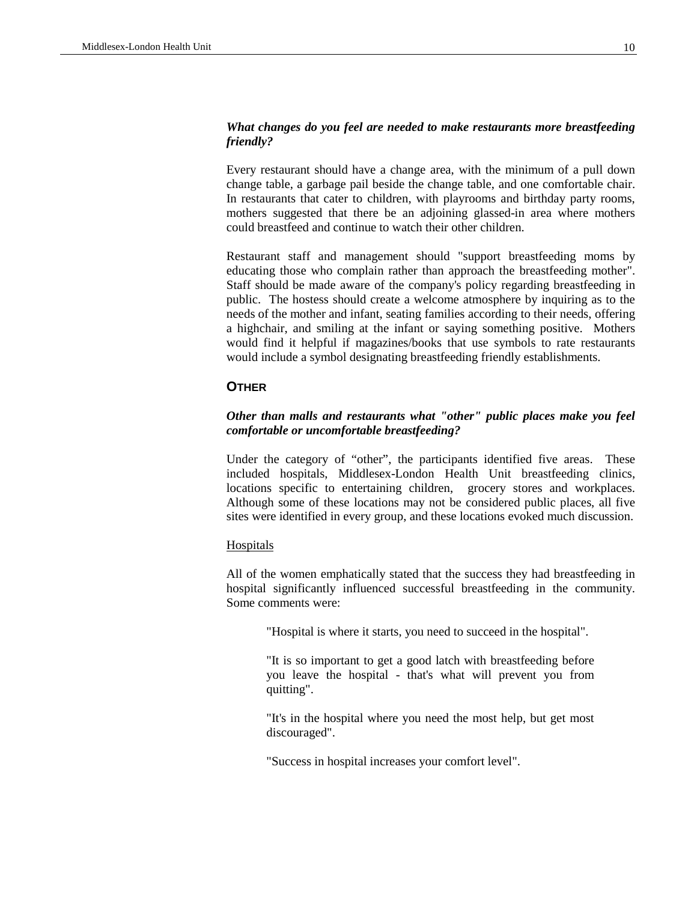***What changes do you feel are needed to make restaurants more breastfeeding friendly?***

Every restaurant should have a change area, with the minimum of a pull down change table, a garbage pail beside the change table, and one comfortable chair. In restaurants that cater to children, with playrooms and birthday party rooms, mothers suggested that there be an adjoining glassed-in area where mothers could breastfeed and continue to watch their other children.

Restaurant staff and management should "support breastfeeding moms by educating those who complain rather than approach the breastfeeding mother". Staff should be made aware of the company's policy regarding breastfeeding in public. The hostess should create a welcome atmosphere by inquiring as to the needs of the mother and infant, seating families according to their needs, offering a highchair, and smiling at the infant or saying something positive. Mothers would find it helpful if magazines/books that use symbols to rate restaurants would include a symbol designating breastfeeding friendly establishments.

## OTHER

***Other than malls and restaurants what "other" public places make you feel comfortable or uncomfortable breastfeeding?***

Under the category of "other", the participants identified five areas. These included hospitals, Middlesex-London Health Unit breastfeeding clinics, locations specific to entertaining children, grocery stores and workplaces. Although some of these locations may not be considered public places, all five sites were identified in every group, and these locations evoked much discussion.

Hospitals

All of the women emphatically stated that the success they had breastfeeding in hospital significantly influenced successful breastfeeding in the community. Some comments were:

> "Hospital is where it starts, you need to succeed in the hospital".
>
> "It is so important to get a good latch with breastfeeding before you leave the hospital - that's what will prevent you from quitting".
>
> "It's in the hospital where you need the most help, but get most discouraged".
>
> "Success in hospital increases your comfort level".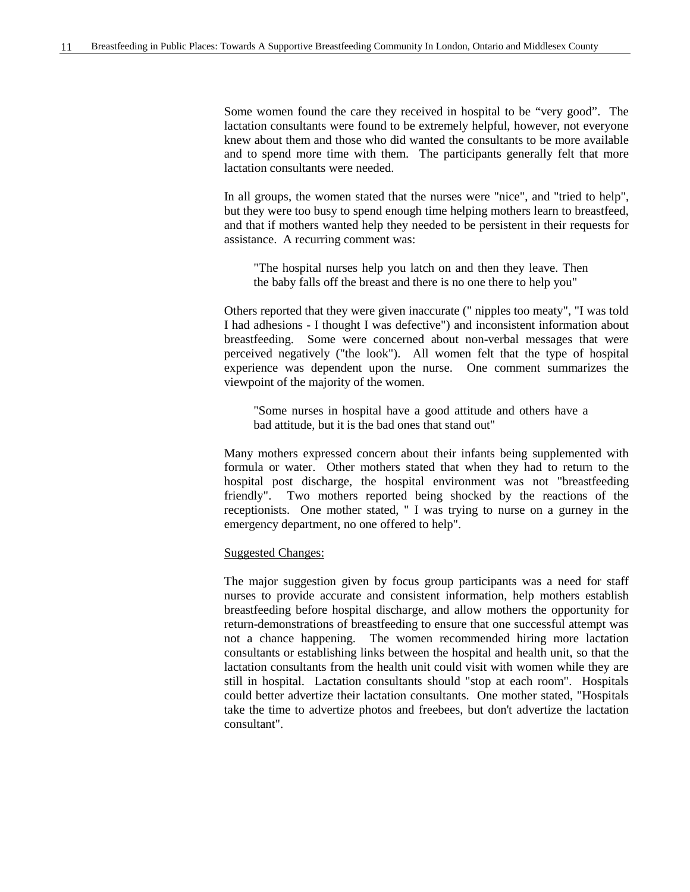Some women found the care they received in hospital to be "very good". The lactation consultants were found to be extremely helpful, however, not everyone knew about them and those who did wanted the consultants to be more available and to spend more time with them. The participants generally felt that more lactation consultants were needed.

In all groups, the women stated that the nurses were "nice", and "tried to help", but they were too busy to spend enough time helping mothers learn to breastfeed, and that if mothers wanted help they needed to be persistent in their requests for assistance. A recurring comment was:

> "The hospital nurses help you latch on and then they leave. Then the baby falls off the breast and there is no one there to help you"

Others reported that they were given inaccurate (" nipples too meaty", "I was told I had adhesions - I thought I was defective") and inconsistent information about breastfeeding. Some were concerned about non-verbal messages that were perceived negatively ("the look"). All women felt that the type of hospital experience was dependent upon the nurse. One comment summarizes the viewpoint of the majority of the women.

> "Some nurses in hospital have a good attitude and others have a bad attitude, but it is the bad ones that stand out"

Many mothers expressed concern about their infants being supplemented with formula or water. Other mothers stated that when they had to return to the hospital post discharge, the hospital environment was not "breastfeeding friendly". Two mothers reported being shocked by the reactions of the receptionists. One mother stated, " I was trying to nurse on a gurney in the emergency department, no one offered to help".

<u>Suggested Changes:</u>

The major suggestion given by focus group participants was a need for staff nurses to provide accurate and consistent information, help mothers establish breastfeeding before hospital discharge, and allow mothers the opportunity for return-demonstrations of breastfeeding to ensure that one successful attempt was not a chance happening. The women recommended hiring more lactation consultants or establishing links between the hospital and health unit, so that the lactation consultants from the health unit could visit with women while they are still in hospital. Lactation consultants should "stop at each room". Hospitals could better advertize their lactation consultants. One mother stated, "Hospitals take the time to advertize photos and freebees, but don't advertize the lactation consultant".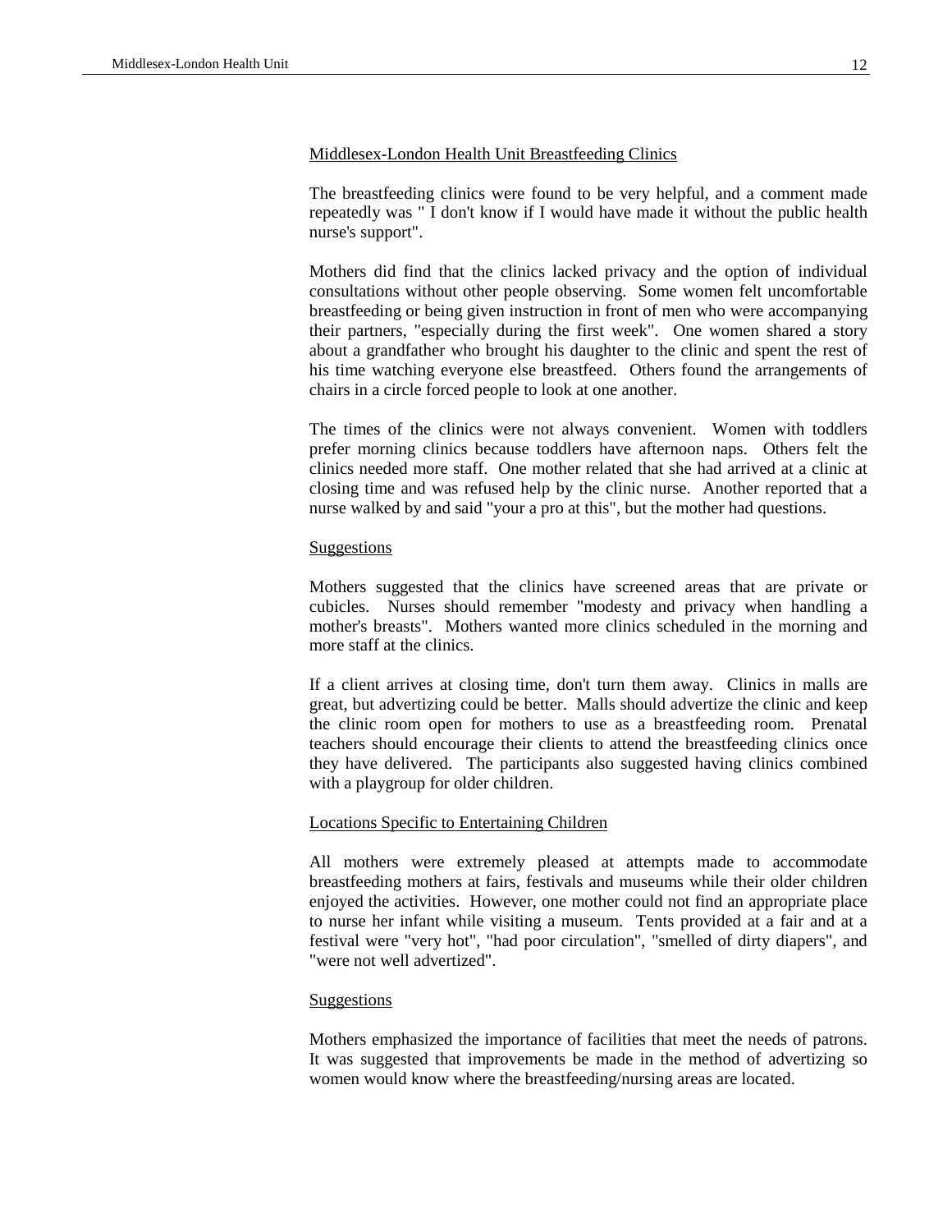Middlesex-London Health Unit Breastfeeding Clinics

The breastfeeding clinics were found to be very helpful, and a comment made repeatedly was " I don't know if I would have made it without the public health nurse's support".

Mothers did find that the clinics lacked privacy and the option of individual consultations without other people observing. Some women felt uncomfortable breastfeeding or being given instruction in front of men who were accompanying their partners, "especially during the first week". One women shared a story about a grandfather who brought his daughter to the clinic and spent the rest of his time watching everyone else breastfeed. Others found the arrangements of chairs in a circle forced people to look at one another.

The times of the clinics were not always convenient. Women with toddlers prefer morning clinics because toddlers have afternoon naps. Others felt the clinics needed more staff. One mother related that she had arrived at a clinic at closing time and was refused help by the clinic nurse. Another reported that a nurse walked by and said "your a pro at this", but the mother had questions.

Suggestions

Mothers suggested that the clinics have screened areas that are private or cubicles. Nurses should remember "modesty and privacy when handling a mother's breasts". Mothers wanted more clinics scheduled in the morning and more staff at the clinics.

If a client arrives at closing time, don't turn them away. Clinics in malls are great, but advertizing could be better. Malls should advertize the clinic and keep the clinic room open for mothers to use as a breastfeeding room. Prenatal teachers should encourage their clients to attend the breastfeeding clinics once they have delivered. The participants also suggested having clinics combined with a playgroup for older children.

Locations Specific to Entertaining Children

All mothers were extremely pleased at attempts made to accommodate breastfeeding mothers at fairs, festivals and museums while their older children enjoyed the activities. However, one mother could not find an appropriate place to nurse her infant while visiting a museum. Tents provided at a fair and at a festival were "very hot", "had poor circulation", "smelled of dirty diapers", and "were not well advertized".

Suggestions

Mothers emphasized the importance of facilities that meet the needs of patrons. It was suggested that improvements be made in the method of advertizing so women would know where the breastfeeding/nursing areas are located.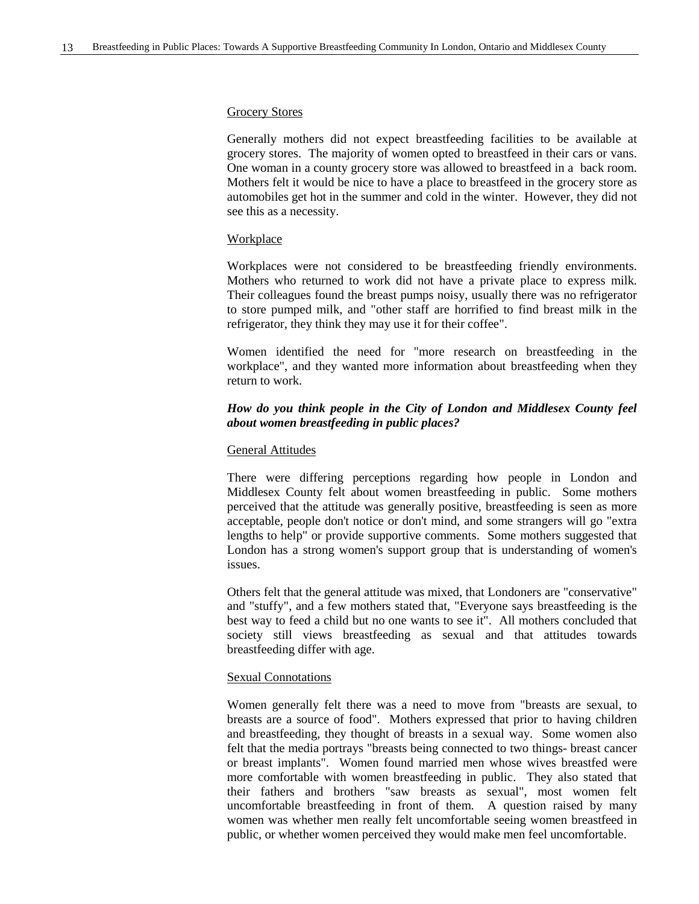Grocery Stores

Generally mothers did not expect breastfeeding facilities to be available at grocery stores. The majority of women opted to breastfeed in their cars or vans. One woman in a county grocery store was allowed to breastfeed in a back room. Mothers felt it would be nice to have a place to breastfeed in the grocery store as automobiles get hot in the summer and cold in the winter. However, they did not see this as a necessity.

Workplace

Workplaces were not considered to be breastfeeding friendly environments. Mothers who returned to work did not have a private place to express milk. Their colleagues found the breast pumps noisy, usually there was no refrigerator to store pumped milk, and "other staff are horrified to find breast milk in the refrigerator, they think they may use it for their coffee".

Women identified the need for "more research on breastfeeding in the workplace", and they wanted more information about breastfeeding when they return to work.

***How do you think people in the City of London and Middlesex County feel about women breastfeeding in public places?***

General Attitudes

There were differing perceptions regarding how people in London and Middlesex County felt about women breastfeeding in public. Some mothers perceived that the attitude was generally positive, breastfeeding is seen as more acceptable, people don't notice or don't mind, and some strangers will go "extra lengths to help" or provide supportive comments. Some mothers suggested that London has a strong women's support group that is understanding of women's issues.

Others felt that the general attitude was mixed, that Londoners are "conservative" and "stuffy", and a few mothers stated that, "Everyone says breastfeeding is the best way to feed a child but no one wants to see it". All mothers concluded that society still views breastfeeding as sexual and that attitudes towards breastfeeding differ with age.

Sexual Connotations

Women generally felt there was a need to move from "breasts are sexual, to breasts are a source of food". Mothers expressed that prior to having children and breastfeeding, they thought of breasts in a sexual way. Some women also felt that the media portrays "breasts being connected to two things- breast cancer or breast implants". Women found married men whose wives breastfed were more comfortable with women breastfeeding in public. They also stated that their fathers and brothers "saw breasts as sexual", most women felt uncomfortable breastfeeding in front of them. A question raised by many women was whether men really felt uncomfortable seeing women breastfeed in public, or whether women perceived they would make men feel uncomfortable.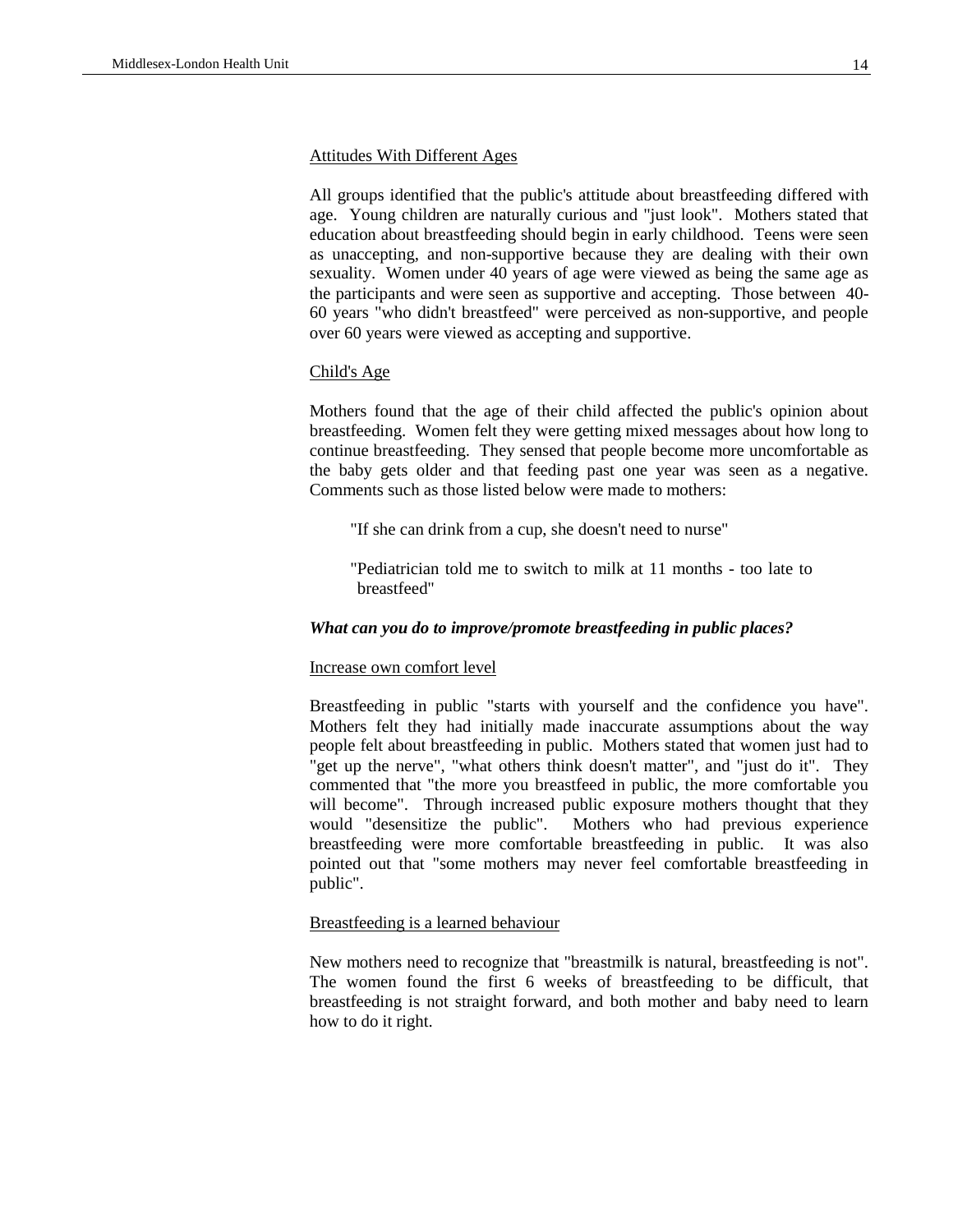Attitudes With Different Ages

All groups identified that the public's attitude about breastfeeding differed with age. Young children are naturally curious and "just look". Mothers stated that education about breastfeeding should begin in early childhood. Teens were seen as unaccepting, and non-supportive because they are dealing with their own sexuality. Women under 40 years of age were viewed as being the same age as the participants and were seen as supportive and accepting. Those between 40-60 years "who didn't breastfeed" were perceived as non-supportive, and people over 60 years were viewed as accepting and supportive.

Child's Age

Mothers found that the age of their child affected the public's opinion about breastfeeding. Women felt they were getting mixed messages about how long to continue breastfeeding. They sensed that people become more uncomfortable as the baby gets older and that feeding past one year was seen as a negative. Comments such as those listed below were made to mothers:

> "If she can drink from a cup, she doesn't need to nurse"
>
> "Pediatrician told me to switch to milk at 11 months - too late to breastfeed"

***What can you do to improve/promote breastfeeding in public places?***

Increase own comfort level

Breastfeeding in public "starts with yourself and the confidence you have". Mothers felt they had initially made inaccurate assumptions about the way people felt about breastfeeding in public. Mothers stated that women just had to "get up the nerve", "what others think doesn't matter", and "just do it". They commented that "the more you breastfeed in public, the more comfortable you will become". Through increased public exposure mothers thought that they would "desensitize the public". Mothers who had previous experience breastfeeding were more comfortable breastfeeding in public. It was also pointed out that "some mothers may never feel comfortable breastfeeding in public".

Breastfeeding is a learned behaviour

New mothers need to recognize that "breastmilk is natural, breastfeeding is not". The women found the first 6 weeks of breastfeeding to be difficult, that breastfeeding is not straight forward, and both mother and baby need to learn how to do it right.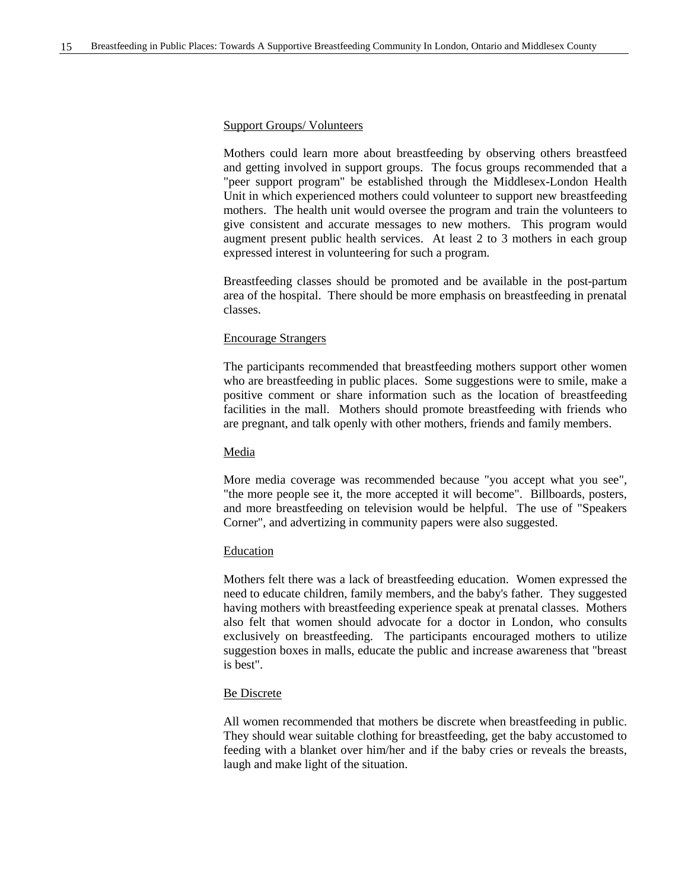Support Groups/ Volunteers

Mothers could learn more about breastfeeding by observing others breastfeed and getting involved in support groups. The focus groups recommended that a "peer support program" be established through the Middlesex-London Health Unit in which experienced mothers could volunteer to support new breastfeeding mothers. The health unit would oversee the program and train the volunteers to give consistent and accurate messages to new mothers. This program would augment present public health services. At least 2 to 3 mothers in each group expressed interest in volunteering for such a program.

Breastfeeding classes should be promoted and be available in the post-partum area of the hospital. There should be more emphasis on breastfeeding in prenatal classes.

Encourage Strangers

The participants recommended that breastfeeding mothers support other women who are breastfeeding in public places. Some suggestions were to smile, make a positive comment or share information such as the location of breastfeeding facilities in the mall. Mothers should promote breastfeeding with friends who are pregnant, and talk openly with other mothers, friends and family members.

Media

More media coverage was recommended because "you accept what you see", "the more people see it, the more accepted it will become". Billboards, posters, and more breastfeeding on television would be helpful. The use of "Speakers Corner", and advertizing in community papers were also suggested.

Education

Mothers felt there was a lack of breastfeeding education. Women expressed the need to educate children, family members, and the baby's father. They suggested having mothers with breastfeeding experience speak at prenatal classes. Mothers also felt that women should advocate for a doctor in London, who consults exclusively on breastfeeding. The participants encouraged mothers to utilize suggestion boxes in malls, educate the public and increase awareness that "breast is best".

Be Discrete

All women recommended that mothers be discrete when breastfeeding in public. They should wear suitable clothing for breastfeeding, get the baby accustomed to feeding with a blanket over him/her and if the baby cries or reveals the breasts, laugh and make light of the situation.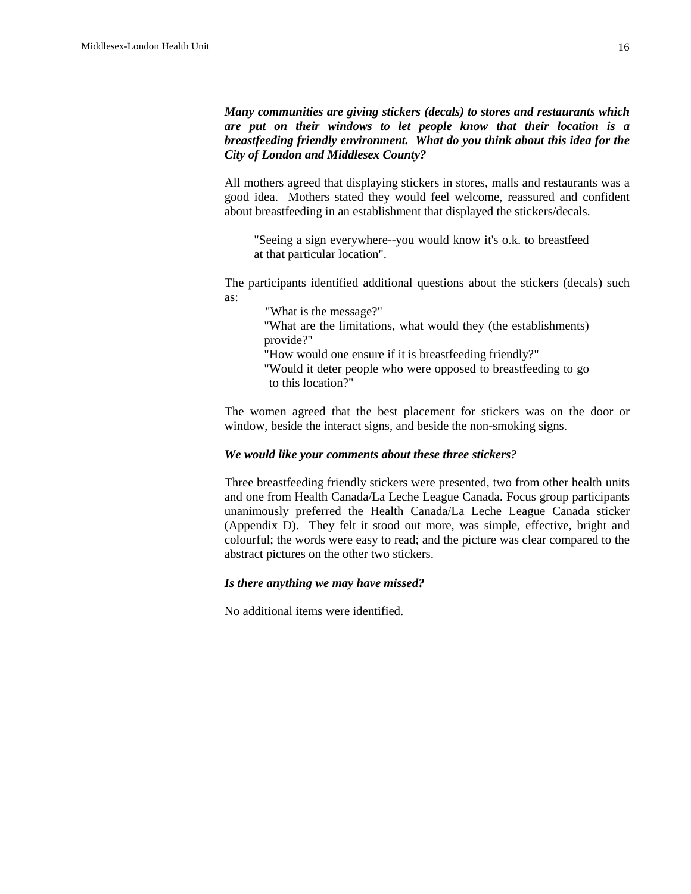***Many communities are giving stickers (decals) to stores and restaurants which are put on their windows to let people know that their location is a breastfeeding friendly environment. What do you think about this idea for the City of London and Middlesex County?***

All mothers agreed that displaying stickers in stores, malls and restaurants was a good idea. Mothers stated they would feel welcome, reassured and confident about breastfeeding in an establishment that displayed the stickers/decals.

> "Seeing a sign everywhere--you would know it's o.k. to breastfeed at that particular location".

The participants identified additional questions about the stickers (decals) such as:

> "What is the message?"
> "What are the limitations, what would they (the establishments) provide?"
> "How would one ensure if it is breastfeeding friendly?"
> "Would it deter people who were opposed to breastfeeding to go to this location?"

The women agreed that the best placement for stickers was on the door or window, beside the interact signs, and beside the non-smoking signs.

***We would like your comments about these three stickers?***

Three breastfeeding friendly stickers were presented, two from other health units and one from Health Canada/La Leche League Canada. Focus group participants unanimously preferred the Health Canada/La Leche League Canada sticker (Appendix D). They felt it stood out more, was simple, effective, bright and colourful; the words were easy to read; and the picture was clear compared to the abstract pictures on the other two stickers.

***Is there anything we may have missed?***

No additional items were identified.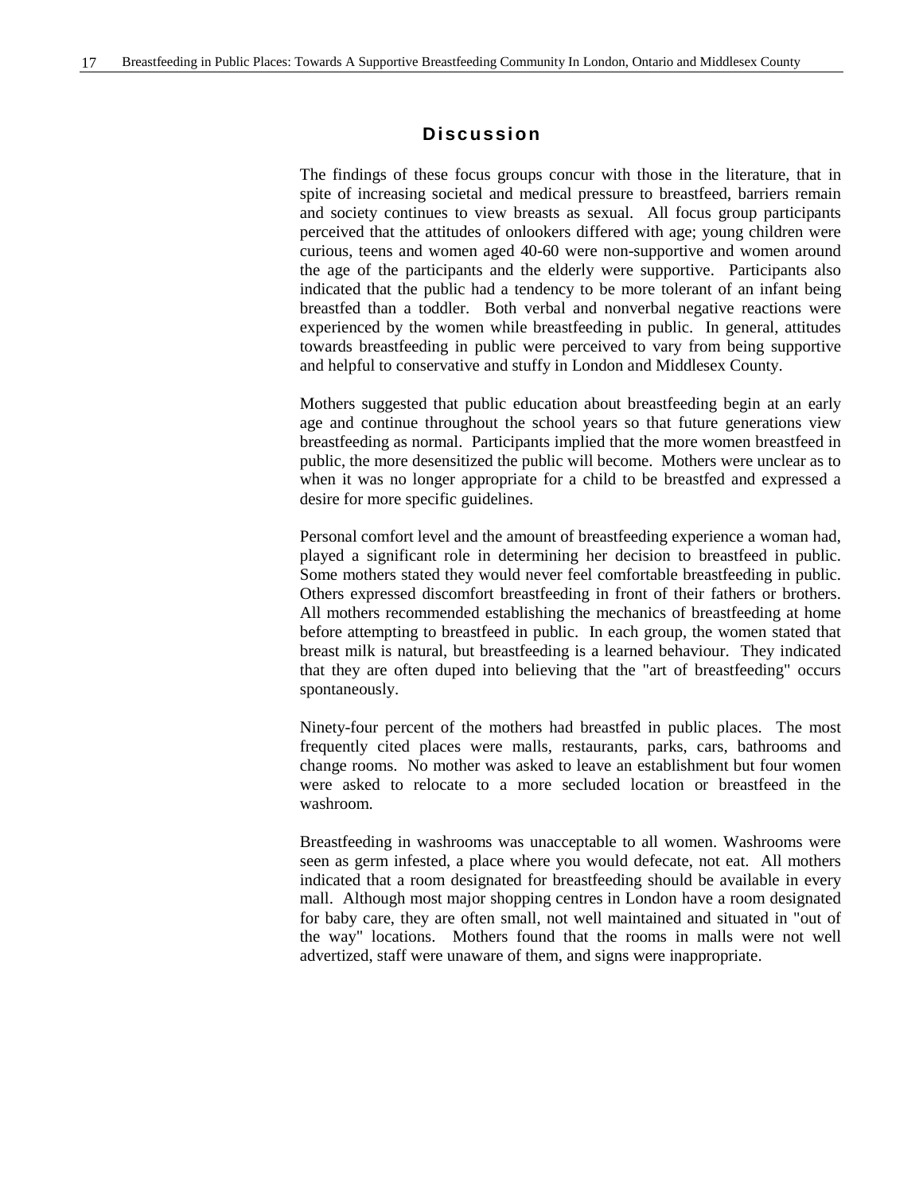## Discussion

The findings of these focus groups concur with those in the literature, that in spite of increasing societal and medical pressure to breastfeed, barriers remain and society continues to view breasts as sexual. All focus group participants perceived that the attitudes of onlookers differed with age; young children were curious, teens and women aged 40-60 were non-supportive and women around the age of the participants and the elderly were supportive. Participants also indicated that the public had a tendency to be more tolerant of an infant being breastfed than a toddler. Both verbal and nonverbal negative reactions were experienced by the women while breastfeeding in public. In general, attitudes towards breastfeeding in public were perceived to vary from being supportive and helpful to conservative and stuffy in London and Middlesex County.

Mothers suggested that public education about breastfeeding begin at an early age and continue throughout the school years so that future generations view breastfeeding as normal. Participants implied that the more women breastfeed in public, the more desensitized the public will become. Mothers were unclear as to when it was no longer appropriate for a child to be breastfed and expressed a desire for more specific guidelines.

Personal comfort level and the amount of breastfeeding experience a woman had, played a significant role in determining her decision to breastfeed in public. Some mothers stated they would never feel comfortable breastfeeding in public. Others expressed discomfort breastfeeding in front of their fathers or brothers. All mothers recommended establishing the mechanics of breastfeeding at home before attempting to breastfeed in public. In each group, the women stated that breast milk is natural, but breastfeeding is a learned behaviour. They indicated that they are often duped into believing that the "art of breastfeeding" occurs spontaneously.

Ninety-four percent of the mothers had breastfed in public places. The most frequently cited places were malls, restaurants, parks, cars, bathrooms and change rooms. No mother was asked to leave an establishment but four women were asked to relocate to a more secluded location or breastfeed in the washroom.

Breastfeeding in washrooms was unacceptable to all women. Washrooms were seen as germ infested, a place where you would defecate, not eat. All mothers indicated that a room designated for breastfeeding should be available in every mall. Although most major shopping centres in London have a room designated for baby care, they are often small, not well maintained and situated in "out of the way" locations. Mothers found that the rooms in malls were not well advertized, staff were unaware of them, and signs were inappropriate.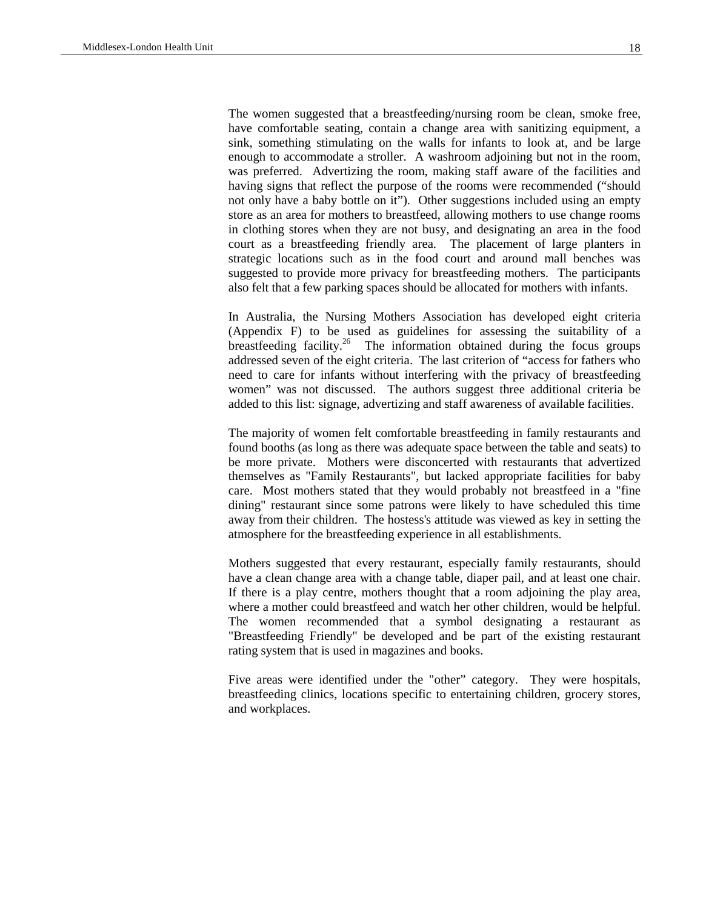The women suggested that a breastfeeding/nursing room be clean, smoke free, have comfortable seating, contain a change area with sanitizing equipment, a sink, something stimulating on the walls for infants to look at, and be large enough to accommodate a stroller. A washroom adjoining but not in the room, was preferred. Advertizing the room, making staff aware of the facilities and having signs that reflect the purpose of the rooms were recommended ("should not only have a baby bottle on it"). Other suggestions included using an empty store as an area for mothers to breastfeed, allowing mothers to use change rooms in clothing stores when they are not busy, and designating an area in the food court as a breastfeeding friendly area. The placement of large planters in strategic locations such as in the food court and around mall benches was suggested to provide more privacy for breastfeeding mothers. The participants also felt that a few parking spaces should be allocated for mothers with infants.

In Australia, the Nursing Mothers Association has developed eight criteria (Appendix F) to be used as guidelines for assessing the suitability of a breastfeeding facility.[26] The information obtained during the focus groups addressed seven of the eight criteria. The last criterion of "access for fathers who need to care for infants without interfering with the privacy of breastfeeding women" was not discussed. The authors suggest three additional criteria be added to this list: signage, advertizing and staff awareness of available facilities.

The majority of women felt comfortable breastfeeding in family restaurants and found booths (as long as there was adequate space between the table and seats) to be more private. Mothers were disconcerted with restaurants that advertized themselves as "Family Restaurants", but lacked appropriate facilities for baby care. Most mothers stated that they would probably not breastfeed in a "fine dining" restaurant since some patrons were likely to have scheduled this time away from their children. The hostess's attitude was viewed as key in setting the atmosphere for the breastfeeding experience in all establishments.

Mothers suggested that every restaurant, especially family restaurants, should have a clean change area with a change table, diaper pail, and at least one chair. If there is a play centre, mothers thought that a room adjoining the play area, where a mother could breastfeed and watch her other children, would be helpful. The women recommended that a symbol designating a restaurant as "Breastfeeding Friendly" be developed and be part of the existing restaurant rating system that is used in magazines and books.

Five areas were identified under the "other" category. They were hospitals, breastfeeding clinics, locations specific to entertaining children, grocery stores, and workplaces.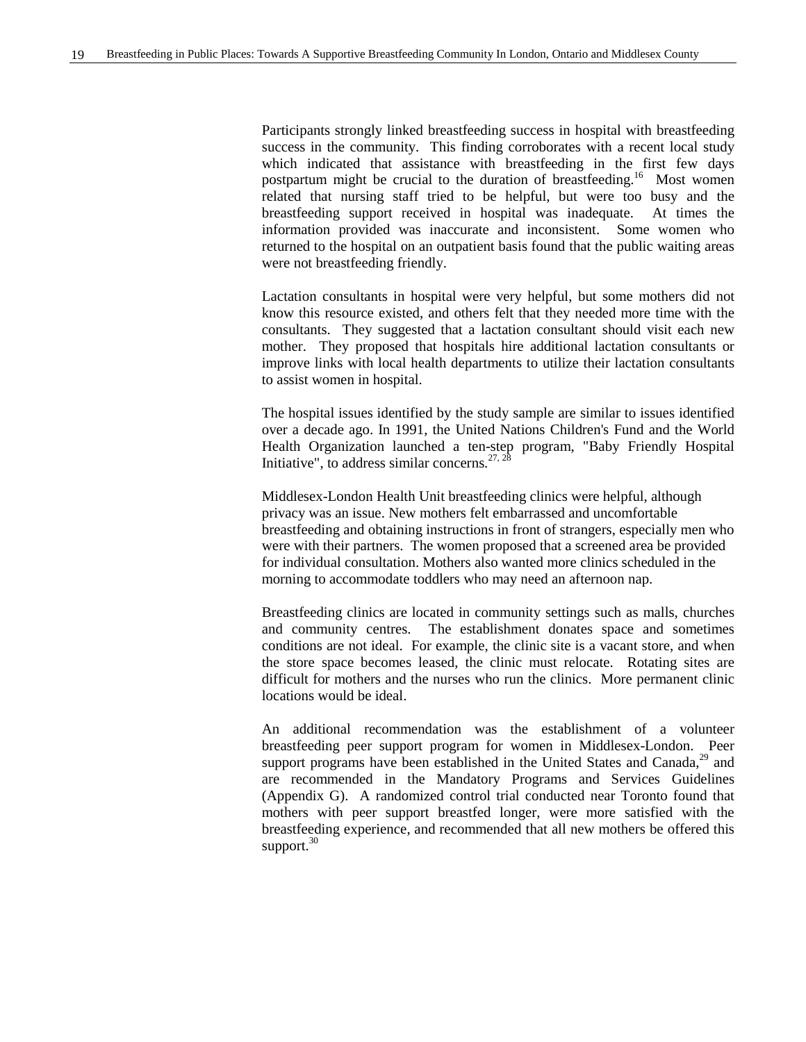Participants strongly linked breastfeeding success in hospital with breastfeeding success in the community. This finding corroborates with a recent local study which indicated that assistance with breastfeeding in the first few days postpartum might be crucial to the duration of breastfeeding.[16] Most women related that nursing staff tried to be helpful, but were too busy and the breastfeeding support received in hospital was inadequate. At times the information provided was inaccurate and inconsistent. Some women who returned to the hospital on an outpatient basis found that the public waiting areas were not breastfeeding friendly.

Lactation consultants in hospital were very helpful, but some mothers did not know this resource existed, and others felt that they needed more time with the consultants. They suggested that a lactation consultant should visit each new mother. They proposed that hospitals hire additional lactation consultants or improve links with local health departments to utilize their lactation consultants to assist women in hospital.

The hospital issues identified by the study sample are similar to issues identified over a decade ago. In 1991, the United Nations Children's Fund and the World Health Organization launched a ten-step program, "Baby Friendly Hospital Initiative", to address similar concerns.[27, 28]

Middlesex-London Health Unit breastfeeding clinics were helpful, although privacy was an issue. New mothers felt embarrassed and uncomfortable breastfeeding and obtaining instructions in front of strangers, especially men who were with their partners. The women proposed that a screened area be provided for individual consultation. Mothers also wanted more clinics scheduled in the morning to accommodate toddlers who may need an afternoon nap.

Breastfeeding clinics are located in community settings such as malls, churches and community centres. The establishment donates space and sometimes conditions are not ideal. For example, the clinic site is a vacant store, and when the store space becomes leased, the clinic must relocate. Rotating sites are difficult for mothers and the nurses who run the clinics. More permanent clinic locations would be ideal.

An additional recommendation was the establishment of a volunteer breastfeeding peer support program for women in Middlesex-London. Peer support programs have been established in the United States and Canada,[29] and are recommended in the Mandatory Programs and Services Guidelines (Appendix G). A randomized control trial conducted near Toronto found that mothers with peer support breastfed longer, were more satisfied with the breastfeeding experience, and recommended that all new mothers be offered this support.[30]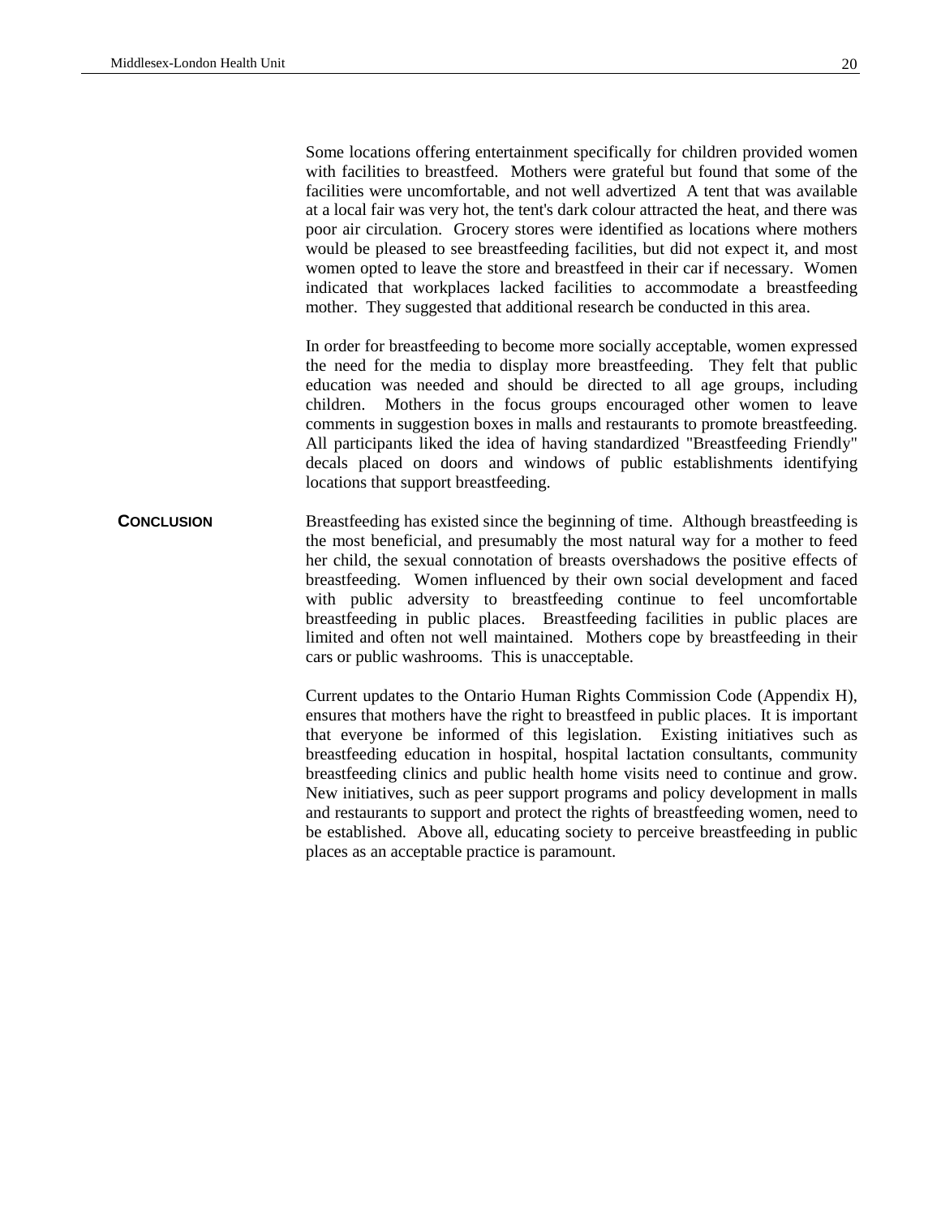Some locations offering entertainment specifically for children provided women with facilities to breastfeed. Mothers were grateful but found that some of the facilities were uncomfortable, and not well advertized A tent that was available at a local fair was very hot, the tent's dark colour attracted the heat, and there was poor air circulation. Grocery stores were identified as locations where mothers would be pleased to see breastfeeding facilities, but did not expect it, and most women opted to leave the store and breastfeed in their car if necessary. Women indicated that workplaces lacked facilities to accommodate a breastfeeding mother. They suggested that additional research be conducted in this area.

In order for breastfeeding to become more socially acceptable, women expressed the need for the media to display more breastfeeding. They felt that public education was needed and should be directed to all age groups, including children. Mothers in the focus groups encouraged other women to leave comments in suggestion boxes in malls and restaurants to promote breastfeeding. All participants liked the idea of having standardized "Breastfeeding Friendly" decals placed on doors and windows of public establishments identifying locations that support breastfeeding.

## CONCLUSION

Breastfeeding has existed since the beginning of time. Although breastfeeding is the most beneficial, and presumably the most natural way for a mother to feed her child, the sexual connotation of breasts overshadows the positive effects of breastfeeding. Women influenced by their own social development and faced with public adversity to breastfeeding continue to feel uncomfortable breastfeeding in public places. Breastfeeding facilities in public places are limited and often not well maintained. Mothers cope by breastfeeding in their cars or public washrooms. This is unacceptable.

Current updates to the Ontario Human Rights Commission Code (Appendix H), ensures that mothers have the right to breastfeed in public places. It is important that everyone be informed of this legislation. Existing initiatives such as breastfeeding education in hospital, hospital lactation consultants, community breastfeeding clinics and public health home visits need to continue and grow. New initiatives, such as peer support programs and policy development in malls and restaurants to support and protect the rights of breastfeeding women, need to be established. Above all, educating society to perceive breastfeeding in public places as an acceptable practice is paramount.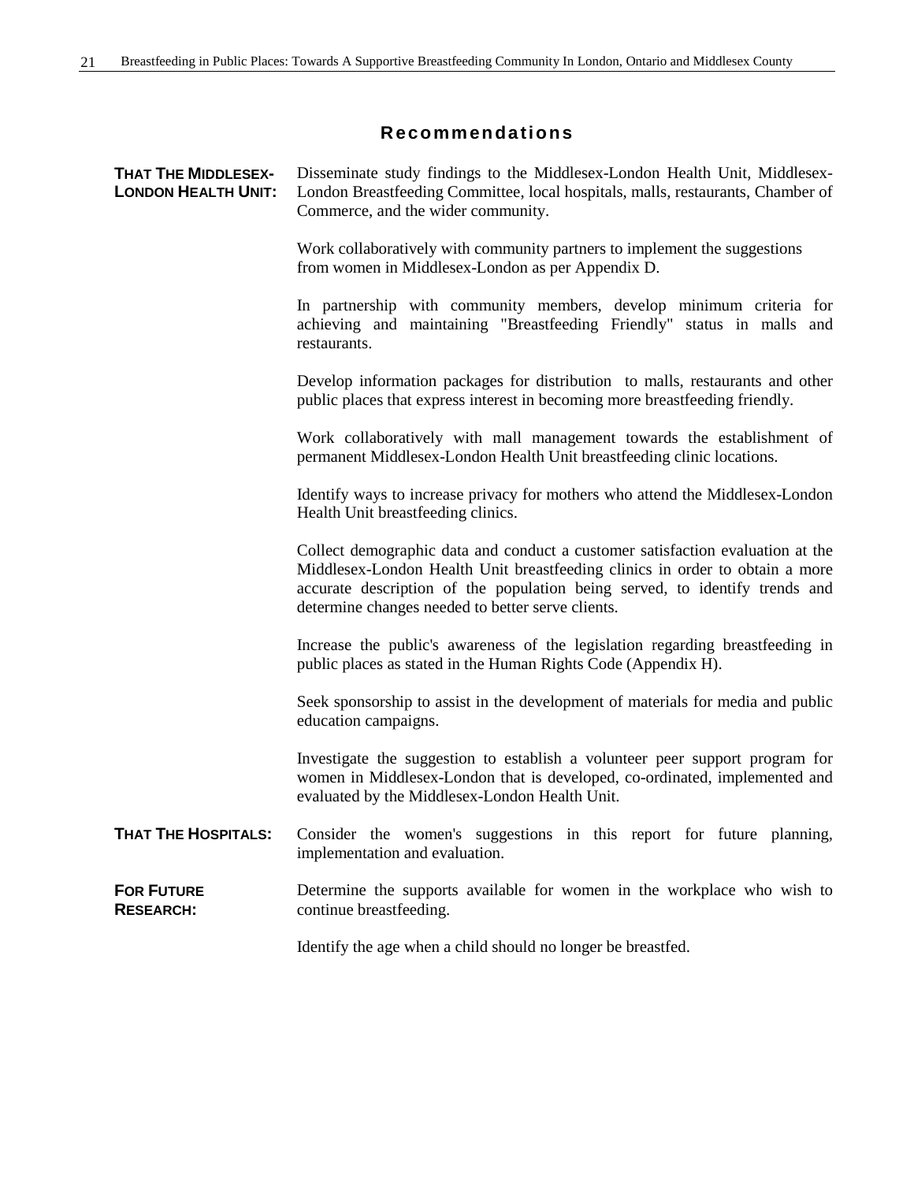## Recommendations

**THAT THE MIDDLESEX-LONDON HEALTH UNIT:**

Disseminate study findings to the Middlesex-London Health Unit, Middlesex-London Breastfeeding Committee, local hospitals, malls, restaurants, Chamber of Commerce, and the wider community.

Work collaboratively with community partners to implement the suggestions from women in Middlesex-London as per Appendix D.

In partnership with community members, develop minimum criteria for achieving and maintaining "Breastfeeding Friendly" status in malls and restaurants.

Develop information packages for distribution to malls, restaurants and other public places that express interest in becoming more breastfeeding friendly.

Work collaboratively with mall management towards the establishment of permanent Middlesex-London Health Unit breastfeeding clinic locations.

Identify ways to increase privacy for mothers who attend the Middlesex-London Health Unit breastfeeding clinics.

Collect demographic data and conduct a customer satisfaction evaluation at the Middlesex-London Health Unit breastfeeding clinics in order to obtain a more accurate description of the population being served, to identify trends and determine changes needed to better serve clients.

Increase the public's awareness of the legislation regarding breastfeeding in public places as stated in the Human Rights Code (Appendix H).

Seek sponsorship to assist in the development of materials for media and public education campaigns.

Investigate the suggestion to establish a volunteer peer support program for women in Middlesex-London that is developed, co-ordinated, implemented and evaluated by the Middlesex-London Health Unit.

**THAT THE HOSPITALS:**

Consider the women's suggestions in this report for future planning, implementation and evaluation.

**FOR FUTURE RESEARCH:**

Determine the supports available for women in the workplace who wish to continue breastfeeding.

Identify the age when a child should no longer be breastfed.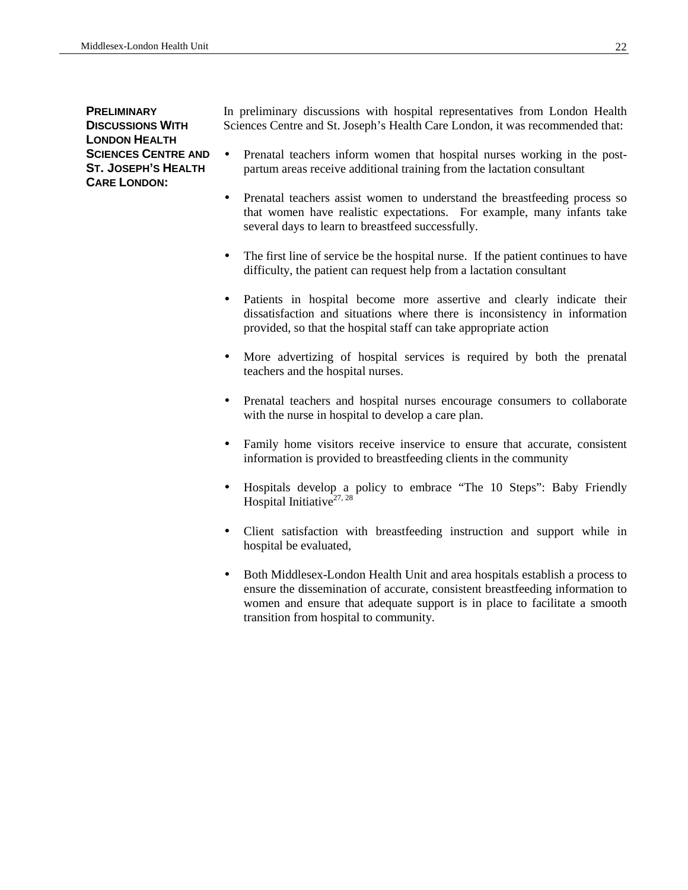## PRELIMINARY DISCUSSIONS WITH LONDON HEALTH SCIENCES CENTRE AND ST. JOSEPH'S HEALTH CARE LONDON:

In preliminary discussions with hospital representatives from London Health Sciences Centre and St. Joseph's Health Care London, it was recommended that:

- Prenatal teachers inform women that hospital nurses working in the post-partum areas receive additional training from the lactation consultant
- Prenatal teachers assist women to understand the breastfeeding process so that women have realistic expectations. For example, many infants take several days to learn to breastfeed successfully.
- The first line of service be the hospital nurse. If the patient continues to have difficulty, the patient can request help from a lactation consultant
- Patients in hospital become more assertive and clearly indicate their dissatisfaction and situations where there is inconsistency in information provided, so that the hospital staff can take appropriate action
- More advertizing of hospital services is required by both the prenatal teachers and the hospital nurses.
- Prenatal teachers and hospital nurses encourage consumers to collaborate with the nurse in hospital to develop a care plan.
- Family home visitors receive inservice to ensure that accurate, consistent information is provided to breastfeeding clients in the community
- Hospitals develop a policy to embrace "The 10 Steps": Baby Friendly Hospital Initiative[27, 28]
- Client satisfaction with breastfeeding instruction and support while in hospital be evaluated,
- Both Middlesex-London Health Unit and area hospitals establish a process to ensure the dissemination of accurate, consistent breastfeeding information to women and ensure that adequate support is in place to facilitate a smooth transition from hospital to community.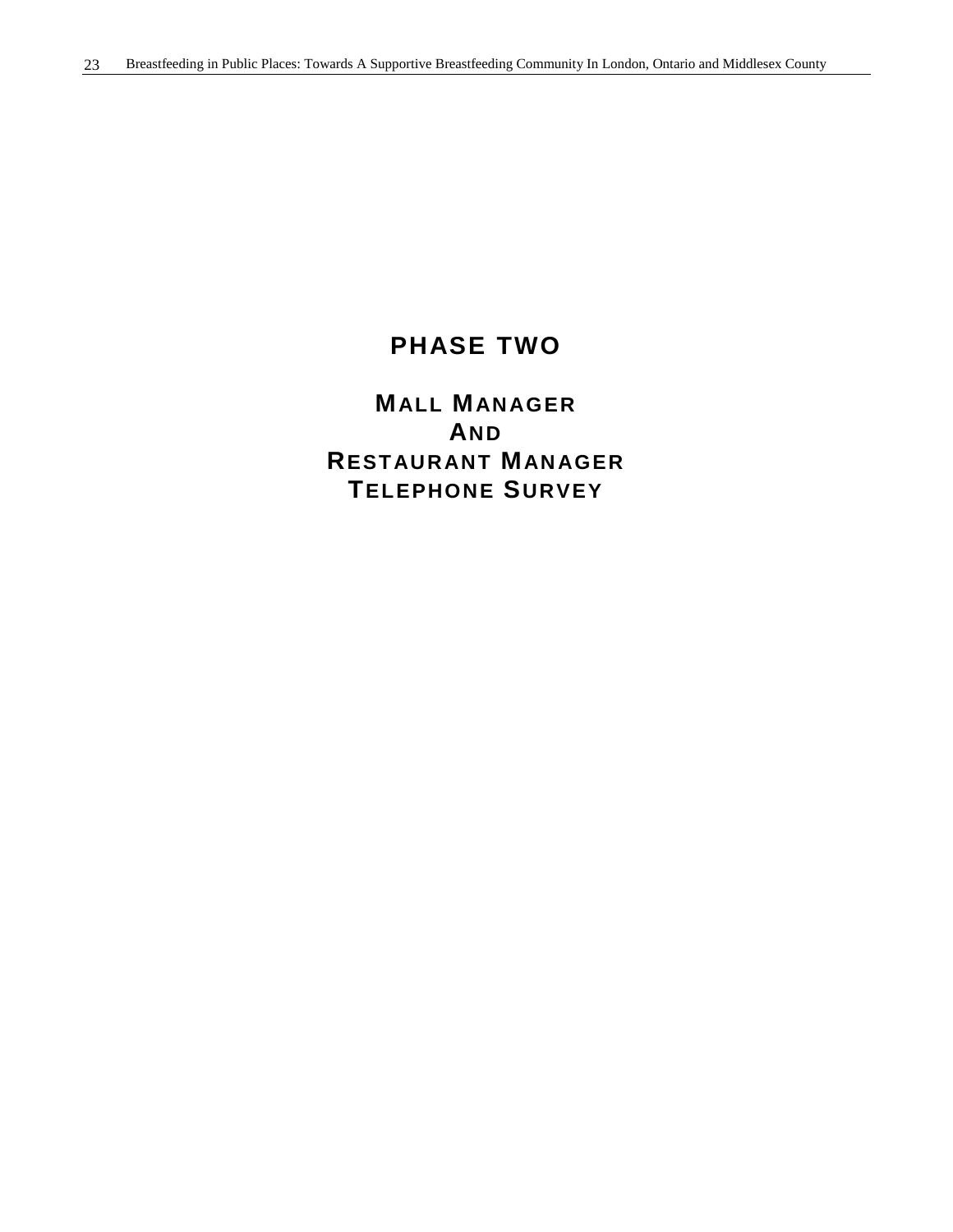# PHASE TWO

## MALL MANAGER AND RESTAURANT MANAGER TELEPHONE SURVEY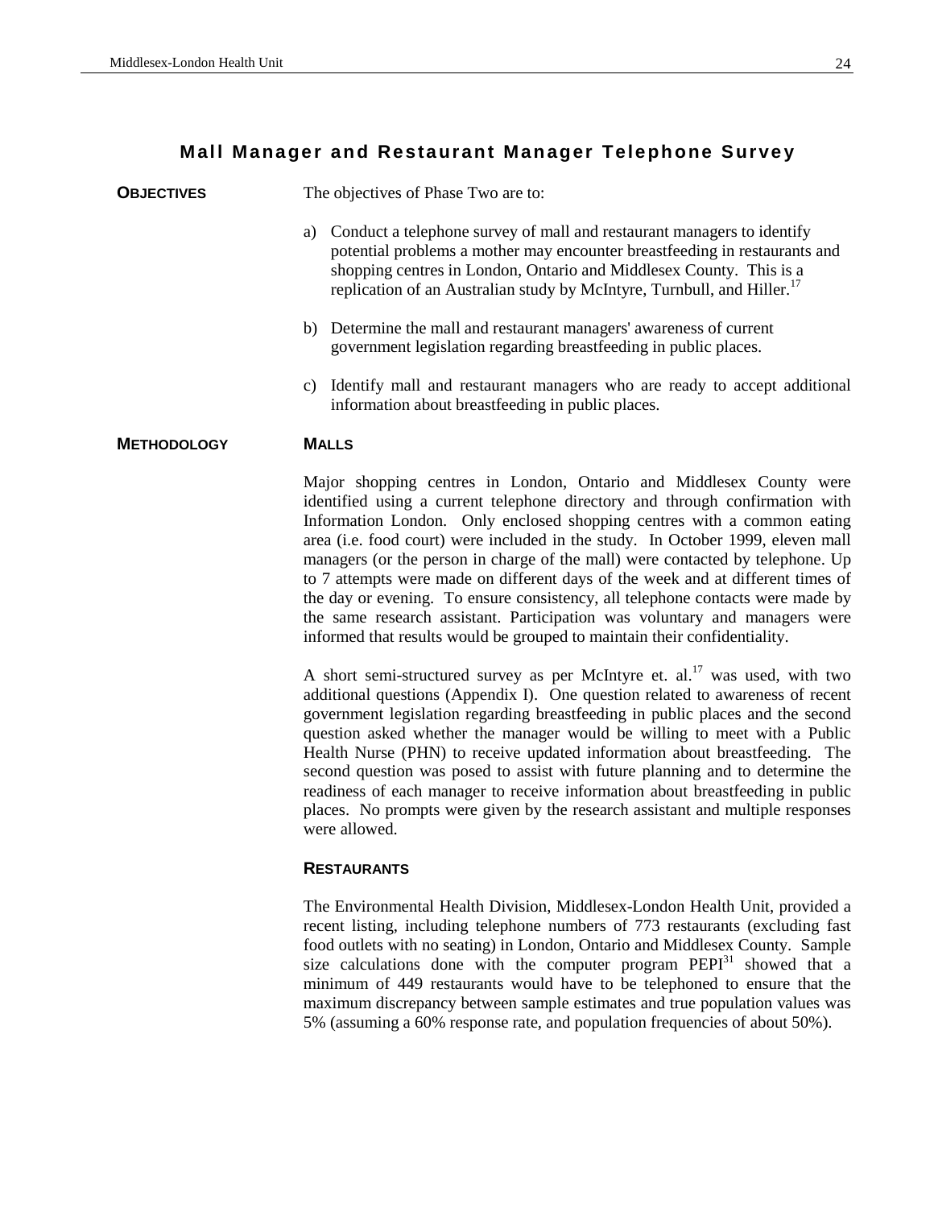## Mall Manager and Restaurant Manager Telephone Survey

**OBJECTIVES**

The objectives of Phase Two are to:

a) Conduct a telephone survey of mall and restaurant managers to identify potential problems a mother may encounter breastfeeding in restaurants and shopping centres in London, Ontario and Middlesex County. This is a replication of an Australian study by McIntyre, Turnbull, and Hiller.[17]

b) Determine the mall and restaurant managers' awareness of current government legislation regarding breastfeeding in public places.

c) Identify mall and restaurant managers who are ready to accept additional information about breastfeeding in public places.

**METHODOLOGY**

**MALLS**

Major shopping centres in London, Ontario and Middlesex County were identified using a current telephone directory and through confirmation with Information London. Only enclosed shopping centres with a common eating area (i.e. food court) were included in the study. In October 1999, eleven mall managers (or the person in charge of the mall) were contacted by telephone. Up to 7 attempts were made on different days of the week and at different times of the day or evening. To ensure consistency, all telephone contacts were made by the same research assistant. Participation was voluntary and managers were informed that results would be grouped to maintain their confidentiality.

A short semi-structured survey as per McIntyre et. al.[17] was used, with two additional questions (Appendix I). One question related to awareness of recent government legislation regarding breastfeeding in public places and the second question asked whether the manager would be willing to meet with a Public Health Nurse (PHN) to receive updated information about breastfeeding. The second question was posed to assist with future planning and to determine the readiness of each manager to receive information about breastfeeding in public places. No prompts were given by the research assistant and multiple responses were allowed.

**RESTAURANTS**

The Environmental Health Division, Middlesex-London Health Unit, provided a recent listing, including telephone numbers of 773 restaurants (excluding fast food outlets with no seating) in London, Ontario and Middlesex County. Sample size calculations done with the computer program PEPI[31] showed that a minimum of 449 restaurants would have to be telephoned to ensure that the maximum discrepancy between sample estimates and true population values was 5% (assuming a 60% response rate, and population frequencies of about 50%).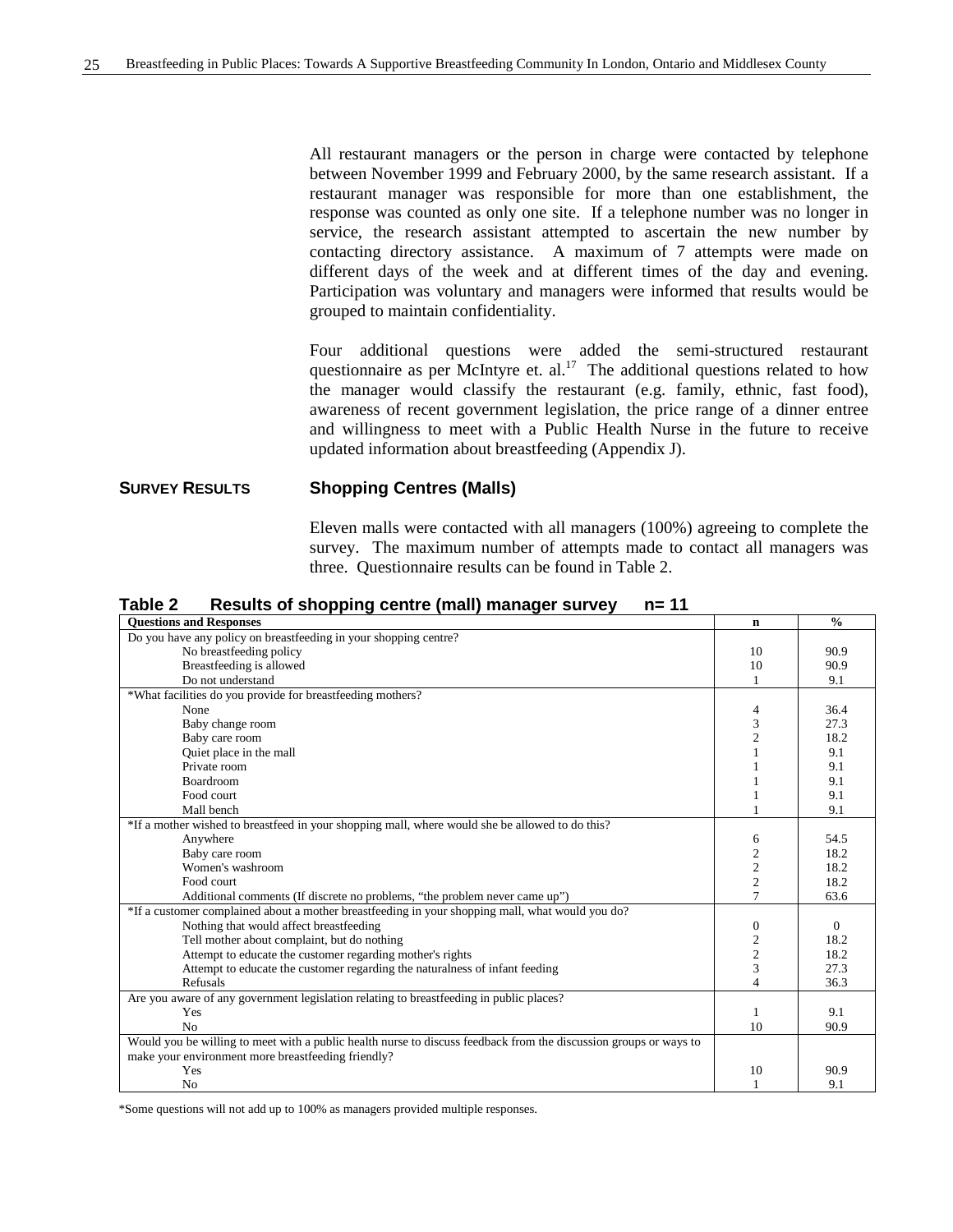All restaurant managers or the person in charge were contacted by telephone between November 1999 and February 2000, by the same research assistant. If a restaurant manager was responsible for more than one establishment, the response was counted as only one site. If a telephone number was no longer in service, the research assistant attempted to ascertain the new number by contacting directory assistance. A maximum of 7 attempts were made on different days of the week and at different times of the day and evening. Participation was voluntary and managers were informed that results would be grouped to maintain confidentiality.

Four additional questions were added the semi-structured restaurant questionnaire as per McIntyre et. al.[17] The additional questions related to how the manager would classify the restaurant (e.g. family, ethnic, fast food), awareness of recent government legislation, the price range of a dinner entree and willingness to meet with a Public Health Nurse in the future to receive updated information about breastfeeding (Appendix J).

## SURVEY RESULTS

### Shopping Centres (Malls)

Eleven malls were contacted with all managers (100%) agreeing to complete the survey. The maximum number of attempts made to contact all managers was three. Questionnaire results can be found in Table 2.

**Table 2 Results of shopping centre (mall) manager survey n= 11**

| Questions and Responses | n | % |
|---|---|---|
| Do you have any policy on breastfeeding in your shopping centre? | | |
| No breastfeeding policy | 10 | 90.9 |
| Breastfeeding is allowed | 10 | 90.9 |
| Do not understand | 1 | 9.1 |
| *What facilities do you provide for breastfeeding mothers? | | |
| None | 4 | 36.4 |
| Baby change room | 3 | 27.3 |
| Baby care room | 2 | 18.2 |
| Quiet place in the mall | 1 | 9.1 |
| Private room | 1 | 9.1 |
| Boardroom | 1 | 9.1 |
| Food court | 1 | 9.1 |
| Mall bench | 1 | 9.1 |
| *If a mother wished to breastfeed in your shopping mall, where would she be allowed to do this? | | |
| Anywhere | 6 | 54.5 |
| Baby care room | 2 | 18.2 |
| Women's washroom | 2 | 18.2 |
| Food court | 2 | 18.2 |
| Additional comments (If discrete no problems, "the problem never came up") | 7 | 63.6 |
| *If a customer complained about a mother breastfeeding in your shopping mall, what would you do? | | |
| Nothing that would affect breastfeeding | 0 | 0 |
| Tell mother about complaint, but do nothing | 2 | 18.2 |
| Attempt to educate the customer regarding mother's rights | 2 | 18.2 |
| Attempt to educate the customer regarding the naturalness of infant feeding | 3 | 27.3 |
| Refusals | 4 | 36.3 |
| Are you aware of any government legislation relating to breastfeeding in public places? | | |
| Yes | 1 | 9.1 |
| No | 10 | 90.9 |
| Would you be willing to meet with a public health nurse to discuss feedback from the discussion groups or ways to make your environment more breastfeeding friendly? | | |
| Yes | 10 | 90.9 |
| No | 1 | 9.1 |

*Some questions will not add up to 100% as managers provided multiple responses.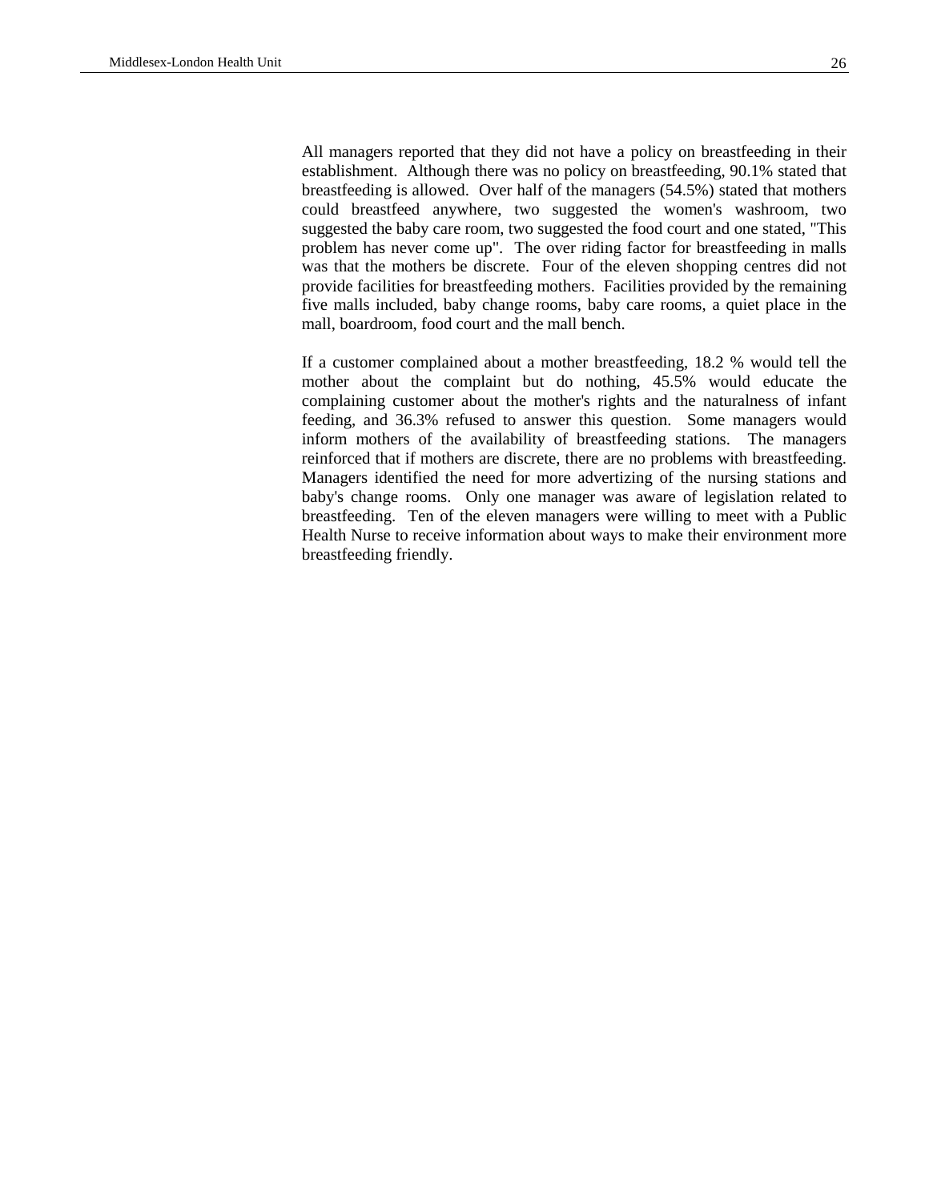All managers reported that they did not have a policy on breastfeeding in their establishment. Although there was no policy on breastfeeding, 90.1% stated that breastfeeding is allowed. Over half of the managers (54.5%) stated that mothers could breastfeed anywhere, two suggested the women's washroom, two suggested the baby care room, two suggested the food court and one stated, "This problem has never come up". The over riding factor for breastfeeding in malls was that the mothers be discrete. Four of the eleven shopping centres did not provide facilities for breastfeeding mothers. Facilities provided by the remaining five malls included, baby change rooms, baby care rooms, a quiet place in the mall, boardroom, food court and the mall bench.

If a customer complained about a mother breastfeeding, 18.2 % would tell the mother about the complaint but do nothing, 45.5% would educate the complaining customer about the mother's rights and the naturalness of infant feeding, and 36.3% refused to answer this question. Some managers would inform mothers of the availability of breastfeeding stations. The managers reinforced that if mothers are discrete, there are no problems with breastfeeding. Managers identified the need for more advertizing of the nursing stations and baby's change rooms. Only one manager was aware of legislation related to breastfeeding. Ten of the eleven managers were willing to meet with a Public Health Nurse to receive information about ways to make their environment more breastfeeding friendly.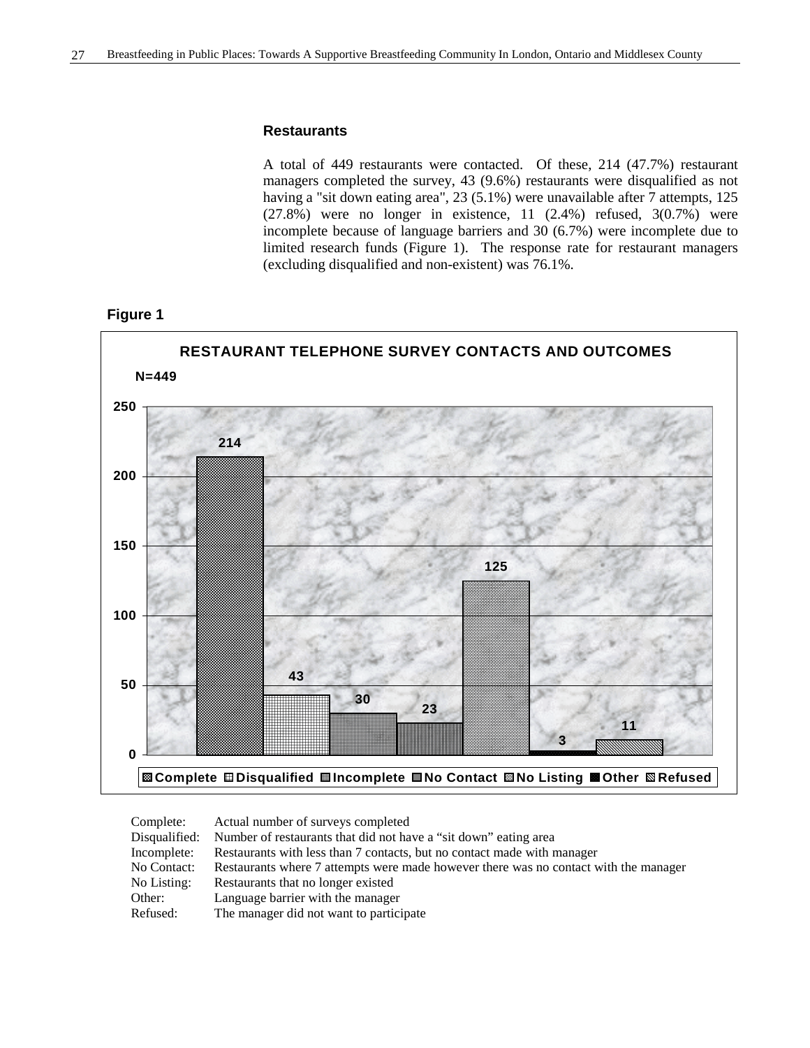### Restaurants

A total of 449 restaurants were contacted. Of these, 214 (47.7%) restaurant managers completed the survey, 43 (9.6%) restaurants were disqualified as not having a "sit down eating area", 23 (5.1%) were unavailable after 7 attempts, 125 (27.8%) were no longer in existence, 11 (2.4%) refused, 3(0.7%) were incomplete because of language barriers and 30 (6.7%) were incomplete due to limited research funds (Figure 1). The response rate for restaurant managers (excluding disqualified and non-existent) was 76.1%.

**Figure 1**

RESTAURANT TELEPHONE SURVEY CONTACTS AND OUTCOMES

N=449

250
200
150
100
50
0

214
43
30
23
125
3
11

Complete Disqualified Incomplete No Contact No Listing Other Refused

Complete: Actual number of surveys completed
Disqualified: Number of restaurants that did not have a "sit down" eating area
Incomplete: Restaurants with less than 7 contacts, but no contact made with manager
No Contact: Restaurants where 7 attempts were made however there was no contact with the manager
No Listing: Restaurants that no longer existed
Other: Language barrier with the manager
Refused: The manager did not want to participate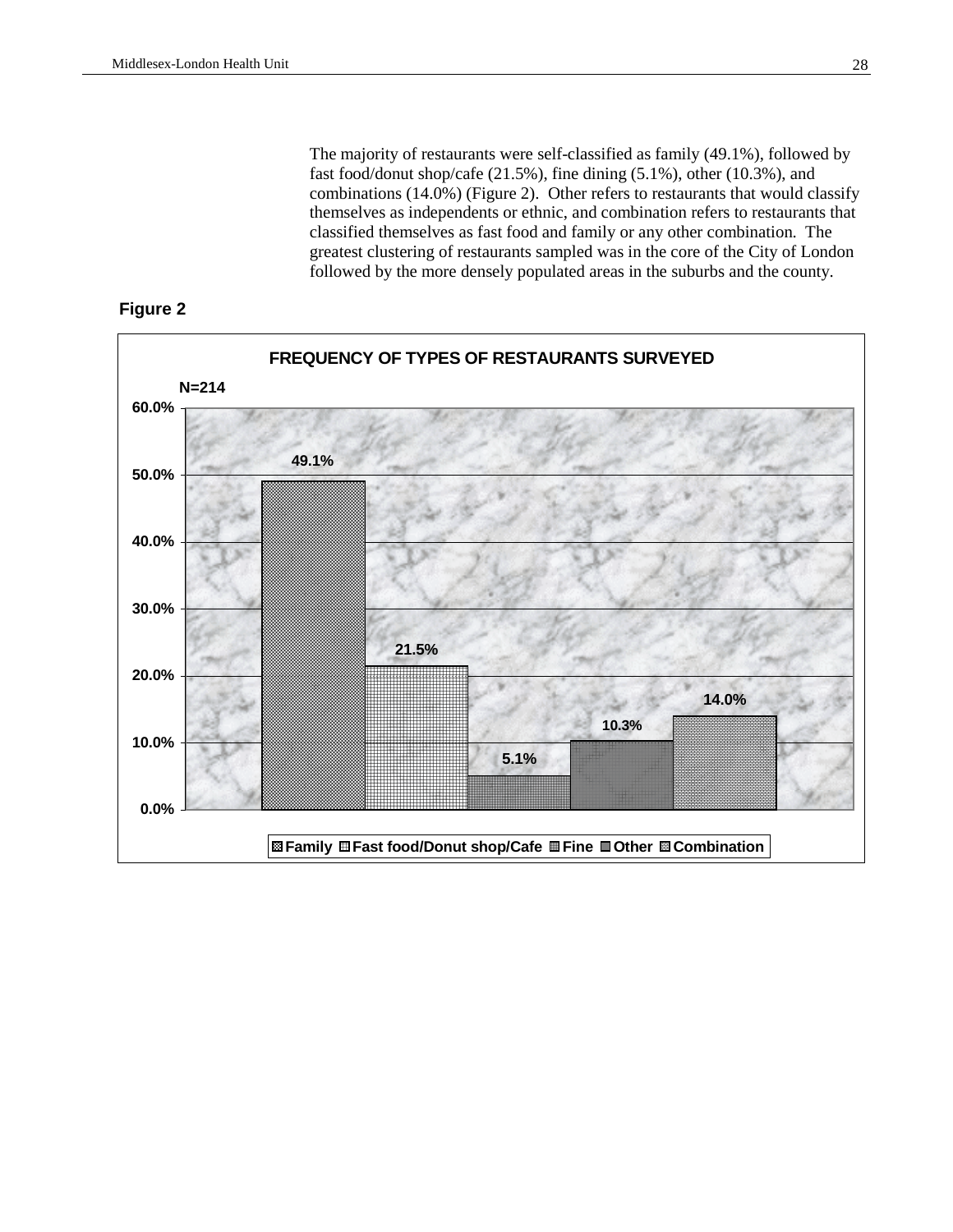The majority of restaurants were self-classified as family (49.1%), followed by fast food/donut shop/cafe (21.5%), fine dining (5.1%), other (10.3%), and combinations (14.0%) (Figure 2). Other refers to restaurants that would classify themselves as independents or ethnic, and combination refers to restaurants that classified themselves as fast food and family or any other combination. The greatest clustering of restaurants sampled was in the core of the City of London followed by the more densely populated areas in the suburbs and the county.

**Figure 2**

FREQUENCY OF TYPES OF RESTAURANTS SURVEYED

N=214

60.0%
50.0%
40.0%
30.0%
20.0%
10.0%
0.0%

49.1%
21.5%
5.1%
10.3%
14.0%

Family
Fast food/Donut shop/Cafe
Fine
Other
Combination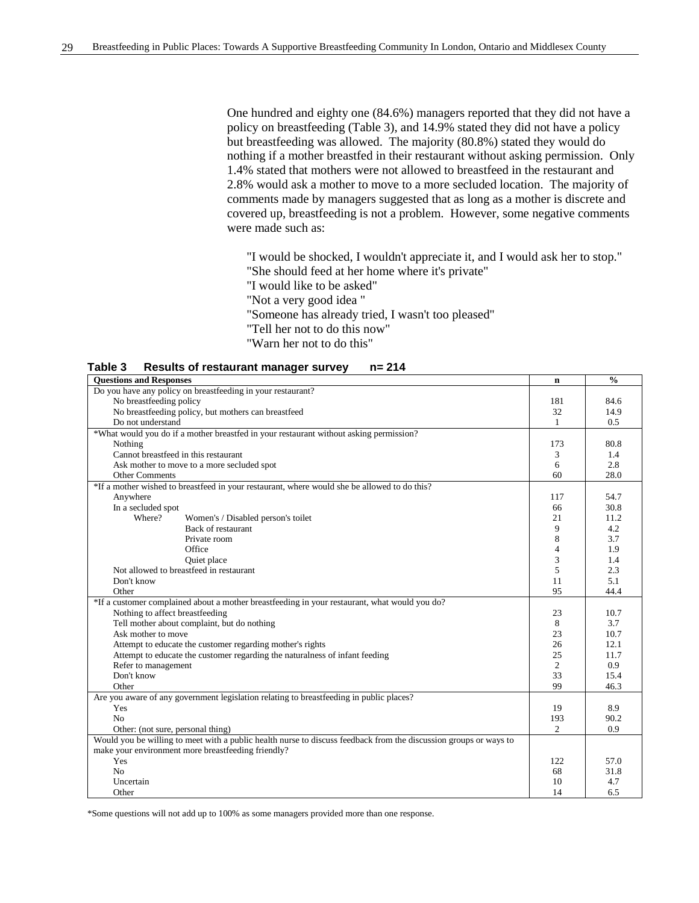One hundred and eighty one (84.6%) managers reported that they did not have a policy on breastfeeding (Table 3), and 14.9% stated they did not have a policy but breastfeeding was allowed. The majority (80.8%) stated they would do nothing if a mother breastfed in their restaurant without asking permission. Only 1.4% stated that mothers were not allowed to breastfeed in the restaurant and 2.8% would ask a mother to move to a more secluded location. The majority of comments made by managers suggested that as long as a mother is discrete and covered up, breastfeeding is not a problem. However, some negative comments were made such as:

"I would be shocked, I wouldn't appreciate it, and I would ask her to stop."
"She should feed at her home where it's private"
"I would like to be asked"
"Not a very good idea "
"Someone has already tried, I wasn't too pleased"
"Tell her not to do this now"
"Warn her not to do this"

**Table 3 Results of restaurant manager survey n= 214**

| Questions and Responses | n | % |
|---|---|---|
| Do you have any policy on breastfeeding in your restaurant? | | |
| No breastfeeding policy | 181 | 84.6 |
| No breastfeeding policy, but mothers can breastfeed | 32 | 14.9 |
| Do not understand | 1 | 0.5 |
| *What would you do if a mother breastfed in your restaurant without asking permission? | | |
| Nothing | 173 | 80.8 |
| Cannot breastfeed in this restaurant | 3 | 1.4 |
| Ask mother to move to a more secluded spot | 6 | 2.8 |
| Other Comments | 60 | 28.0 |
| *If a mother wished to breastfeed in your restaurant, where would she be allowed to do this? | | |
| Anywhere | 117 | 54.7 |
| In a secluded spot | 66 | 30.8 |
| Where? Women's / Disabled person's toilet | 21 | 11.2 |
| Back of restaurant | 9 | 4.2 |
| Private room | 8 | 3.7 |
| Office | 4 | 1.9 |
| Quiet place | 3 | 1.4 |
| Not allowed to breastfeed in restaurant | 5 | 2.3 |
| Don't know | 11 | 5.1 |
| Other | 95 | 44.4 |
| *If a customer complained about a mother breastfeeding in your restaurant, what would you do? | | |
| Nothing to affect breastfeeding | 23 | 10.7 |
| Tell mother about complaint, but do nothing | 8 | 3.7 |
| Ask mother to move | 23 | 10.7 |
| Attempt to educate the customer regarding mother's rights | 26 | 12.1 |
| Attempt to educate the customer regarding the naturalness of infant feeding | 25 | 11.7 |
| Refer to management | 2 | 0.9 |
| Don't know | 33 | 15.4 |
| Other | 99 | 46.3 |
| Are you aware of any government legislation relating to breastfeeding in public places? | | |
| Yes | 19 | 8.9 |
| No | 193 | 90.2 |
| Other: (not sure, personal thing) | 2 | 0.9 |
| Would you be willing to meet with a public health nurse to discuss feedback from the discussion groups or ways to make your environment more breastfeeding friendly? | | |
| Yes | 122 | 57.0 |
| No | 68 | 31.8 |
| Uncertain | 10 | 4.7 |
| Other | 14 | 6.5 |

*Some questions will not add up to 100% as some managers provided more than one response.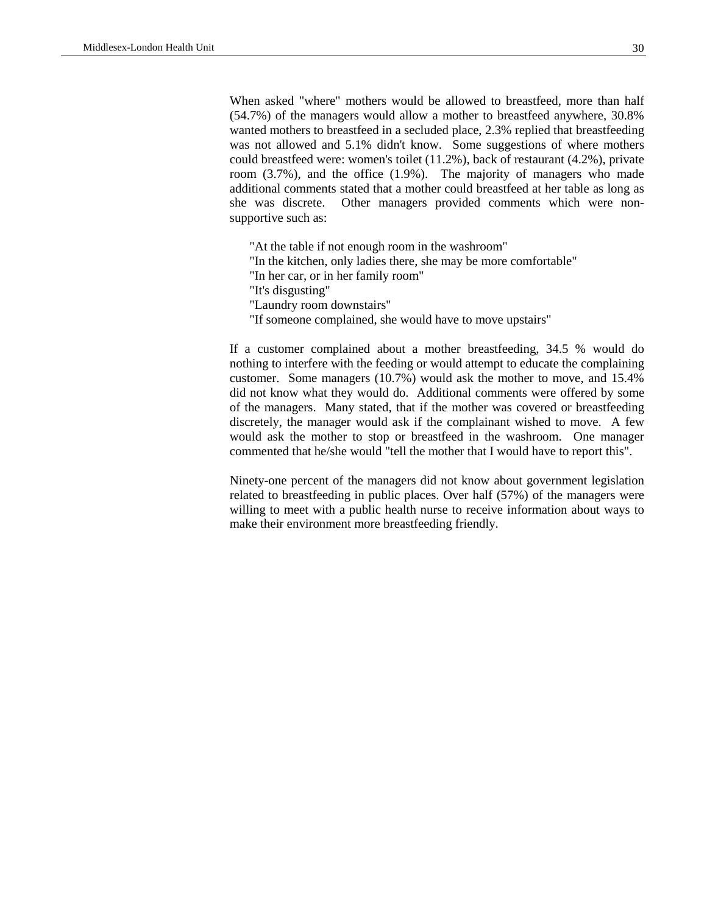When asked "where" mothers would be allowed to breastfeed, more than half (54.7%) of the managers would allow a mother to breastfeed anywhere, 30.8% wanted mothers to breastfeed in a secluded place, 2.3% replied that breastfeeding was not allowed and 5.1% didn't know. Some suggestions of where mothers could breastfeed were: women's toilet (11.2%), back of restaurant (4.2%), private room (3.7%), and the office (1.9%). The majority of managers who made additional comments stated that a mother could breastfeed at her table as long as she was discrete. Other managers provided comments which were non-supportive such as:

> "At the table if not enough room in the washroom"
> "In the kitchen, only ladies there, she may be more comfortable"
> "In her car, or in her family room"
> "It's disgusting"
> "Laundry room downstairs"
> "If someone complained, she would have to move upstairs"

If a customer complained about a mother breastfeeding, 34.5 % would do nothing to interfere with the feeding or would attempt to educate the complaining customer. Some managers (10.7%) would ask the mother to move, and 15.4% did not know what they would do. Additional comments were offered by some of the managers. Many stated, that if the mother was covered or breastfeeding discretely, the manager would ask if the complainant wished to move. A few would ask the mother to stop or breastfeed in the washroom. One manager commented that he/she would "tell the mother that I would have to report this".

Ninety-one percent of the managers did not know about government legislation related to breastfeeding in public places. Over half (57%) of the managers were willing to meet with a public health nurse to receive information about ways to make their environment more breastfeeding friendly.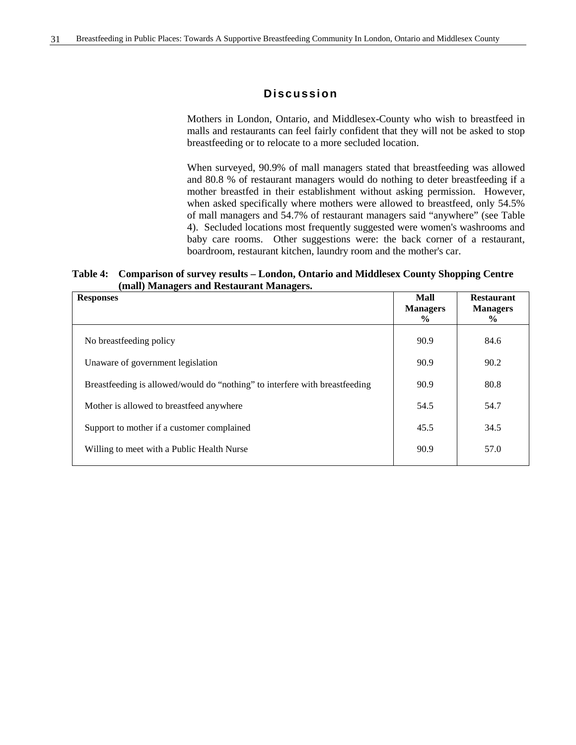## Discussion

Mothers in London, Ontario, and Middlesex-County who wish to breastfeed in malls and restaurants can feel fairly confident that they will not be asked to stop breastfeeding or to relocate to a more secluded location.

When surveyed, 90.9% of mall managers stated that breastfeeding was allowed and 80.8 % of restaurant managers would do nothing to deter breastfeeding if a mother breastfed in their establishment without asking permission. However, when asked specifically where mothers were allowed to breastfeed, only 54.5% of mall managers and 54.7% of restaurant managers said "anywhere" (see Table 4). Secluded locations most frequently suggested were women's washrooms and baby care rooms. Other suggestions were: the back corner of a restaurant, boardroom, restaurant kitchen, laundry room and the mother's car.

**Table 4: Comparison of survey results – London, Ontario and Middlesex County Shopping Centre (mall) Managers and Restaurant Managers.**

| Responses | Mall Managers % | Restaurant Managers % |
|---|---|---|
| No breastfeeding policy | 90.9 | 84.6 |
| Unaware of government legislation | 90.9 | 90.2 |
| Breastfeeding is allowed/would do "nothing" to interfere with breastfeeding | 90.9 | 80.8 |
| Mother is allowed to breastfeed anywhere | 54.5 | 54.7 |
| Support to mother if a customer complained | 45.5 | 34.5 |
| Willing to meet with a Public Health Nurse | 90.9 | 57.0 |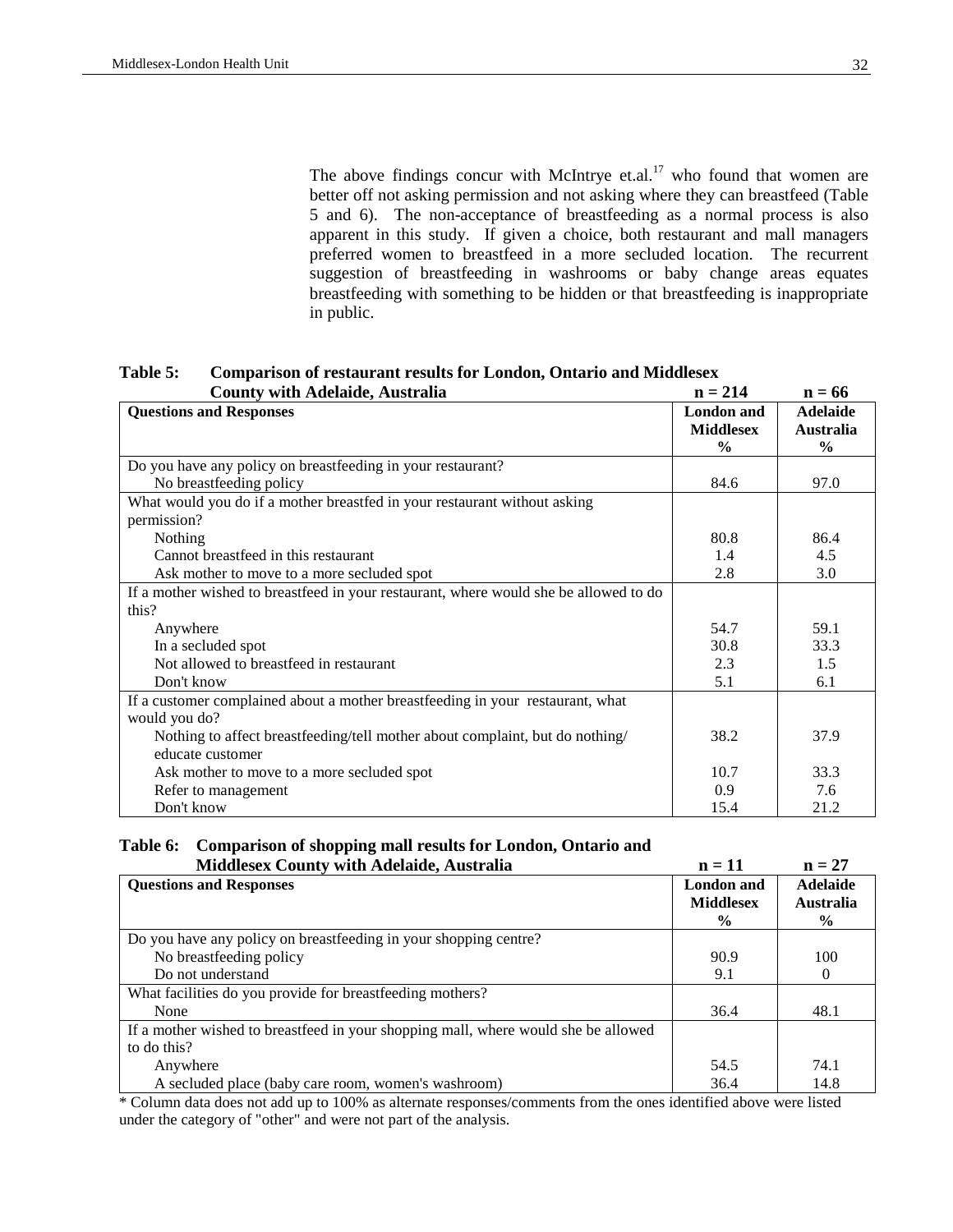The above findings concur with McIntrye et.al.[17] who found that women are better off not asking permission and not asking where they can breastfeed (Table 5 and 6). The non-acceptance of breastfeeding as a normal process is also apparent in this study. If given a choice, both restaurant and mall managers preferred women to breastfeed in a more secluded location. The recurrent suggestion of breastfeeding in washrooms or baby change areas equates breastfeeding with something to be hidden or that breastfeeding is inappropriate in public.

**Table 5: Comparison of restaurant results for London, Ontario and Middlesex County with Adelaide, Australia**

| Questions and Responses | London and Middlesex % (n = 214) | Adelaide Australia % (n = 66) |
|---|---|---|
| Do you have any policy on breastfeeding in your restaurant? | | |
| No breastfeeding policy | 84.6 | 97.0 |
| What would you do if a mother breastfed in your restaurant without asking permission? | | |
| Nothing | 80.8 | 86.4 |
| Cannot breastfeed in this restaurant | 1.4 | 4.5 |
| Ask mother to move to a more secluded spot | 2.8 | 3.0 |
| If a mother wished to breastfeed in your restaurant, where would she be allowed to do this? | | |
| Anywhere | 54.7 | 59.1 |
| In a secluded spot | 30.8 | 33.3 |
| Not allowed to breastfeed in restaurant | 2.3 | 1.5 |
| Don't know | 5.1 | 6.1 |
| If a customer complained about a mother breastfeeding in your restaurant, what would you do? | | |
| Nothing to affect breastfeeding/tell mother about complaint, but do nothing/ educate customer | 38.2 | 37.9 |
| Ask mother to move to a more secluded spot | 10.7 | 33.3 |
| Refer to management | 0.9 | 7.6 |
| Don't know | 15.4 | 21.2 |

**Table 6: Comparison of shopping mall results for London, Ontario and Middlesex County with Adelaide, Australia**

| Questions and Responses | London and Middlesex % (n = 11) | Adelaide Australia % (n = 27) |
|---|---|---|
| Do you have any policy on breastfeeding in your shopping centre? | | |
| No breastfeeding policy | 90.9 | 100 |
| Do not understand | 9.1 | 0 |
| What facilities do you provide for breastfeeding mothers? | | |
| None | 36.4 | 48.1 |
| If a mother wished to breastfeed in your shopping mall, where would she be allowed to do this? | | |
| Anywhere | 54.5 | 74.1 |
| A secluded place (baby care room, women's washroom) | 36.4 | 14.8 |

* Column data does not add up to 100% as alternate responses/comments from the ones identified above were listed under the category of "other" and were not part of the analysis.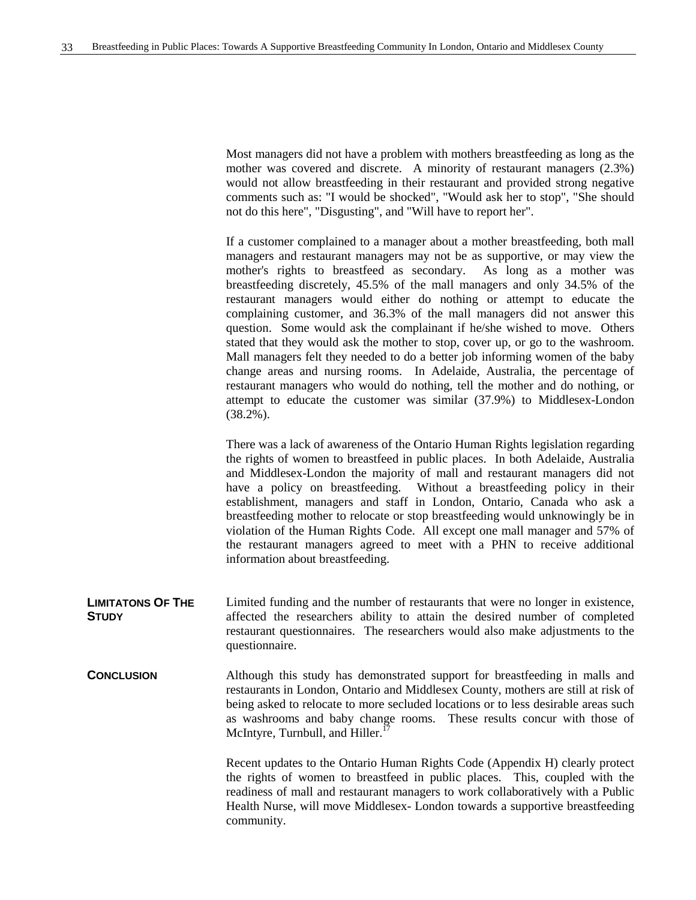Most managers did not have a problem with mothers breastfeeding as long as the mother was covered and discrete. A minority of restaurant managers (2.3%) would not allow breastfeeding in their restaurant and provided strong negative comments such as: "I would be shocked", "Would ask her to stop", "She should not do this here", "Disgusting", and "Will have to report her".

If a customer complained to a manager about a mother breastfeeding, both mall managers and restaurant managers may not be as supportive, or may view the mother's rights to breastfeed as secondary. As long as a mother was breastfeeding discretely, 45.5% of the mall managers and only 34.5% of the restaurant managers would either do nothing or attempt to educate the complaining customer, and 36.3% of the mall managers did not answer this question. Some would ask the complainant if he/she wished to move. Others stated that they would ask the mother to stop, cover up, or go to the washroom. Mall managers felt they needed to do a better job informing women of the baby change areas and nursing rooms. In Adelaide, Australia, the percentage of restaurant managers who would do nothing, tell the mother and do nothing, or attempt to educate the customer was similar (37.9%) to Middlesex-London (38.2%).

There was a lack of awareness of the Ontario Human Rights legislation regarding the rights of women to breastfeed in public places. In both Adelaide, Australia and Middlesex-London the majority of mall and restaurant managers did not have a policy on breastfeeding. Without a breastfeeding policy in their establishment, managers and staff in London, Ontario, Canada who ask a breastfeeding mother to relocate or stop breastfeeding would unknowingly be in violation of the Human Rights Code. All except one mall manager and 57% of the restaurant managers agreed to meet with a PHN to receive additional information about breastfeeding.

## Limitatons Of The Study

Limited funding and the number of restaurants that were no longer in existence, affected the researchers ability to attain the desired number of completed restaurant questionnaires. The researchers would also make adjustments to the questionnaire.

## Conclusion

Although this study has demonstrated support for breastfeeding in malls and restaurants in London, Ontario and Middlesex County, mothers are still at risk of being asked to relocate to more secluded locations or to less desirable areas such as washrooms and baby change rooms. These results concur with those of McIntyre, Turnbull, and Hiller.[17]

Recent updates to the Ontario Human Rights Code (Appendix H) clearly protect the rights of women to breastfeed in public places. This, coupled with the readiness of mall and restaurant managers to work collaboratively with a Public Health Nurse, will move Middlesex- London towards a supportive breastfeeding community.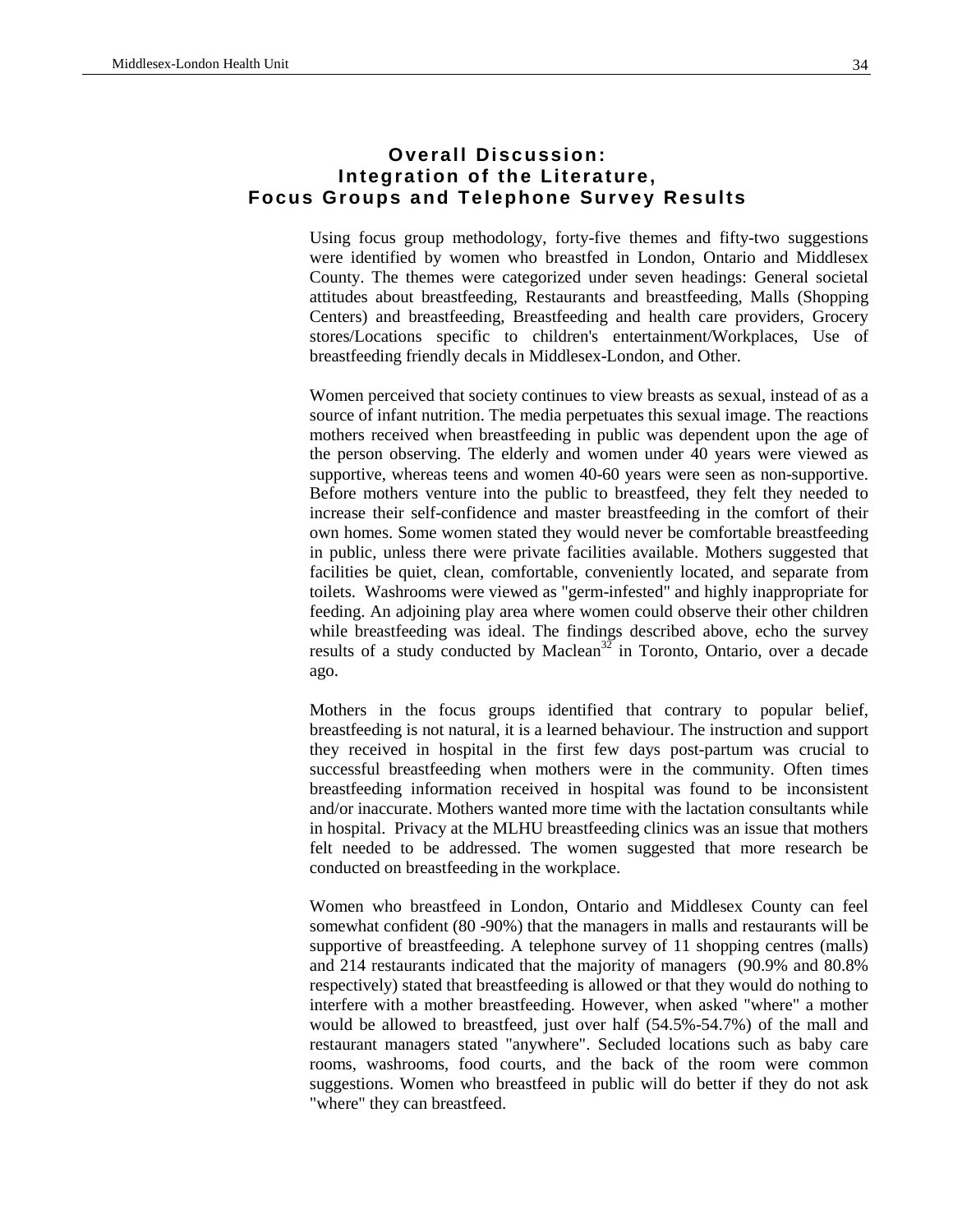## Overall Discussion: Integration of the Literature, Focus Groups and Telephone Survey Results

Using focus group methodology, forty-five themes and fifty-two suggestions were identified by women who breastfed in London, Ontario and Middlesex County. The themes were categorized under seven headings: General societal attitudes about breastfeeding, Restaurants and breastfeeding, Malls (Shopping Centers) and breastfeeding, Breastfeeding and health care providers, Grocery stores/Locations specific to children's entertainment/Workplaces, Use of breastfeeding friendly decals in Middlesex-London, and Other.

Women perceived that society continues to view breasts as sexual, instead of as a source of infant nutrition. The media perpetuates this sexual image. The reactions mothers received when breastfeeding in public was dependent upon the age of the person observing. The elderly and women under 40 years were viewed as supportive, whereas teens and women 40-60 years were seen as non-supportive. Before mothers venture into the public to breastfeed, they felt they needed to increase their self-confidence and master breastfeeding in the comfort of their own homes. Some women stated they would never be comfortable breastfeeding in public, unless there were private facilities available. Mothers suggested that facilities be quiet, clean, comfortable, conveniently located, and separate from toilets. Washrooms were viewed as "germ-infested" and highly inappropriate for feeding. An adjoining play area where women could observe their other children while breastfeeding was ideal. The findings described above, echo the survey results of a study conducted by Maclean[32] in Toronto, Ontario, over a decade ago.

Mothers in the focus groups identified that contrary to popular belief, breastfeeding is not natural, it is a learned behaviour. The instruction and support they received in hospital in the first few days post-partum was crucial to successful breastfeeding when mothers were in the community. Often times breastfeeding information received in hospital was found to be inconsistent and/or inaccurate. Mothers wanted more time with the lactation consultants while in hospital. Privacy at the MLHU breastfeeding clinics was an issue that mothers felt needed to be addressed. The women suggested that more research be conducted on breastfeeding in the workplace.

Women who breastfeed in London, Ontario and Middlesex County can feel somewhat confident (80 -90%) that the managers in malls and restaurants will be supportive of breastfeeding. A telephone survey of 11 shopping centres (malls) and 214 restaurants indicated that the majority of managers (90.9% and 80.8% respectively) stated that breastfeeding is allowed or that they would do nothing to interfere with a mother breastfeeding. However, when asked "where" a mother would be allowed to breastfeed, just over half (54.5%-54.7%) of the mall and restaurant managers stated "anywhere". Secluded locations such as baby care rooms, washrooms, food courts, and the back of the room were common suggestions. Women who breastfeed in public will do better if they do not ask "where" they can breastfeed.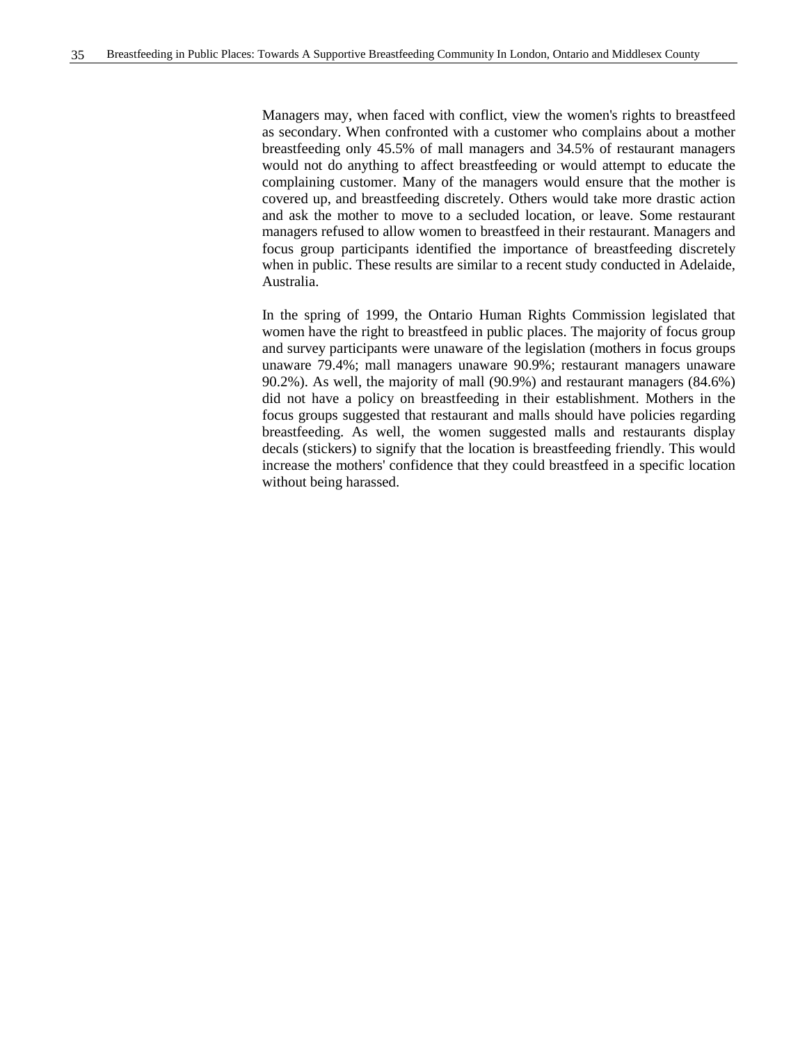Managers may, when faced with conflict, view the women's rights to breastfeed as secondary. When confronted with a customer who complains about a mother breastfeeding only 45.5% of mall managers and 34.5% of restaurant managers would not do anything to affect breastfeeding or would attempt to educate the complaining customer. Many of the managers would ensure that the mother is covered up, and breastfeeding discretely. Others would take more drastic action and ask the mother to move to a secluded location, or leave. Some restaurant managers refused to allow women to breastfeed in their restaurant. Managers and focus group participants identified the importance of breastfeeding discretely when in public. These results are similar to a recent study conducted in Adelaide, Australia.

In the spring of 1999, the Ontario Human Rights Commission legislated that women have the right to breastfeed in public places. The majority of focus group and survey participants were unaware of the legislation (mothers in focus groups unaware 79.4%; mall managers unaware 90.9%; restaurant managers unaware 90.2%). As well, the majority of mall (90.9%) and restaurant managers (84.6%) did not have a policy on breastfeeding in their establishment. Mothers in the focus groups suggested that restaurant and malls should have policies regarding breastfeeding. As well, the women suggested malls and restaurants display decals (stickers) to signify that the location is breastfeeding friendly. This would increase the mothers' confidence that they could breastfeed in a specific location without being harassed.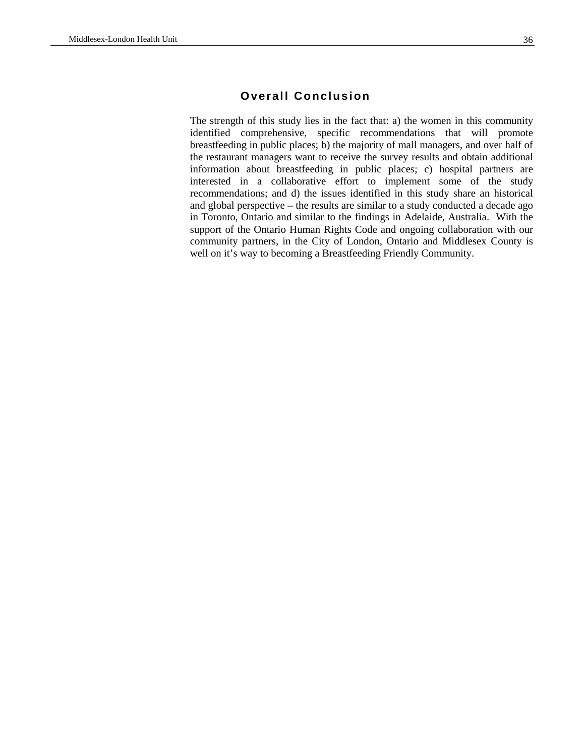## Overall Conclusion

The strength of this study lies in the fact that: a) the women in this community identified comprehensive, specific recommendations that will promote breastfeeding in public places; b) the majority of mall managers, and over half of the restaurant managers want to receive the survey results and obtain additional information about breastfeeding in public places; c) hospital partners are interested in a collaborative effort to implement some of the study recommendations; and d) the issues identified in this study share an historical and global perspective – the results are similar to a study conducted a decade ago in Toronto, Ontario and similar to the findings in Adelaide, Australia. With the support of the Ontario Human Rights Code and ongoing collaboration with our community partners, in the City of London, Ontario and Middlesex County is well on it's way to becoming a Breastfeeding Friendly Community.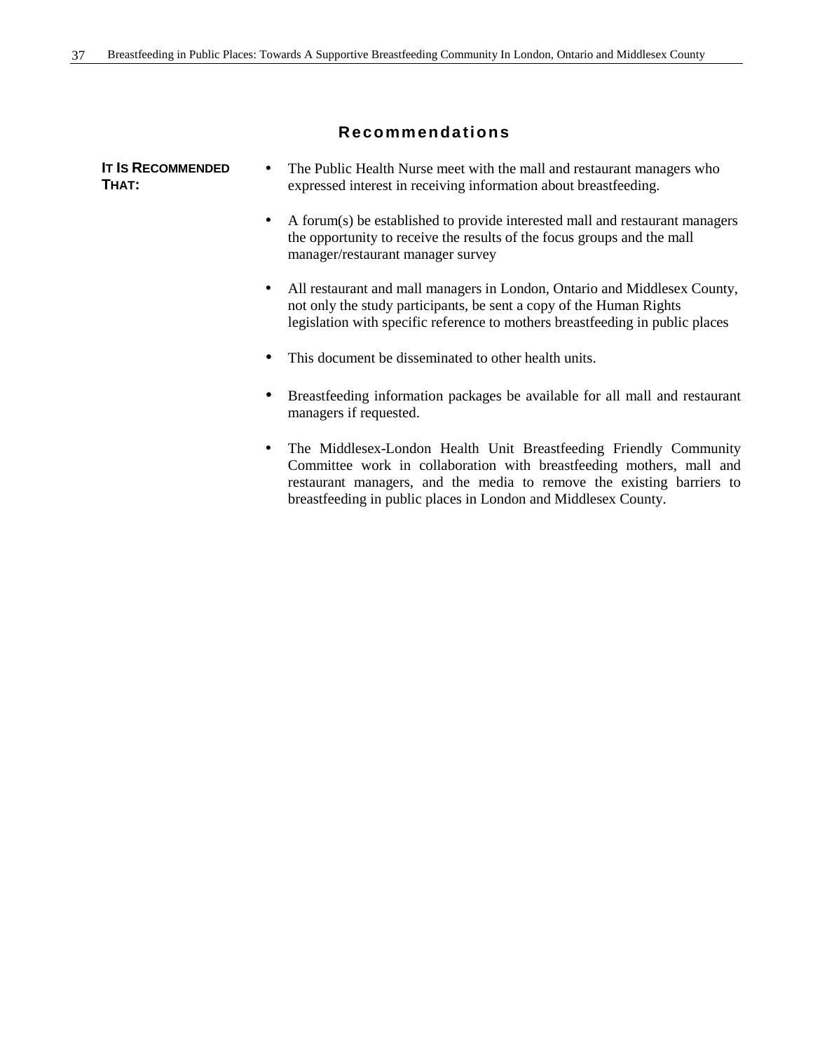## Recommendations

**IT IS RECOMMENDED THAT:**

- The Public Health Nurse meet with the mall and restaurant managers who expressed interest in receiving information about breastfeeding.
- A forum(s) be established to provide interested mall and restaurant managers the opportunity to receive the results of the focus groups and the mall manager/restaurant manager survey
- All restaurant and mall managers in London, Ontario and Middlesex County, not only the study participants, be sent a copy of the Human Rights legislation with specific reference to mothers breastfeeding in public places
- This document be disseminated to other health units.
- Breastfeeding information packages be available for all mall and restaurant managers if requested.
- The Middlesex-London Health Unit Breastfeeding Friendly Community Committee work in collaboration with breastfeeding mothers, mall and restaurant managers, and the media to remove the existing barriers to breastfeeding in public places in London and Middlesex County.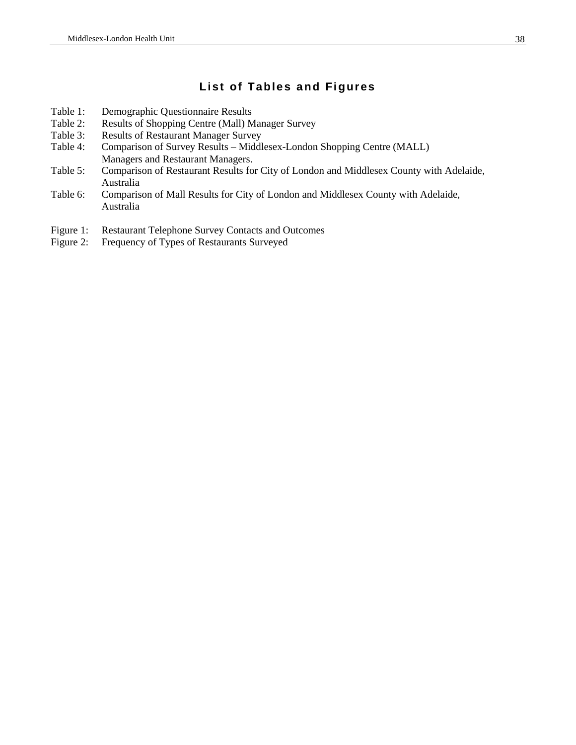## List of Tables and Figures

Table 1: Demographic Questionnaire Results
Table 2: Results of Shopping Centre (Mall) Manager Survey
Table 3: Results of Restaurant Manager Survey
Table 4: Comparison of Survey Results – Middlesex-London Shopping Centre (MALL) Managers and Restaurant Managers.
Table 5: Comparison of Restaurant Results for City of London and Middlesex County with Adelaide, Australia
Table 6: Comparison of Mall Results for City of London and Middlesex County with Adelaide, Australia

Figure 1: Restaurant Telephone Survey Contacts and Outcomes
Figure 2: Frequency of Types of Restaurants Surveyed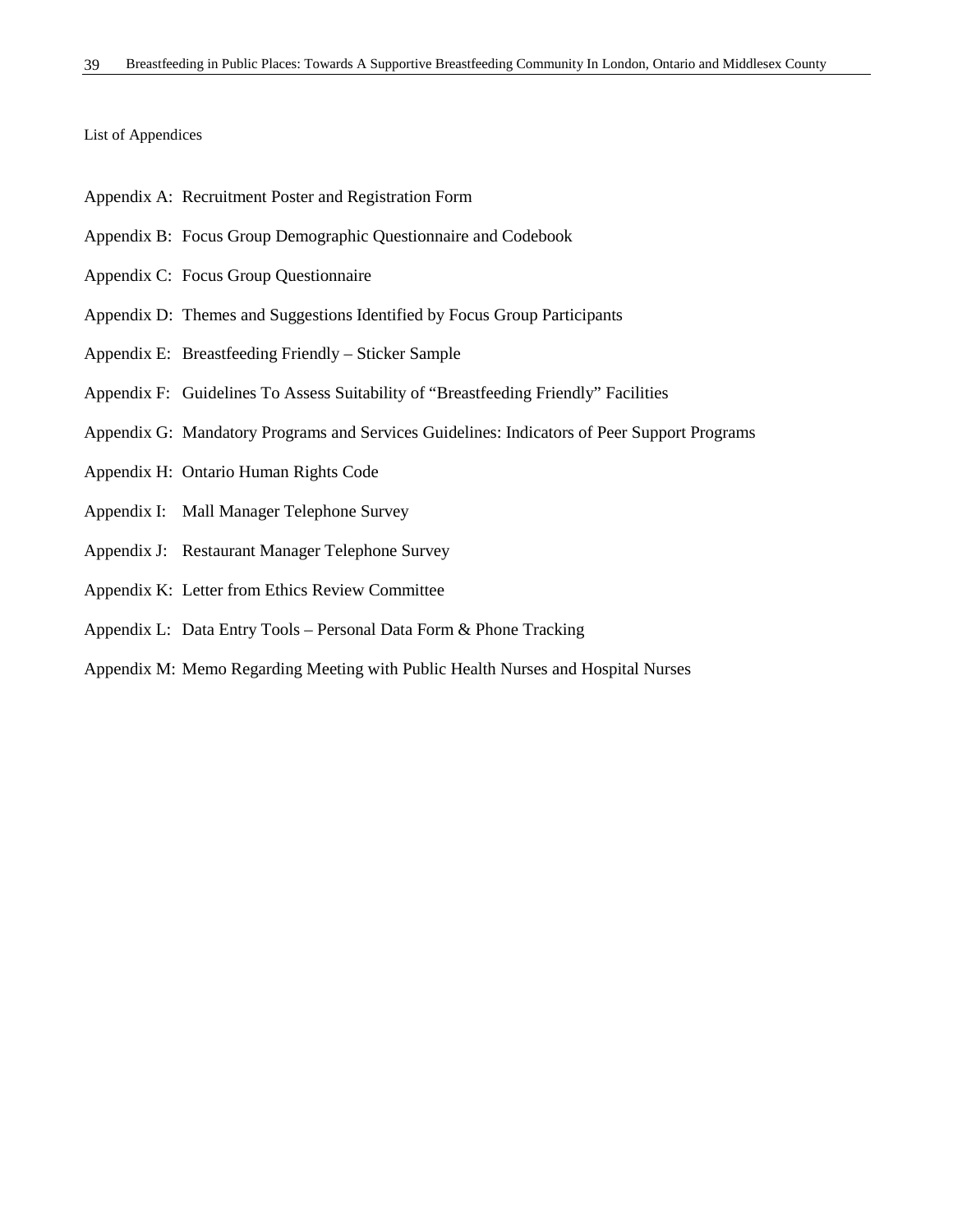List of Appendices

Appendix A: Recruitment Poster and Registration Form

Appendix B: Focus Group Demographic Questionnaire and Codebook

Appendix C: Focus Group Questionnaire

Appendix D: Themes and Suggestions Identified by Focus Group Participants

Appendix E: Breastfeeding Friendly – Sticker Sample

Appendix F: Guidelines To Assess Suitability of "Breastfeeding Friendly" Facilities

Appendix G: Mandatory Programs and Services Guidelines: Indicators of Peer Support Programs

Appendix H: Ontario Human Rights Code

Appendix I: Mall Manager Telephone Survey

Appendix J: Restaurant Manager Telephone Survey

Appendix K: Letter from Ethics Review Committee

Appendix L: Data Entry Tools – Personal Data Form & Phone Tracking

Appendix M: Memo Regarding Meeting with Public Health Nurses and Hospital Nurses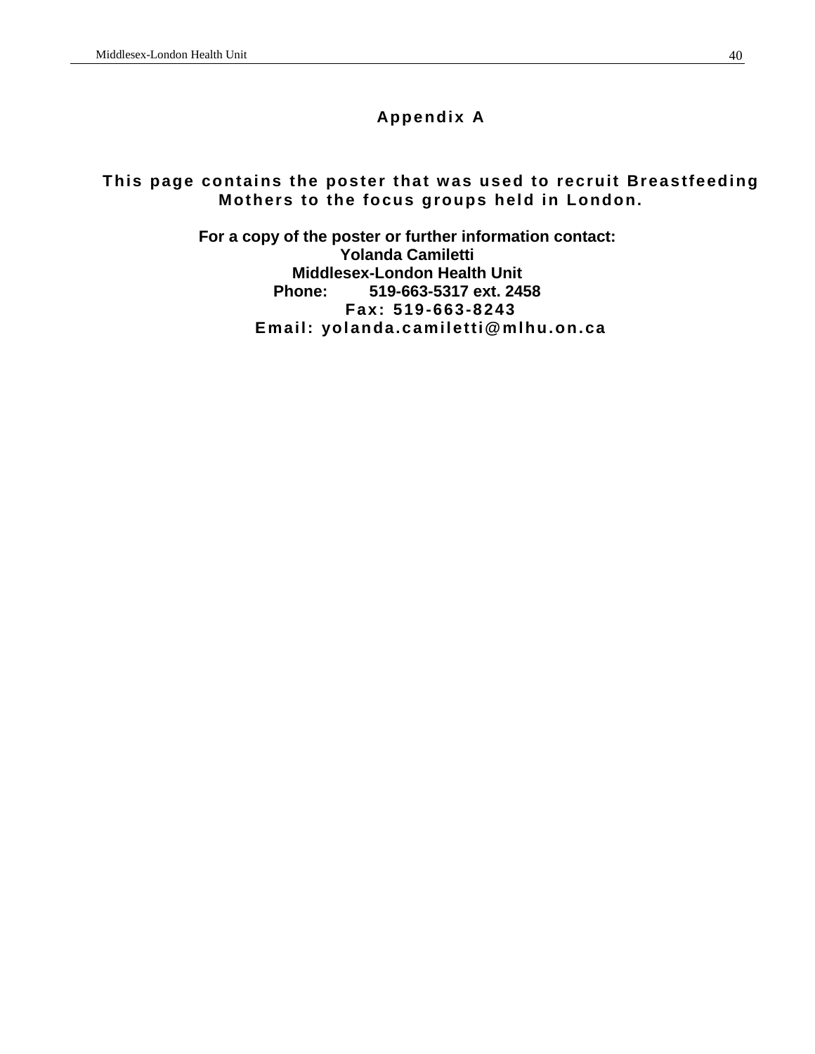# Appendix A

**This page contains the poster that was used to recruit Breastfeeding Mothers to the focus groups held in London.**

**For a copy of the poster or further information contact:**
**Yolanda Camiletti**
**Middlesex-London Health Unit**
**Phone: 519-663-5317 ext. 2458**
**Fax: 519-663-8243**
**Email: yolanda.camiletti@mlhu.on.ca**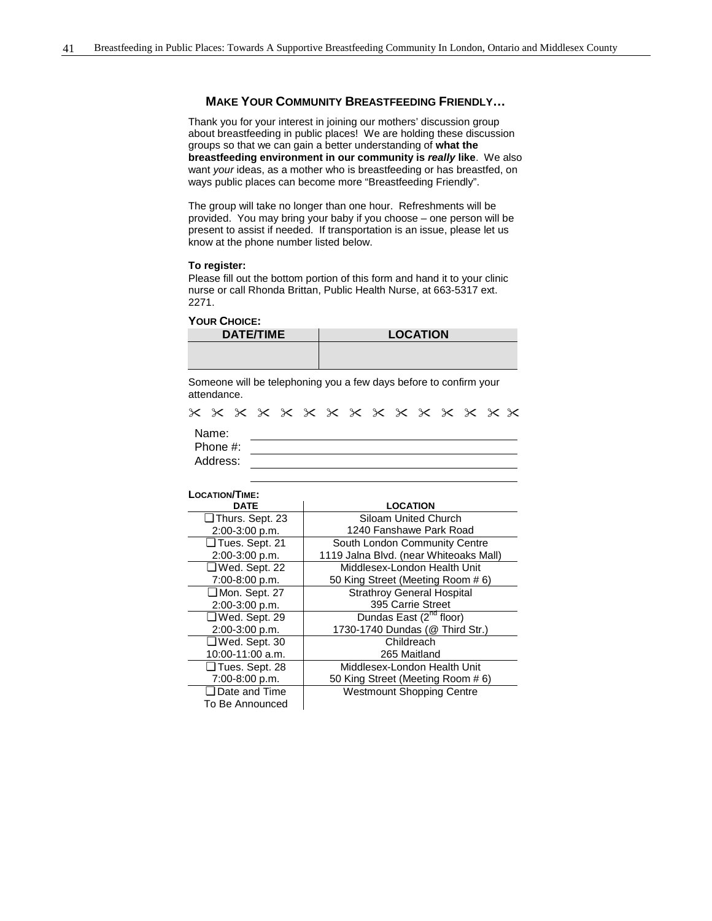## MAKE YOUR COMMUNITY BREASTFEEDING FRIENDLY…

Thank you for your interest in joining our mothers' discussion group about breastfeeding in public places! We are holding these discussion groups so that we can gain a better understanding of **what the breastfeeding environment in our community is *really* like**. We also want *your* ideas, as a mother who is breastfeeding or has breastfed, on ways public places can become more "Breastfeeding Friendly".

The group will take no longer than one hour. Refreshments will be provided. You may bring your baby if you choose – one person will be present to assist if needed. If transportation is an issue, please let us know at the phone number listed below.

**To register:**

Please fill out the bottom portion of this form and hand it to your clinic nurse or call Rhonda Brittan, Public Health Nurse, at 663-5317 ext. 2271.

**YOUR CHOICE:**

| DATE/TIME | LOCATION |
|---|---|
| | |

Someone will be telephoning you a few days before to confirm your attendance.

✂ ✂ ✂ ✂ ✂ ✂ ✂ ✂ ✂ ✂ ✂ ✂ ✂ ✂ ✂

Name: ______________________

Phone #: ______________________

Address: ______________________

______________________

**LOCATION/TIME:**

| DATE | LOCATION |
|---|---|
| ❑ Thurs. Sept. 23<br>2:00-3:00 p.m. | Siloam United Church<br>1240 Fanshawe Park Road |
| ❑ Tues. Sept. 21<br>2:00-3:00 p.m. | South London Community Centre<br>1119 Jalna Blvd. (near Whiteoaks Mall) |
| ❑ Wed. Sept. 22<br>7:00-8:00 p.m. | Middlesex-London Health Unit<br>50 King Street (Meeting Room # 6) |
| ❑ Mon. Sept. 27<br>2:00-3:00 p.m. | Strathroy General Hospital<br>395 Carrie Street |
| ❑ Wed. Sept. 29<br>2:00-3:00 p.m. | Dundas East (2nd floor)<br>1730-1740 Dundas (@ Third Str.) |
| ❑ Wed. Sept. 30<br>10:00-11:00 a.m. | Childreach<br>265 Maitland |
| ❑ Tues. Sept. 28<br>7:00-8:00 p.m. | Middlesex-London Health Unit<br>50 King Street (Meeting Room # 6) |
| ❑ Date and Time<br>To Be Announced | Westmount Shopping Centre |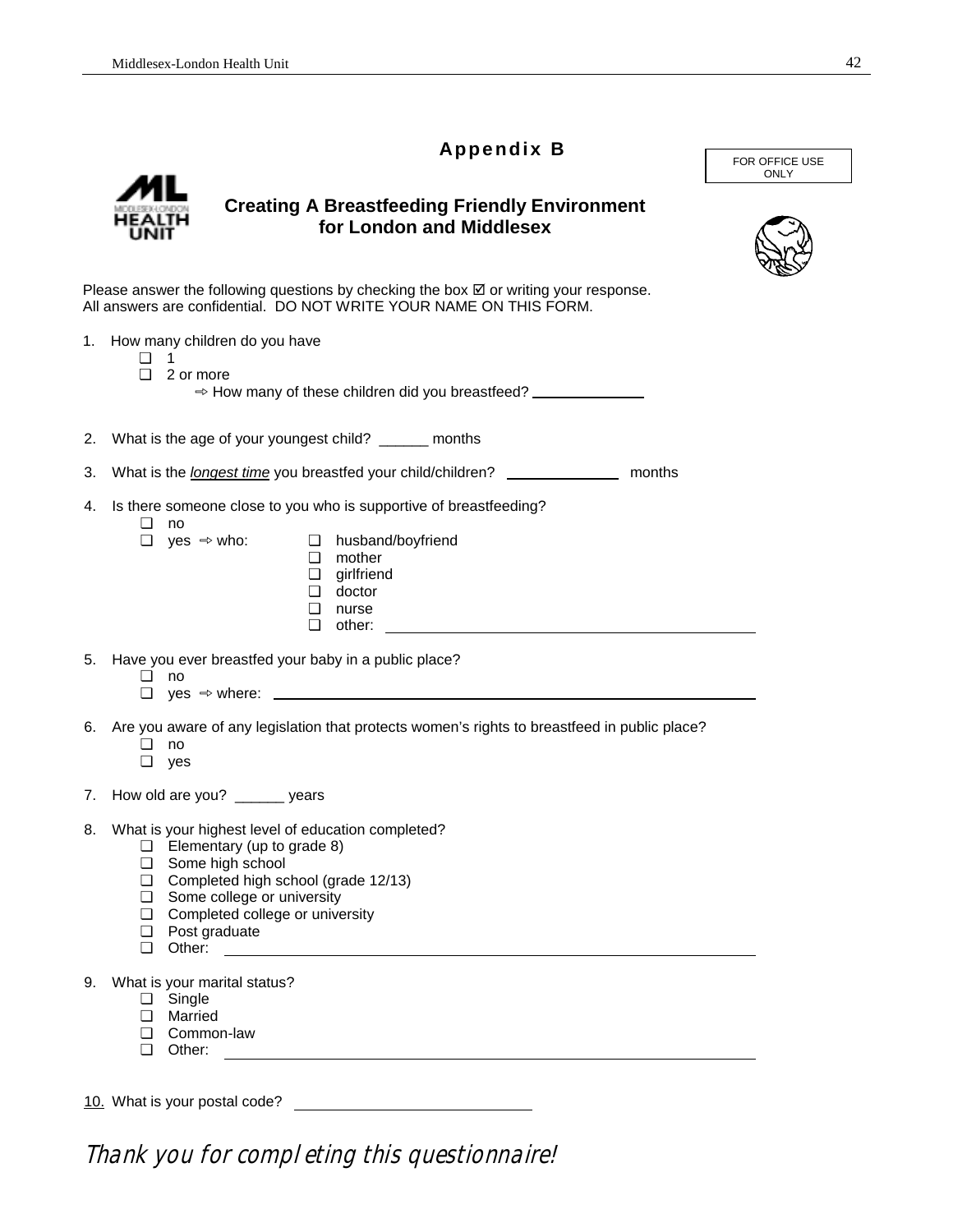# Appendix B

FOR OFFICE USE ONLY

## Creating A Breastfeeding Friendly Environment for London and Middlesex

Please answer the following questions by checking the box ☑ or writing your response.
All answers are confidential. DO NOT WRITE YOUR NAME ON THIS FORM.

1. How many children do you have
   - ❑ 1
   - ❑ 2 or more
     - ⇨ How many of these children did you breastfeed? ______________

2. What is the age of your youngest child? ______ months

3. What is the *longest time* you breastfed your child/children? ______________ months

4. Is there someone close to you who is supportive of breastfeeding?
   - ❑ no
   - ❑ yes ⇨ who:
     - ❑ husband/boyfriend
     - ❑ mother
     - ❑ girlfriend
     - ❑ doctor
     - ❑ nurse
     - ❑ other: ______________________________

5. Have you ever breastfed your baby in a public place?
   - ❑ no
   - ❑ yes ⇨ where: ______________________________

6. Are you aware of any legislation that protects women's rights to breastfeed in public place?
   - ❑ no
   - ❑ yes

7. How old are you? ______ years

8. What is your highest level of education completed?
   - ❑ Elementary (up to grade 8)
   - ❑ Some high school
   - ❑ Completed high school (grade 12/13)
   - ❑ Some college or university
   - ❑ Completed college or university
   - ❑ Post graduate
   - ❑ Other: ______________________________

9. What is your marital status?
   - ❑ Single
   - ❑ Married
   - ❑ Common-law
   - ❑ Other: ______________________________

10. What is your postal code? ______________________

*Thank you for completing this questionnaire!*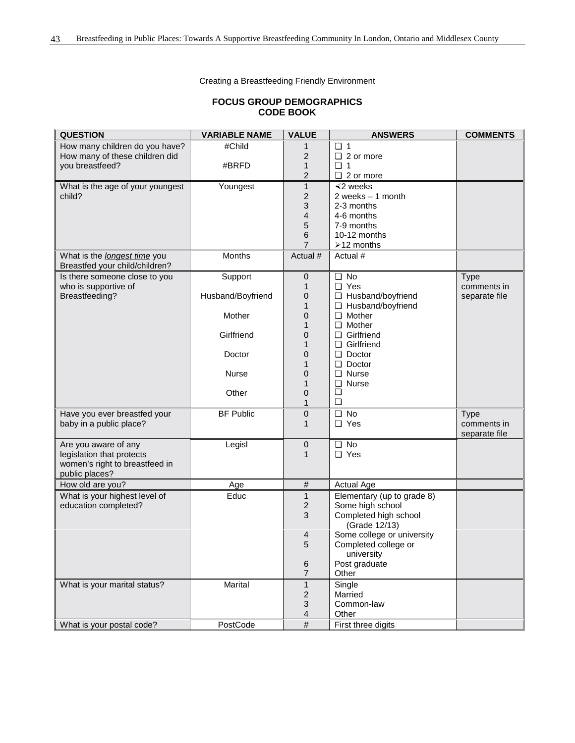Creating a Breastfeeding Friendly Environment

**FOCUS GROUP DEMOGRAPHICS**
**CODE BOOK**

| QUESTION | VARIABLE NAME | VALUE | ANSWERS | COMMENTS |
|---|---|---|---|---|
| How many children do you have? | #Child | 1<br>2 | ❑ 1<br>❑ 2 or more | |
| How many of these children did you breastfeed? | #BRFD | 1<br>2 | ❑ 1<br>❑ 2 or more | |
| What is the age of your youngest child? | Youngest | 1<br>2<br>3<br>4<br>5<br>6<br>7 | <2 weeks<br>2 weeks – 1 month<br>2-3 months<br>4-6 months<br>7-9 months<br>10-12 months<br>>12 months | |
| What is the *longest time* you Breastfed your child/children? | Months | Actual # | Actual # | |
| Is there someone close to you who is supportive of Breastfeeding? | Support | 0<br>1 | ❑ No<br>❑ Yes | Type comments in separate file |
| | Husband/Boyfriend | 0<br>1 | ❑ Husband/boyfriend<br>❑ Husband/boyfriend | |
| | Mother | 0<br>1 | ❑ Mother<br>❑ Mother | |
| | Girlfriend | 0<br>1 | ❑ Girlfriend<br>❑ Girlfriend | |
| | Doctor | 0<br>1 | ❑ Doctor<br>❑ Doctor | |
| | Nurse | 0<br>1 | ❑ Nurse<br>❑ Nurse | |
| | Other | 0<br>1 | ❑<br>❑ | |
| Have you ever breastfed your baby in a public place? | BF Public | 0<br>1 | ❑ No<br>❑ Yes | Type comments in separate file |
| Are you aware of any legislation that protects women's right to breastfeed in public places? | Legisl | 0<br>1 | ❑ No<br>❑ Yes | |
| How old are you? | Age | # | Actual Age | |
| What is your highest level of education completed? | Educ | 1<br>2<br>3 | Elementary (up to grade 8)<br>Some high school<br>Completed high school (Grade 12/13) | |
| | | 4<br>5<br>6<br>7 | Some college or university<br>Completed college or university<br>Post graduate<br>Other | |
| What is your marital status? | Marital | 1<br>2<br>3<br>4 | Single<br>Married<br>Common-law<br>Other | |
| What is your postal code? | PostCode | # | First three digits | |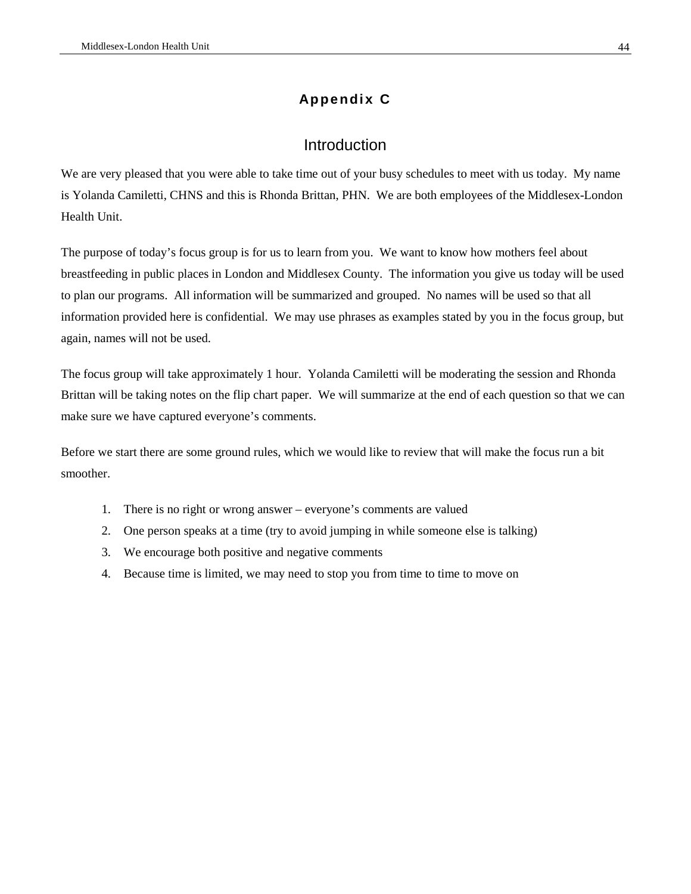# Appendix C

## Introduction

We are very pleased that you were able to take time out of your busy schedules to meet with us today. My name is Yolanda Camiletti, CHNS and this is Rhonda Brittan, PHN. We are both employees of the Middlesex-London Health Unit.

The purpose of today's focus group is for us to learn from you. We want to know how mothers feel about breastfeeding in public places in London and Middlesex County. The information you give us today will be used to plan our programs. All information will be summarized and grouped. No names will be used so that all information provided here is confidential. We may use phrases as examples stated by you in the focus group, but again, names will not be used.

The focus group will take approximately 1 hour. Yolanda Camiletti will be moderating the session and Rhonda Brittan will be taking notes on the flip chart paper. We will summarize at the end of each question so that we can make sure we have captured everyone's comments.

Before we start there are some ground rules, which we would like to review that will make the focus run a bit smoother.

1. There is no right or wrong answer – everyone's comments are valued
2. One person speaks at a time (try to avoid jumping in while someone else is talking)
3. We encourage both positive and negative comments
4. Because time is limited, we may need to stop you from time to time to move on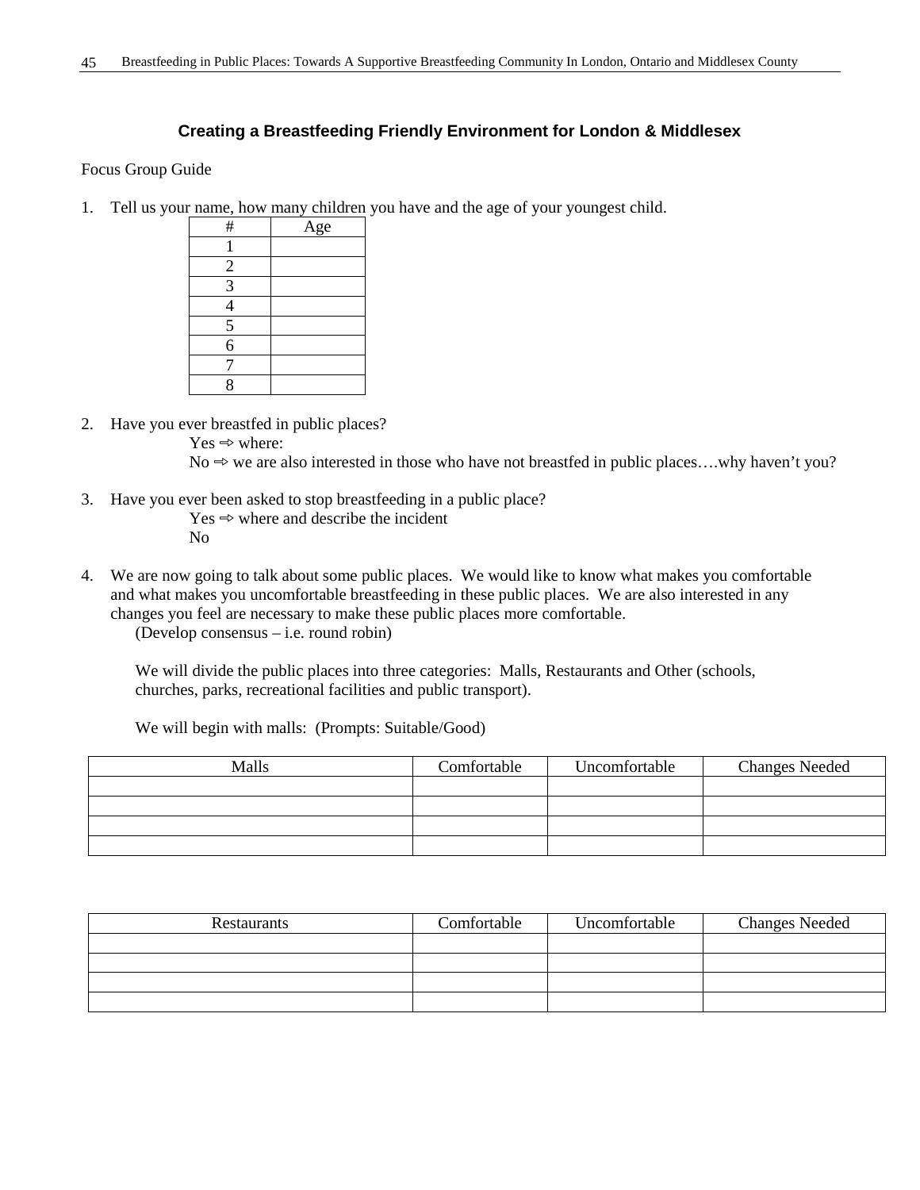## Creating a Breastfeeding Friendly Environment for London & Middlesex

Focus Group Guide

1. Tell us your name, how many children you have and the age of your youngest child.

| # | Age |
|---|---|
| 1 | |
| 2 | |
| 3 | |
| 4 | |
| 5 | |
| 6 | |
| 7 | |
| 8 | |

2. Have you ever breastfed in public places?
   Yes ⇨ where:
   No ⇨ we are also interested in those who have not breastfed in public places….why haven't you?

3. Have you ever been asked to stop breastfeeding in a public place?
   Yes ⇨ where and describe the incident
   No

4. We are now going to talk about some public places. We would like to know what makes you comfortable and what makes you uncomfortable breastfeeding in these public places. We are also interested in any changes you feel are necessary to make these public places more comfortable.
   (Develop consensus – i.e. round robin)

   We will divide the public places into three categories: Malls, Restaurants and Other (schools, churches, parks, recreational facilities and public transport).

   We will begin with malls: (Prompts: Suitable/Good)

| Malls | Comfortable | Uncomfortable | Changes Needed |
|---|---|---|---|
| | | | |
| | | | |
| | | | |
| | | | |

| Restaurants | Comfortable | Uncomfortable | Changes Needed |
|---|---|---|---|
| | | | |
| | | | |
| | | | |
| | | | |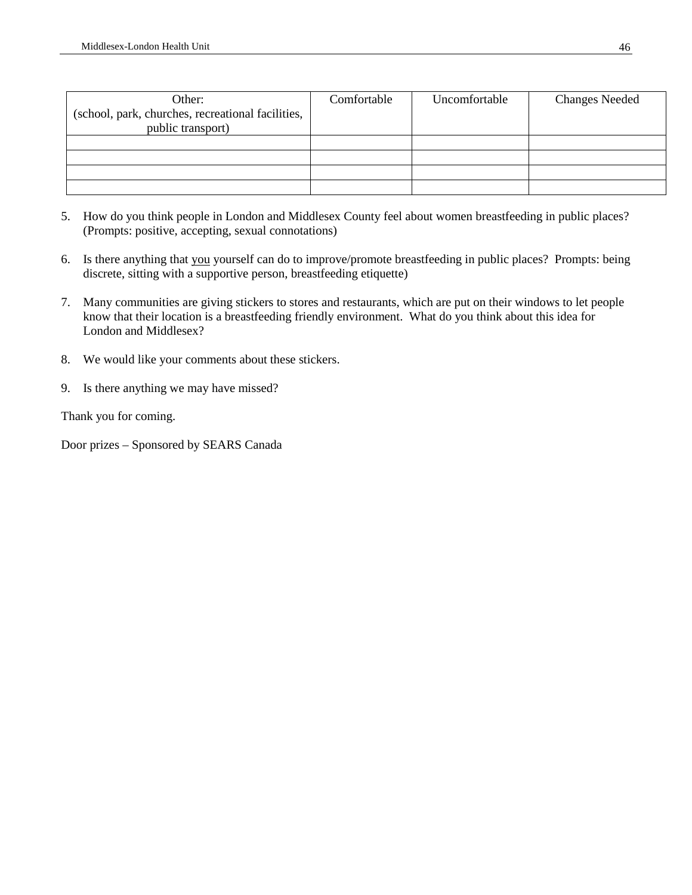| Other:<br>(school, park, churches, recreational facilities, public transport) | Comfortable | Uncomfortable | Changes Needed |
|---|---|---|---|
| | | | |
| | | | |
| | | | |
| | | | |

5. How do you think people in London and Middlesex County feel about women breastfeeding in public places? (Prompts: positive, accepting, sexual connotations)

6. Is there anything that <u>you</u> yourself can do to improve/promote breastfeeding in public places? Prompts: being discrete, sitting with a supportive person, breastfeeding etiquette)

7. Many communities are giving stickers to stores and restaurants, which are put on their windows to let people know that their location is a breastfeeding friendly environment. What do you think about this idea for London and Middlesex?

8. We would like your comments about these stickers.

9. Is there anything we may have missed?

Thank you for coming.

Door prizes – Sponsored by SEARS Canada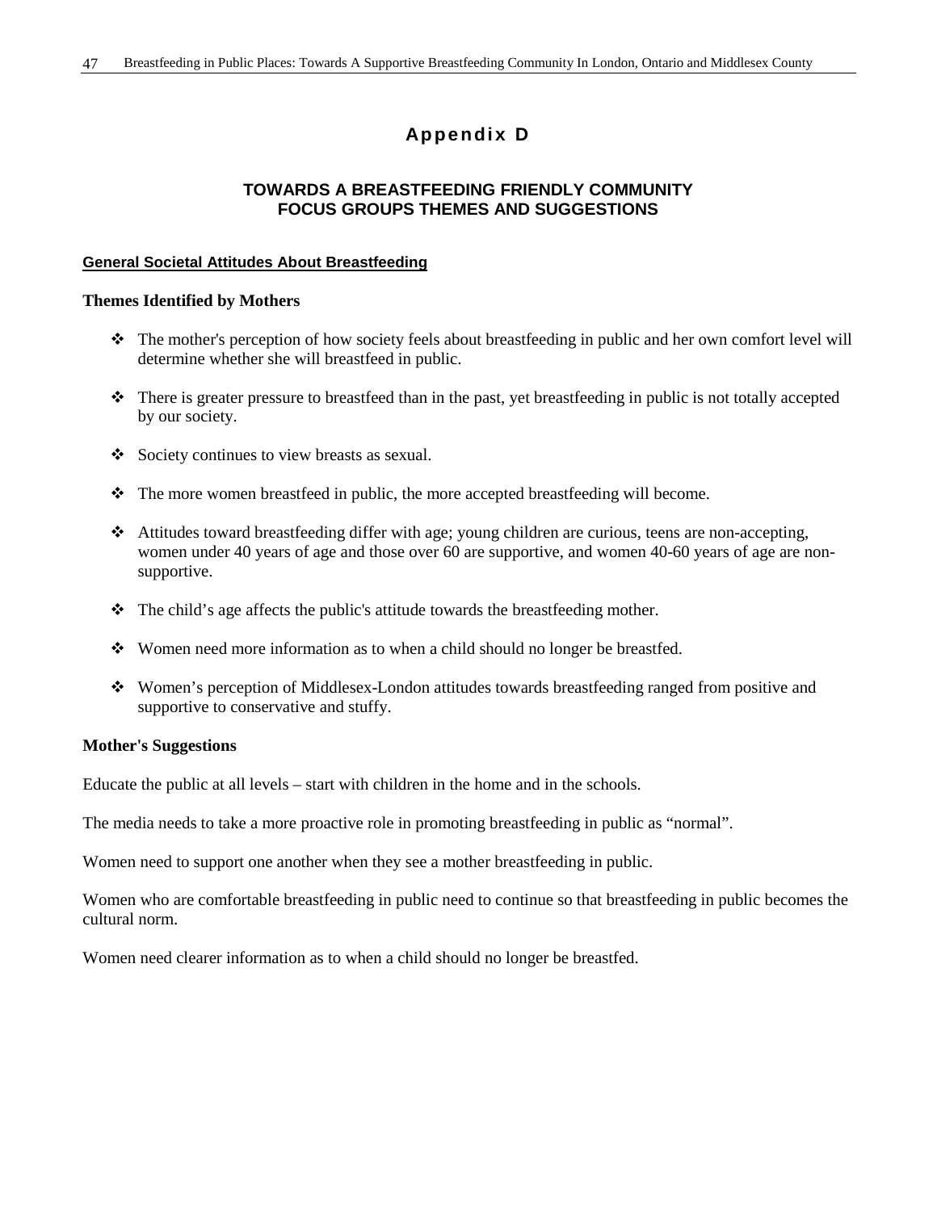# Appendix D

## TOWARDS A BREASTFEEDING FRIENDLY COMMUNITY FOCUS GROUPS THEMES AND SUGGESTIONS

### General Societal Attitudes About Breastfeeding

**Themes Identified by Mothers**

- The mother's perception of how society feels about breastfeeding in public and her own comfort level will determine whether she will breastfeed in public.
- There is greater pressure to breastfeed than in the past, yet breastfeeding in public is not totally accepted by our society.
- Society continues to view breasts as sexual.
- The more women breastfeed in public, the more accepted breastfeeding will become.
- Attitudes toward breastfeeding differ with age; young children are curious, teens are non-accepting, women under 40 years of age and those over 60 are supportive, and women 40-60 years of age are non-supportive.
- The child's age affects the public's attitude towards the breastfeeding mother.
- Women need more information as to when a child should no longer be breastfed.
- Women's perception of Middlesex-London attitudes towards breastfeeding ranged from positive and supportive to conservative and stuffy.

**Mother's Suggestions**

Educate the public at all levels – start with children in the home and in the schools.

The media needs to take a more proactive role in promoting breastfeeding in public as "normal".

Women need to support one another when they see a mother breastfeeding in public.

Women who are comfortable breastfeeding in public need to continue so that breastfeeding in public becomes the cultural norm.

Women need clearer information as to when a child should no longer be breastfed.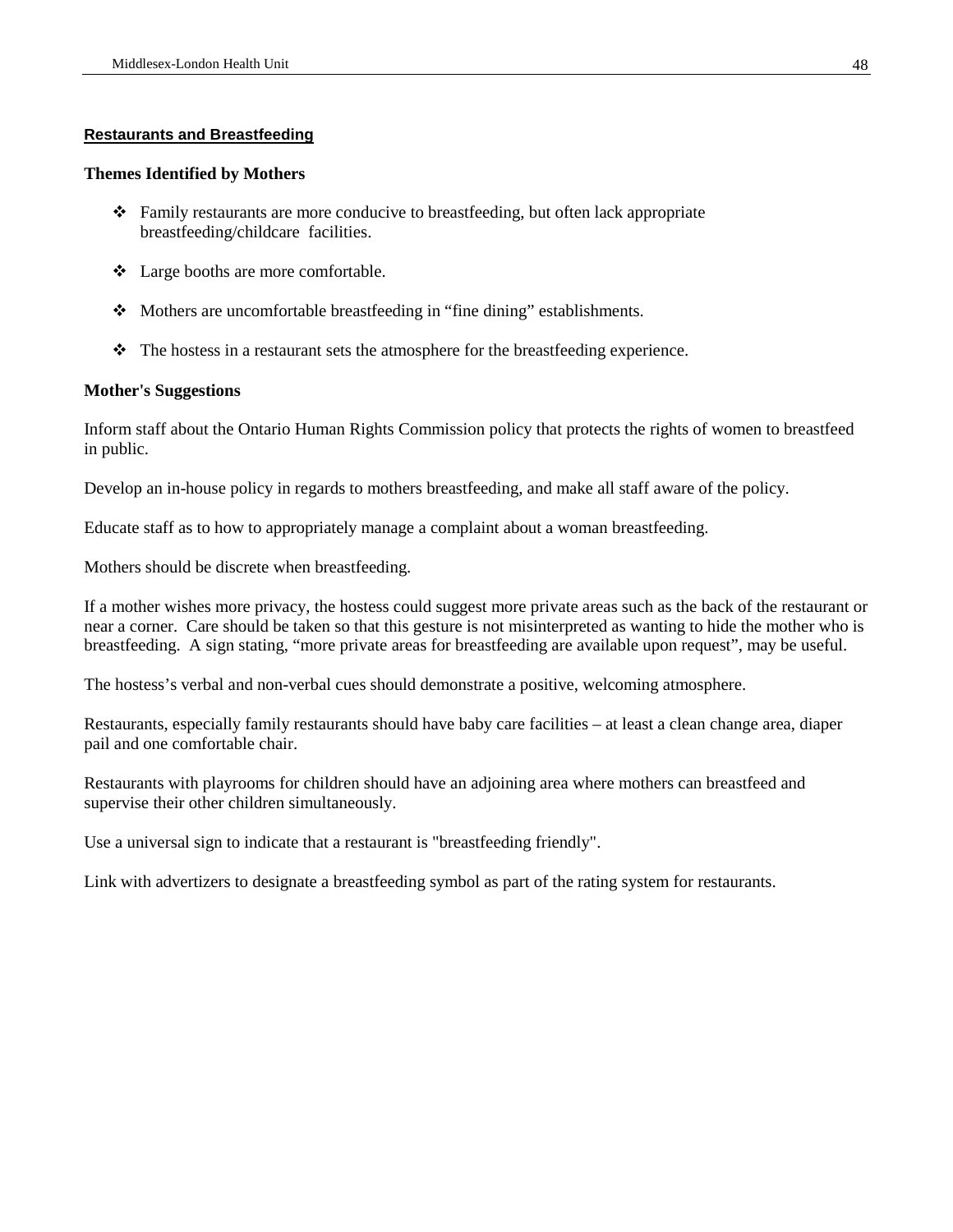## Restaurants and Breastfeeding

### Themes Identified by Mothers

- Family restaurants are more conducive to breastfeeding, but often lack appropriate breastfeeding/childcare facilities.
- Large booths are more comfortable.
- Mothers are uncomfortable breastfeeding in "fine dining" establishments.
- The hostess in a restaurant sets the atmosphere for the breastfeeding experience.

### Mother's Suggestions

Inform staff about the Ontario Human Rights Commission policy that protects the rights of women to breastfeed in public.

Develop an in-house policy in regards to mothers breastfeeding, and make all staff aware of the policy.

Educate staff as to how to appropriately manage a complaint about a woman breastfeeding.

Mothers should be discrete when breastfeeding.

If a mother wishes more privacy, the hostess could suggest more private areas such as the back of the restaurant or near a corner. Care should be taken so that this gesture is not misinterpreted as wanting to hide the mother who is breastfeeding. A sign stating, "more private areas for breastfeeding are available upon request", may be useful.

The hostess's verbal and non-verbal cues should demonstrate a positive, welcoming atmosphere.

Restaurants, especially family restaurants should have baby care facilities – at least a clean change area, diaper pail and one comfortable chair.

Restaurants with playrooms for children should have an adjoining area where mothers can breastfeed and supervise their other children simultaneously.

Use a universal sign to indicate that a restaurant is "breastfeeding friendly".

Link with advertizers to designate a breastfeeding symbol as part of the rating system for restaurants.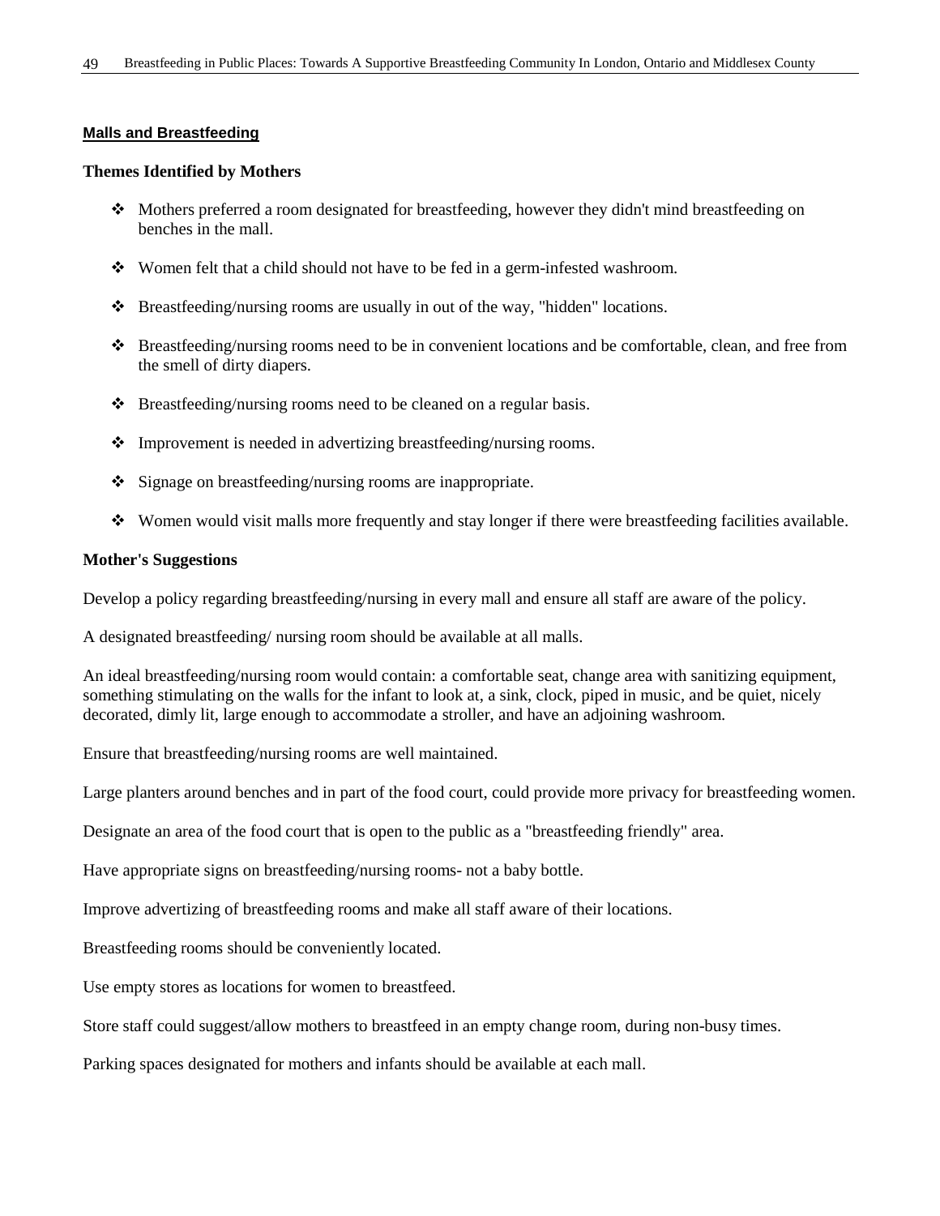## Malls and Breastfeeding

### Themes Identified by Mothers

- Mothers preferred a room designated for breastfeeding, however they didn't mind breastfeeding on benches in the mall.
- Women felt that a child should not have to be fed in a germ-infested washroom.
- Breastfeeding/nursing rooms are usually in out of the way, "hidden" locations.
- Breastfeeding/nursing rooms need to be in convenient locations and be comfortable, clean, and free from the smell of dirty diapers.
- Breastfeeding/nursing rooms need to be cleaned on a regular basis.
- Improvement is needed in advertizing breastfeeding/nursing rooms.
- Signage on breastfeeding/nursing rooms are inappropriate.
- Women would visit malls more frequently and stay longer if there were breastfeeding facilities available.

### Mother's Suggestions

Develop a policy regarding breastfeeding/nursing in every mall and ensure all staff are aware of the policy.

A designated breastfeeding/ nursing room should be available at all malls.

An ideal breastfeeding/nursing room would contain: a comfortable seat, change area with sanitizing equipment, something stimulating on the walls for the infant to look at, a sink, clock, piped in music, and be quiet, nicely decorated, dimly lit, large enough to accommodate a stroller, and have an adjoining washroom.

Ensure that breastfeeding/nursing rooms are well maintained.

Large planters around benches and in part of the food court, could provide more privacy for breastfeeding women.

Designate an area of the food court that is open to the public as a "breastfeeding friendly" area.

Have appropriate signs on breastfeeding/nursing rooms- not a baby bottle.

Improve advertizing of breastfeeding rooms and make all staff aware of their locations.

Breastfeeding rooms should be conveniently located.

Use empty stores as locations for women to breastfeed.

Store staff could suggest/allow mothers to breastfeed in an empty change room, during non-busy times.

Parking spaces designated for mothers and infants should be available at each mall.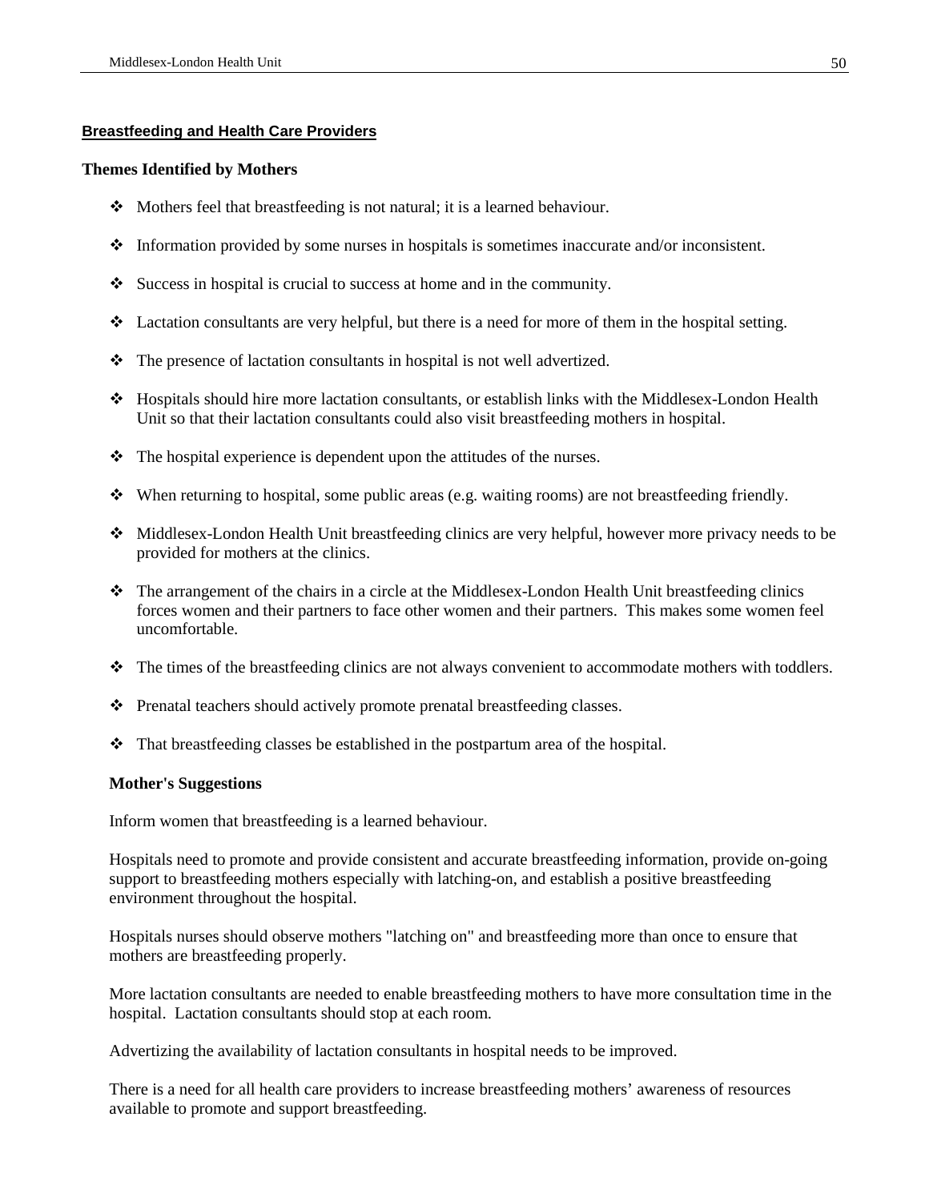## Breastfeeding and Health Care Providers

### Themes Identified by Mothers

- Mothers feel that breastfeeding is not natural; it is a learned behaviour.
- Information provided by some nurses in hospitals is sometimes inaccurate and/or inconsistent.
- Success in hospital is crucial to success at home and in the community.
- Lactation consultants are very helpful, but there is a need for more of them in the hospital setting.
- The presence of lactation consultants in hospital is not well advertized.
- Hospitals should hire more lactation consultants, or establish links with the Middlesex-London Health Unit so that their lactation consultants could also visit breastfeeding mothers in hospital.
- The hospital experience is dependent upon the attitudes of the nurses.
- When returning to hospital, some public areas (e.g. waiting rooms) are not breastfeeding friendly.
- Middlesex-London Health Unit breastfeeding clinics are very helpful, however more privacy needs to be provided for mothers at the clinics.
- The arrangement of the chairs in a circle at the Middlesex-London Health Unit breastfeeding clinics forces women and their partners to face other women and their partners. This makes some women feel uncomfortable.
- The times of the breastfeeding clinics are not always convenient to accommodate mothers with toddlers.
- Prenatal teachers should actively promote prenatal breastfeeding classes.
- That breastfeeding classes be established in the postpartum area of the hospital.

**Mother's Suggestions**

Inform women that breastfeeding is a learned behaviour.

Hospitals need to promote and provide consistent and accurate breastfeeding information, provide on-going support to breastfeeding mothers especially with latching-on, and establish a positive breastfeeding environment throughout the hospital.

Hospitals nurses should observe mothers "latching on" and breastfeeding more than once to ensure that mothers are breastfeeding properly.

More lactation consultants are needed to enable breastfeeding mothers to have more consultation time in the hospital. Lactation consultants should stop at each room.

Advertizing the availability of lactation consultants in hospital needs to be improved.

There is a need for all health care providers to increase breastfeeding mothers' awareness of resources available to promote and support breastfeeding.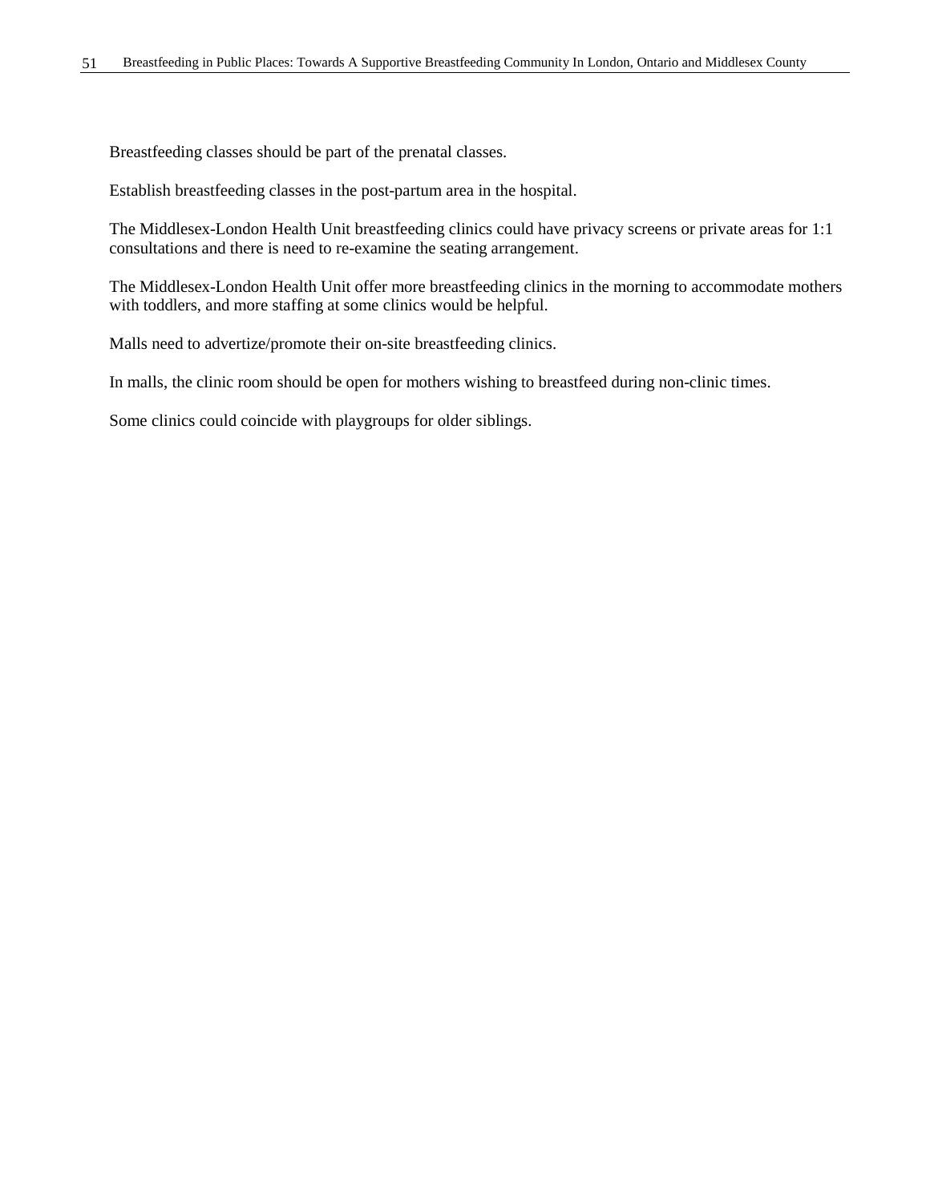Breastfeeding classes should be part of the prenatal classes.

Establish breastfeeding classes in the post-partum area in the hospital.

The Middlesex-London Health Unit breastfeeding clinics could have privacy screens or private areas for 1:1 consultations and there is need to re-examine the seating arrangement.

The Middlesex-London Health Unit offer more breastfeeding clinics in the morning to accommodate mothers with toddlers, and more staffing at some clinics would be helpful.

Malls need to advertize/promote their on-site breastfeeding clinics.

In malls, the clinic room should be open for mothers wishing to breastfeed during non-clinic times.

Some clinics could coincide with playgroups for older siblings.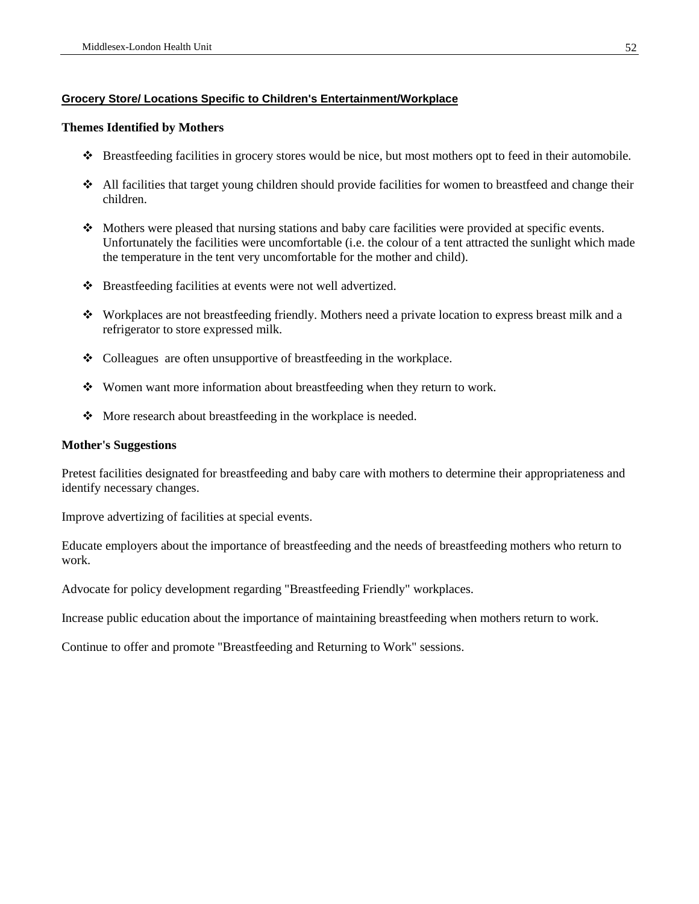## Grocery Store/ Locations Specific to Children's Entertainment/Workplace

**Themes Identified by Mothers**

- Breastfeeding facilities in grocery stores would be nice, but most mothers opt to feed in their automobile.
- All facilities that target young children should provide facilities for women to breastfeed and change their children.
- Mothers were pleased that nursing stations and baby care facilities were provided at specific events. Unfortunately the facilities were uncomfortable (i.e. the colour of a tent attracted the sunlight which made the temperature in the tent very uncomfortable for the mother and child).
- Breastfeeding facilities at events were not well advertized.
- Workplaces are not breastfeeding friendly. Mothers need a private location to express breast milk and a refrigerator to store expressed milk.
- Colleagues are often unsupportive of breastfeeding in the workplace.
- Women want more information about breastfeeding when they return to work.
- More research about breastfeeding in the workplace is needed.

**Mother's Suggestions**

Pretest facilities designated for breastfeeding and baby care with mothers to determine their appropriateness and identify necessary changes.

Improve advertizing of facilities at special events.

Educate employers about the importance of breastfeeding and the needs of breastfeeding mothers who return to work.

Advocate for policy development regarding "Breastfeeding Friendly" workplaces.

Increase public education about the importance of maintaining breastfeeding when mothers return to work.

Continue to offer and promote "Breastfeeding and Returning to Work" sessions.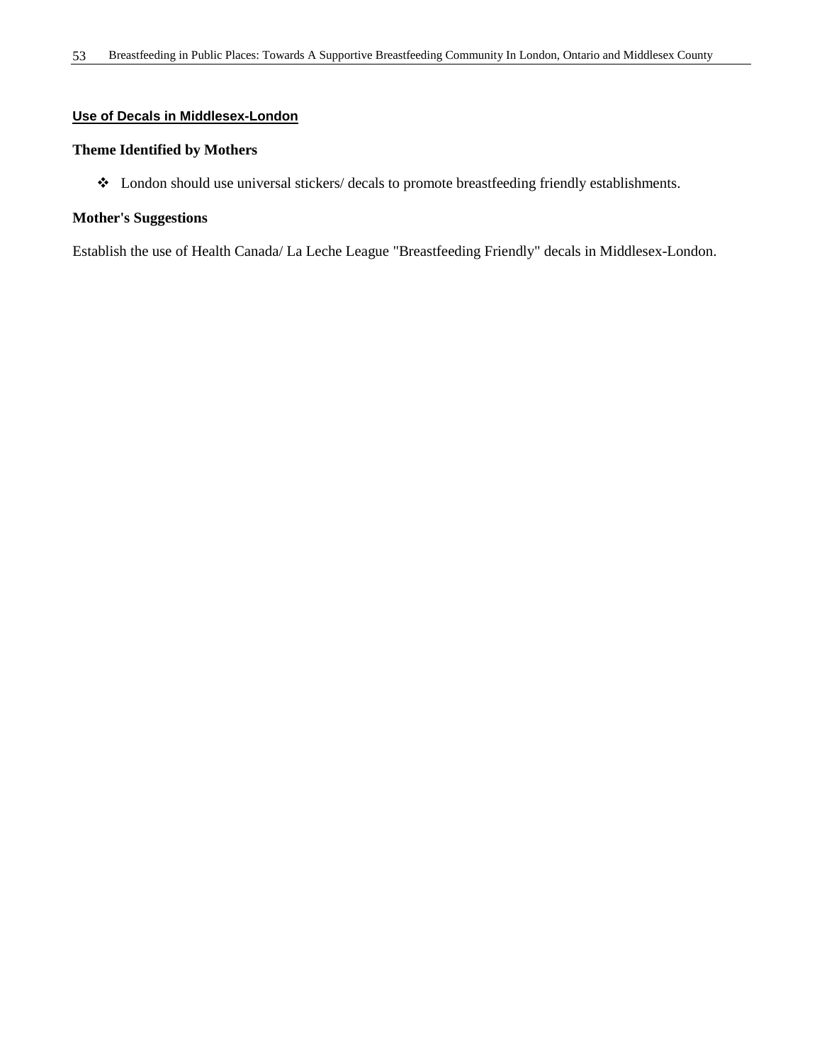## Use of Decals in Middlesex-London

### Theme Identified by Mothers

- London should use universal stickers/ decals to promote breastfeeding friendly establishments.

### Mother's Suggestions

Establish the use of Health Canada/ La Leche League "Breastfeeding Friendly" decals in Middlesex-London.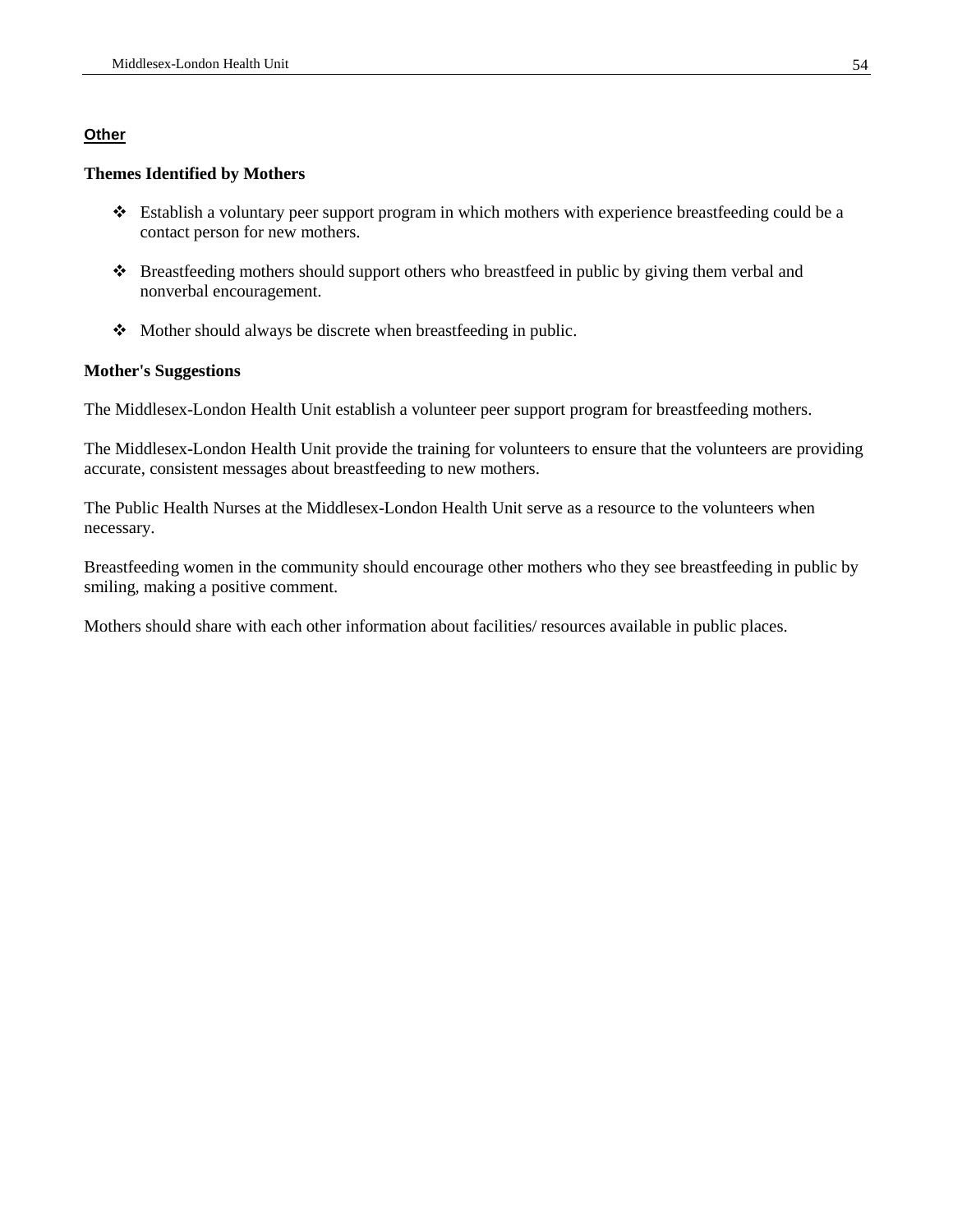**Other**

**Themes Identified by Mothers**

- Establish a voluntary peer support program in which mothers with experience breastfeeding could be a contact person for new mothers.
- Breastfeeding mothers should support others who breastfeed in public by giving them verbal and nonverbal encouragement.
- Mother should always be discrete when breastfeeding in public.

**Mother's Suggestions**

The Middlesex-London Health Unit establish a volunteer peer support program for breastfeeding mothers.

The Middlesex-London Health Unit provide the training for volunteers to ensure that the volunteers are providing accurate, consistent messages about breastfeeding to new mothers.

The Public Health Nurses at the Middlesex-London Health Unit serve as a resource to the volunteers when necessary.

Breastfeeding women in the community should encourage other mothers who they see breastfeeding in public by smiling, making a positive comment.

Mothers should share with each other information about facilities/ resources available in public places.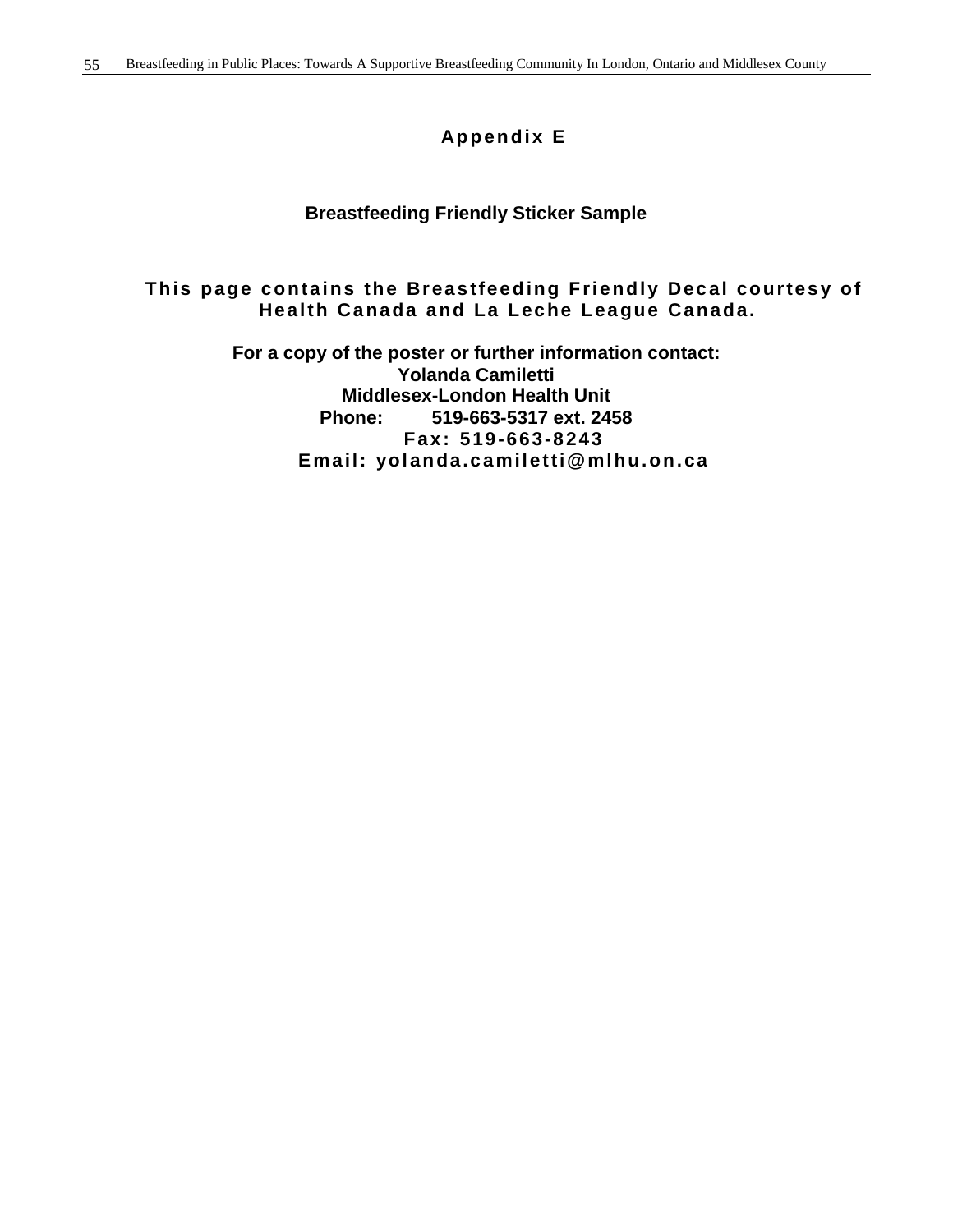# Appendix E

## Breastfeeding Friendly Sticker Sample

**This page contains the Breastfeeding Friendly Decal courtesy of Health Canada and La Leche League Canada.**

**For a copy of the poster or further information contact:**
**Yolanda Camiletti**
**Middlesex-London Health Unit**
**Phone: 519-663-5317 ext. 2458**
**Fax: 519-663-8243**
**Email: yolanda.camiletti@mlhu.on.ca**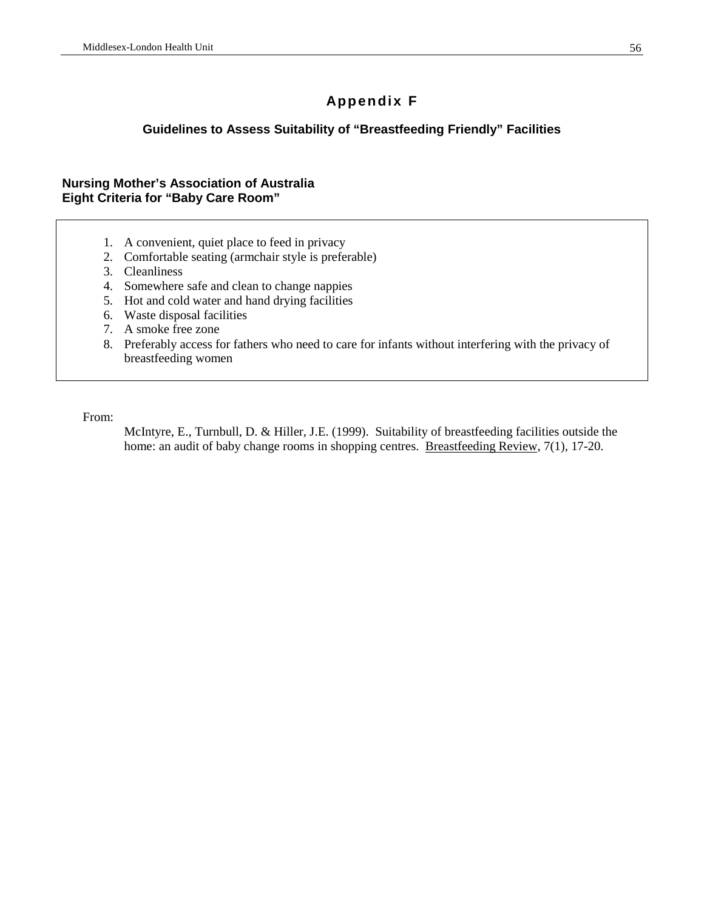# Appendix F

## Guidelines to Assess Suitability of "Breastfeeding Friendly" Facilities

### Nursing Mother's Association of Australia
### Eight Criteria for "Baby Care Room"

1. A convenient, quiet place to feed in privacy
2. Comfortable seating (armchair style is preferable)
3. Cleanliness
4. Somewhere safe and clean to change nappies
5. Hot and cold water and hand drying facilities
6. Waste disposal facilities
7. A smoke free zone
8. Preferably access for fathers who need to care for infants without interfering with the privacy of breastfeeding women

From:

McIntyre, E., Turnbull, D. & Hiller, J.E. (1999). Suitability of breastfeeding facilities outside the home: an audit of baby change rooms in shopping centres. Breastfeeding Review, 7(1), 17-20.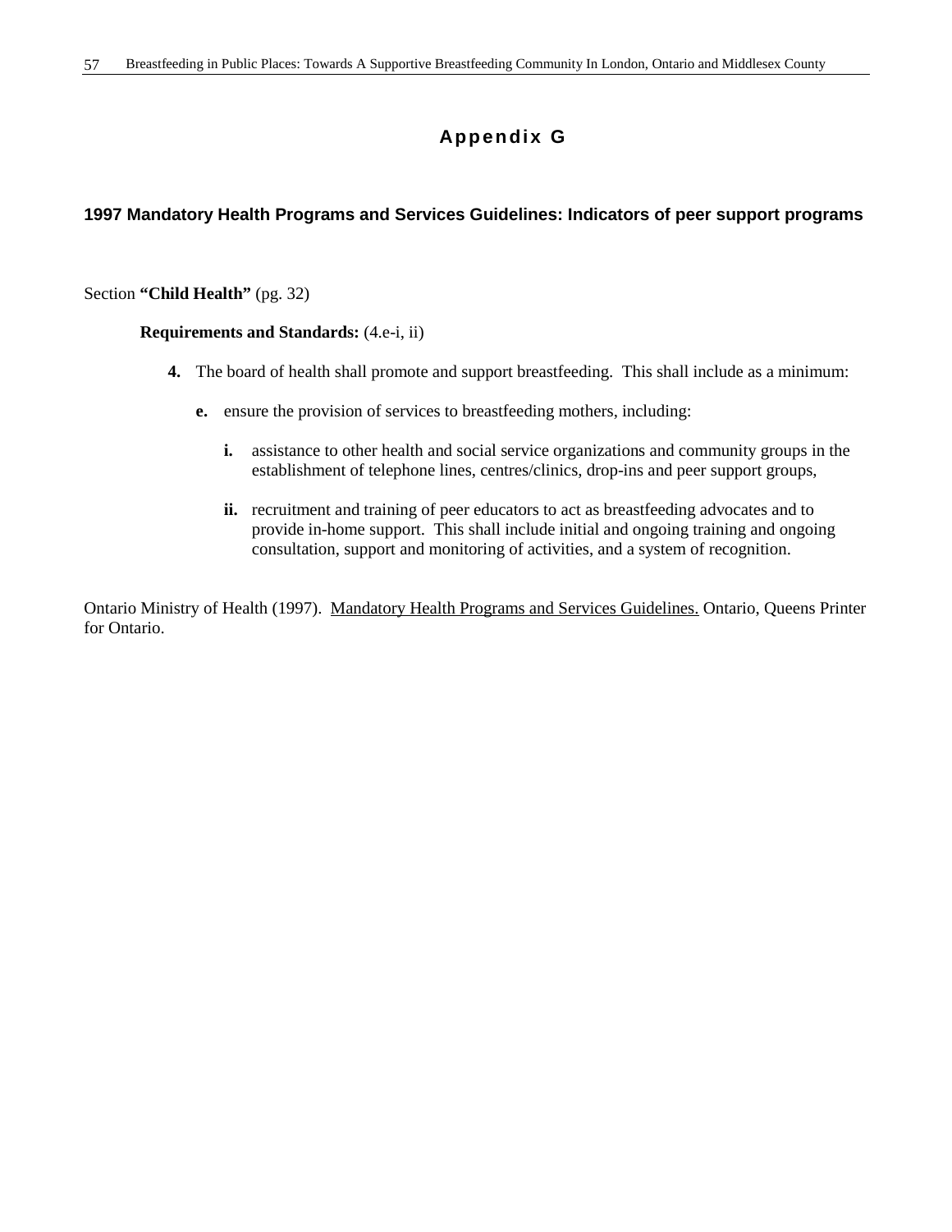# Appendix G

### 1997 Mandatory Health Programs and Services Guidelines: Indicators of peer support programs

Section **"Child Health"** (pg. 32)

**Requirements and Standards:** (4.e-i, ii)

**4.** The board of health shall promote and support breastfeeding. This shall include as a minimum:

**e.** ensure the provision of services to breastfeeding mothers, including:

**i.** assistance to other health and social service organizations and community groups in the establishment of telephone lines, centres/clinics, drop-ins and peer support groups,

**ii.** recruitment and training of peer educators to act as breastfeeding advocates and to provide in-home support. This shall include initial and ongoing training and ongoing consultation, support and monitoring of activities, and a system of recognition.

Ontario Ministry of Health (1997). Mandatory Health Programs and Services Guidelines. Ontario, Queens Printer for Ontario.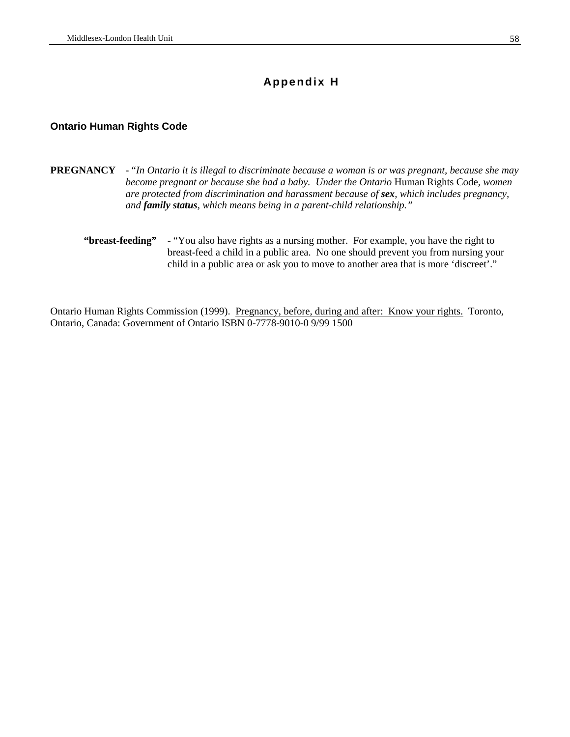# Appendix H

## Ontario Human Rights Code

**PREGNANCY** - *"In Ontario it is illegal to discriminate because a woman is or was pregnant, because she may become pregnant or because she had a baby. Under the Ontario* Human Rights Code*, women are protected from discrimination and harassment because of* ***sex****, which includes pregnancy, and* ***family status****, which means being in a parent-child relationship."*

**"breast-feeding"** - "You also have rights as a nursing mother. For example, you have the right to breast-feed a child in a public area. No one should prevent you from nursing your child in a public area or ask you to move to another area that is more 'discreet'."

Ontario Human Rights Commission (1999). Pregnancy, before, during and after: Know your rights. Toronto, Ontario, Canada: Government of Ontario ISBN 0-7778-9010-0 9/99 1500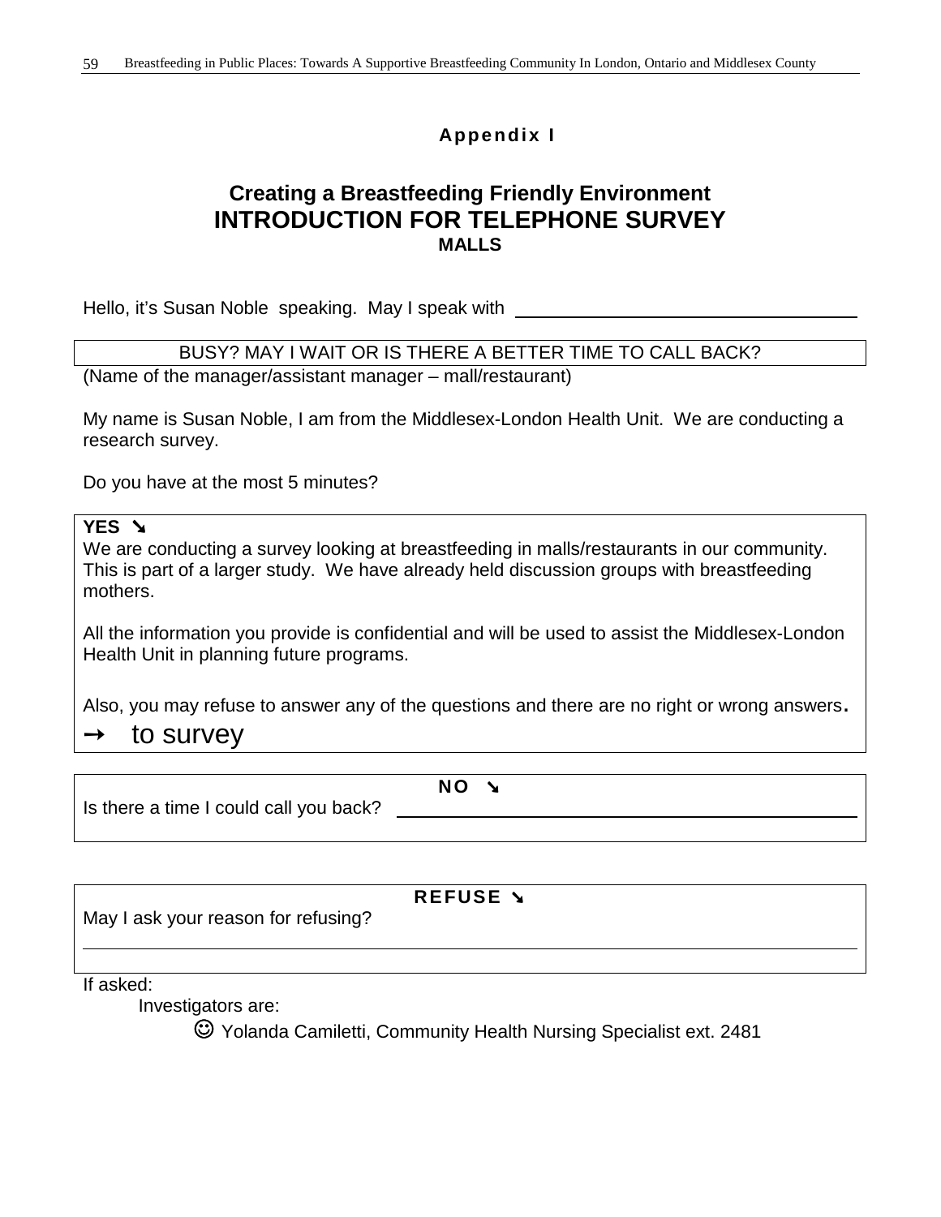# Appendix I

## Creating a Breastfeeding Friendly Environment
## INTRODUCTION FOR TELEPHONE SURVEY
### MALLS

Hello, it's Susan Noble speaking. May I speak with \_\_\_\_\_\_\_\_\_\_\_\_\_\_\_\_\_\_\_\_\_\_\_\_\_\_\_\_\_\_

BUSY? MAY I WAIT OR IS THERE A BETTER TIME TO CALL BACK?

(Name of the manager/assistant manager – mall/restaurant)

My name is Susan Noble, I am from the Middlesex-London Health Unit. We are conducting a research survey.

Do you have at the most 5 minutes?

**YES ↘**

We are conducting a survey looking at breastfeeding in malls/restaurants in our community. This is part of a larger study. We have already held discussion groups with breastfeeding mothers.

All the information you provide is confidential and will be used to assist the Middlesex-London Health Unit in planning future programs.

Also, you may refuse to answer any of the questions and there are no right or wrong answers.

→ to survey

**NO ↘**

Is there a time I could call you back? \_\_\_\_\_\_\_\_\_\_\_\_\_\_\_\_\_\_\_\_\_\_\_\_\_\_\_\_\_\_

**REFUSE ↘**

May I ask your reason for refusing?

\_\_\_\_\_\_\_\_\_\_\_\_\_\_\_\_\_\_\_\_\_\_\_\_\_\_\_\_\_\_\_\_\_\_\_\_\_\_\_\_\_\_\_\_\_\_\_\_\_\_\_\_\_\_\_\_\_\_

If asked:

Investigators are:

☺ Yolanda Camiletti, Community Health Nursing Specialist ext. 2481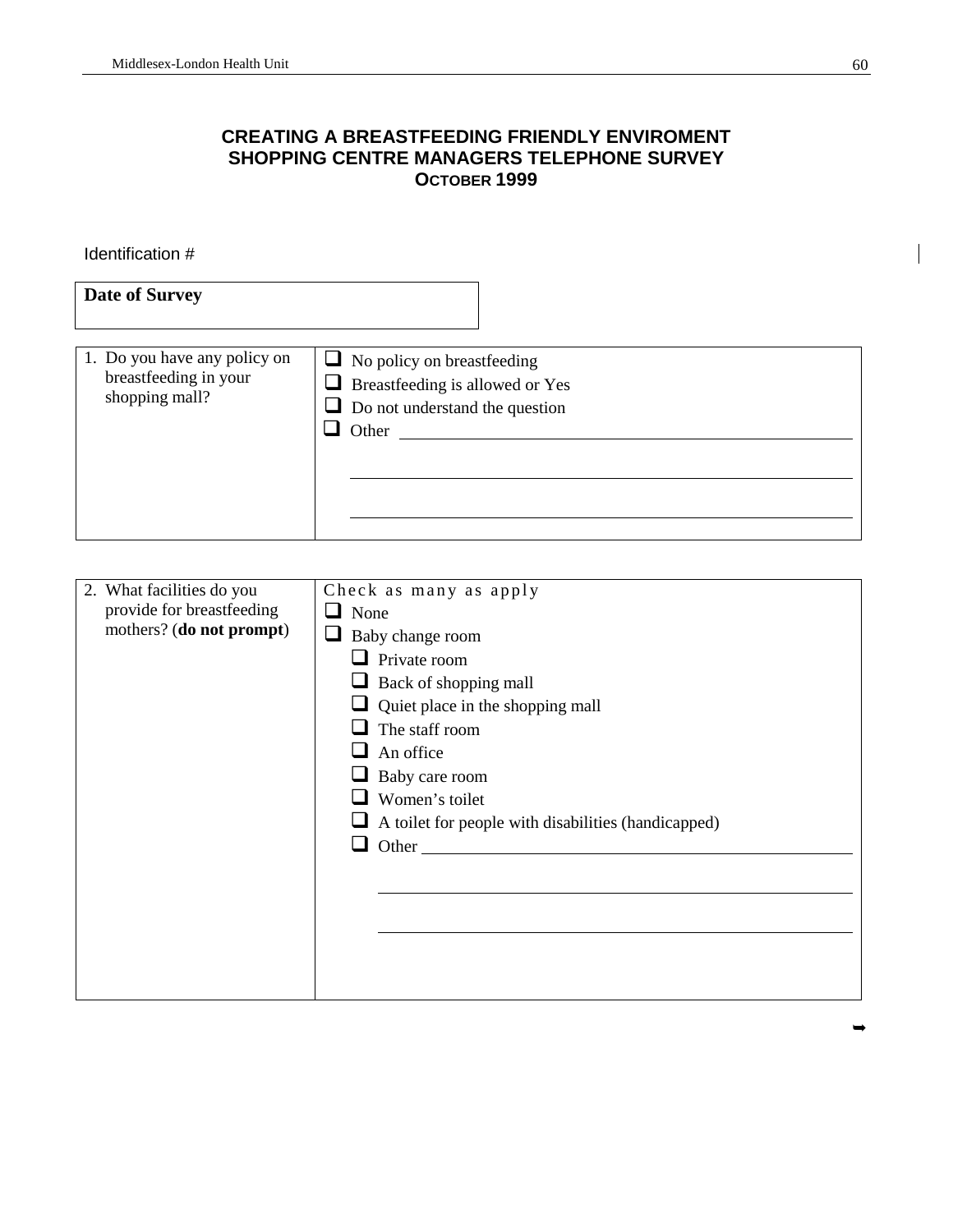## CREATING A BREASTFEEDING FRIENDLY ENVIROMENT
## SHOPPING CENTRE MANAGERS TELEPHONE SURVEY
## OCTOBER 1999

Identification #

| **Date of Survey** |
|---|
| |

| | |
|---|---|
| 1. Do you have any policy on breastfeeding in your shopping mall? | ❑ No policy on breastfeeding<br>❑ Breastfeeding is allowed or Yes<br>❑ Do not understand the question<br>❑ Other ____________________<br>____________________<br>____________________ |

| | |
|---|---|
| 2. What facilities do you provide for breastfeeding mothers? (**do not prompt**) | Check as many as apply<br>❑ None<br>❑ Baby change room<br>&nbsp;&nbsp;&nbsp;&nbsp;❑ Private room<br>&nbsp;&nbsp;&nbsp;&nbsp;❑ Back of shopping mall<br>&nbsp;&nbsp;&nbsp;&nbsp;❑ Quiet place in the shopping mall<br>&nbsp;&nbsp;&nbsp;&nbsp;❑ The staff room<br>&nbsp;&nbsp;&nbsp;&nbsp;❑ An office<br>&nbsp;&nbsp;&nbsp;&nbsp;❑ Baby care room<br>&nbsp;&nbsp;&nbsp;&nbsp;❑ Women's toilet<br>&nbsp;&nbsp;&nbsp;&nbsp;❑ A toilet for people with disabilities (handicapped)<br>&nbsp;&nbsp;&nbsp;&nbsp;❑ Other ____________________<br>____________________<br>____________________ |

➡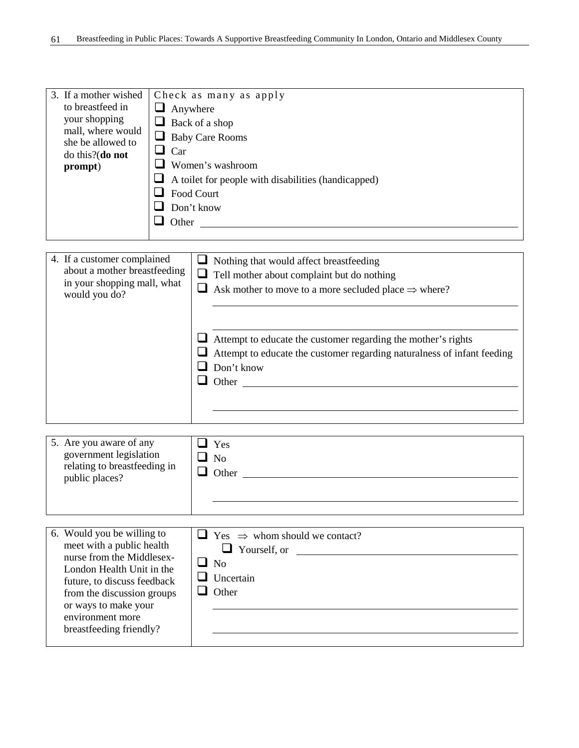| | |
|---|---|
| 3. If a mother wished to breastfeed in your shopping mall, where would she be allowed to do this?(**do not prompt**) | Check as many as apply<br>❑ Anywhere<br>❑ Back of a shop<br>❑ Baby Care Rooms<br>❑ Car<br>❑ Women's washroom<br>❑ A toilet for people with disabilities (handicapped)<br>❑ Food Court<br>❑ Don't know<br>❑ Other ______ |

| | |
|---|---|
| 4. If a customer complained about a mother breastfeeding in your shopping mall, what would you do? | ❑ Nothing that would affect breastfeeding<br>❑ Tell mother about complaint but do nothing<br>❑ Ask mother to move to a more secluded place ⇒ where?<br>______<br>______<br>❑ Attempt to educate the customer regarding the mother's rights<br>❑ Attempt to educate the customer regarding naturalness of infant feeding<br>❑ Don't know<br>❑ Other ______<br>______ |

| | |
|---|---|
| 5. Are you aware of any government legislation relating to breastfeeding in public places? | ❑ Yes<br>❑ No<br>❑ Other ______<br>______ |

| | |
|---|---|
| 6. Would you be willing to meet with a public health nurse from the Middlesex-London Health Unit in the future, to discuss feedback from the discussion groups or ways to make your environment more breastfeeding friendly? | ❑ Yes ⇒ whom should we contact?<br>❑ Yourself, or ______<br>❑ No<br>❑ Uncertain<br>❑ Other<br>______<br>______ |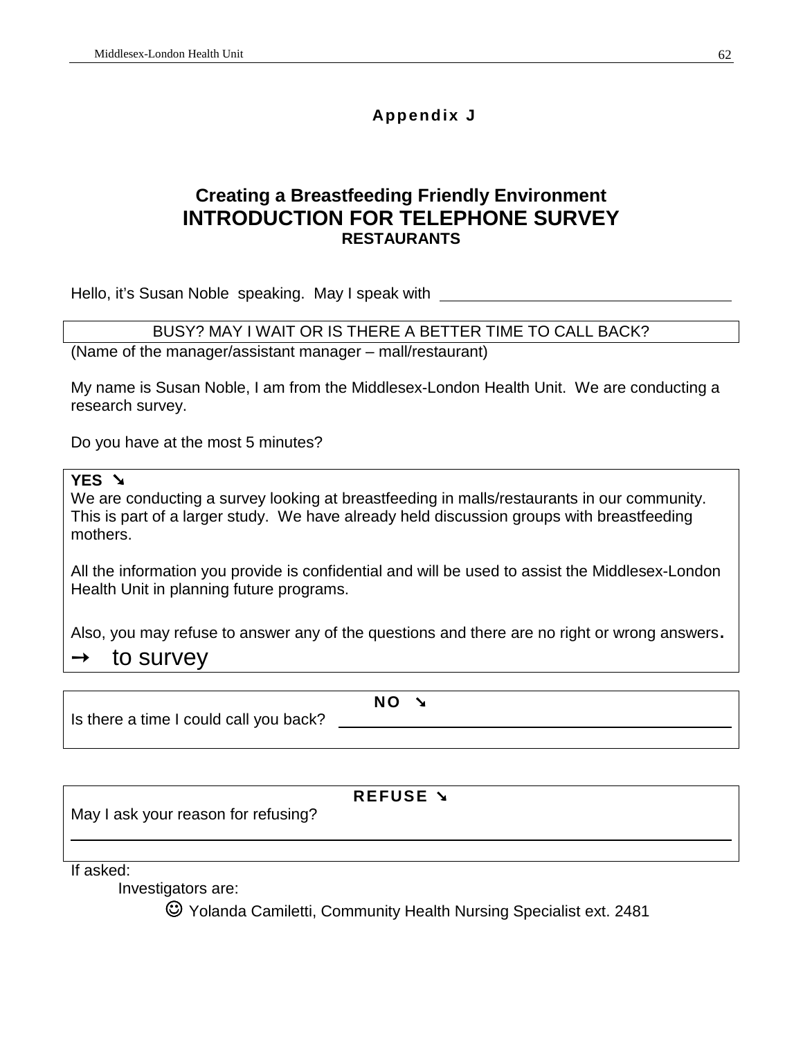## Appendix J

# Creating a Breastfeeding Friendly Environment
# INTRODUCTION FOR TELEPHONE SURVEY
### RESTAURANTS

Hello, it's Susan Noble speaking. May I speak with ____________________________

BUSY? MAY I WAIT OR IS THERE A BETTER TIME TO CALL BACK?

(Name of the manager/assistant manager – mall/restaurant)

My name is Susan Noble, I am from the Middlesex-London Health Unit. We are conducting a research survey.

Do you have at the most 5 minutes?

**YES ↘**

We are conducting a survey looking at breastfeeding in malls/restaurants in our community. This is part of a larger study. We have already held discussion groups with breastfeeding mothers.

All the information you provide is confidential and will be used to assist the Middlesex-London Health Unit in planning future programs.

Also, you may refuse to answer any of the questions and there are no right or wrong answers.

→ to survey

**NO ↘**

Is there a time I could call you back? ____________________________

**REFUSE ↘**

May I ask your reason for refusing?

____________________________

If asked:

Investigators are:

☺ Yolanda Camiletti, Community Health Nursing Specialist ext. 2481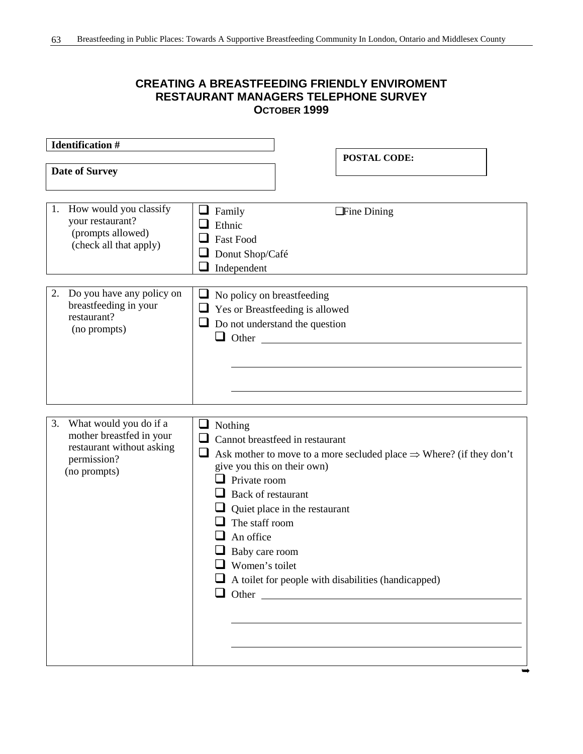## CREATING A BREASTFEEDING FRIENDLY ENVIROMENT
## RESTAURANT MANAGERS TELEPHONE SURVEY
## OCTOBER 1999

| | |
|---|---|
| **Identification #** | |
| **Date of Survey** | |
| **POSTAL CODE:** | |

| | |
|---|---|
| 1. How would you classify your restaurant? (prompts allowed) (check all that apply) | ❑ Family ❑ Fine Dining<br>❑ Ethnic<br>❑ Fast Food<br>❑ Donut Shop/Café<br>❑ Independent |
| 2. Do you have any policy on breastfeeding in your restaurant? (no prompts) | ❑ No policy on breastfeeding<br>❑ Yes or Breastfeeding is allowed<br>❑ Do not understand the question<br>❑ Other ____________________<br>____________________<br>____________________ |
| 3. What would you do if a mother breastfed in your restaurant without asking permission? (no prompts) | ❑ Nothing<br>❑ Cannot breastfeed in restaurant<br>❑ Ask mother to move to a more secluded place ⇒ Where? (if they don't give you this on their own)<br>❑ Private room<br>❑ Back of restaurant<br>❑ Quiet place in the restaurant<br>❑ The staff room<br>❑ An office<br>❑ Baby care room<br>❑ Women's toilet<br>❑ A toilet for people with disabilities (handicapped)<br>❑ Other ____________________<br>____________________<br>____________________ |

➡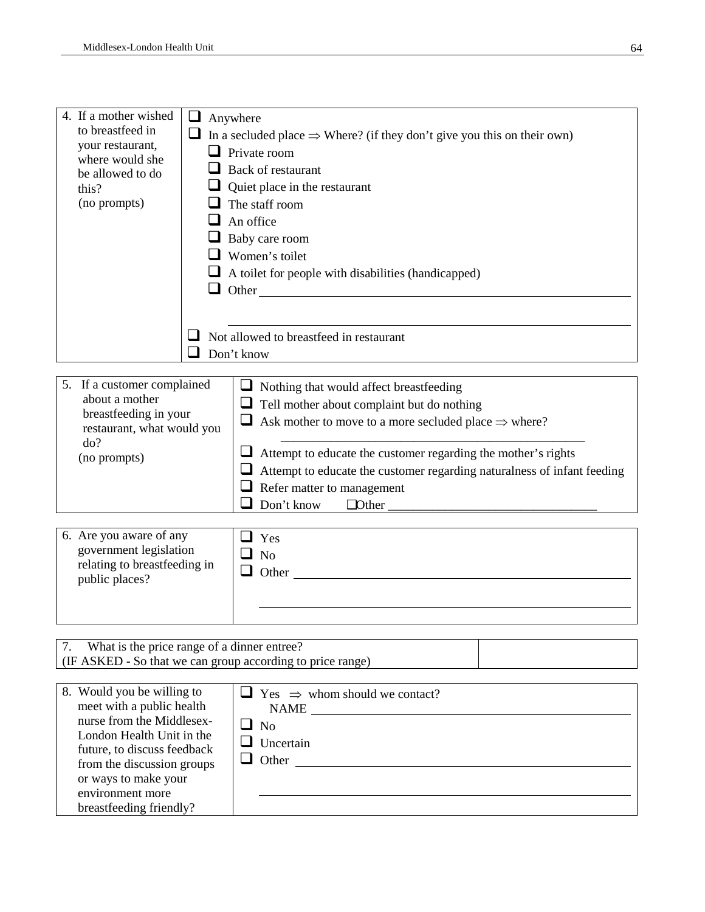| | |
|---|---|
| 4. If a mother wished to breastfeed in your restaurant, where would she be allowed to do this? (no prompts) | ❑ Anywhere<br>❑ In a secluded place ⇒ Where? (if they don't give you this on their own)<br>&nbsp;&nbsp;&nbsp;&nbsp;❑ Private room<br>&nbsp;&nbsp;&nbsp;&nbsp;❑ Back of restaurant<br>&nbsp;&nbsp;&nbsp;&nbsp;❑ Quiet place in the restaurant<br>&nbsp;&nbsp;&nbsp;&nbsp;❑ The staff room<br>&nbsp;&nbsp;&nbsp;&nbsp;❑ An office<br>&nbsp;&nbsp;&nbsp;&nbsp;❑ Baby care room<br>&nbsp;&nbsp;&nbsp;&nbsp;❑ Women's toilet<br>&nbsp;&nbsp;&nbsp;&nbsp;❑ A toilet for people with disabilities (handicapped)<br>&nbsp;&nbsp;&nbsp;&nbsp;❑ Other ____________________<br>❑ Not allowed to breastfeed in restaurant<br>❑ Don't know |

| | |
|---|---|
| 5. If a customer complained about a mother breastfeeding in your restaurant, what would you do? (no prompts) | ❑ Nothing that would affect breastfeeding<br>❑ Tell mother about complaint but do nothing<br>❑ Ask mother to move to a more secluded place ⇒ where? ____________________<br>❑ Attempt to educate the customer regarding the mother's rights<br>❑ Attempt to educate the customer regarding naturalness of infant feeding<br>❑ Refer matter to management<br>❑ Don't know ❑ Other ____________________ |

| | |
|---|---|
| 6. Are you aware of any government legislation relating to breastfeeding in public places? | ❑ Yes<br>❑ No<br>❑ Other ____________________ |

| | |
|---|---|
| 7. What is the price range of a dinner entree? (IF ASKED - So that we can group according to price range) | |

| | |
|---|---|
| 8. Would you be willing to meet with a public health nurse from the Middlesex-London Health Unit in the future, to discuss feedback from the discussion groups or ways to make your environment more breastfeeding friendly? | ❑ Yes ⇒ whom should we contact?<br>NAME ____________________<br>❑ No<br>❑ Uncertain<br>❑ Other ____________________ |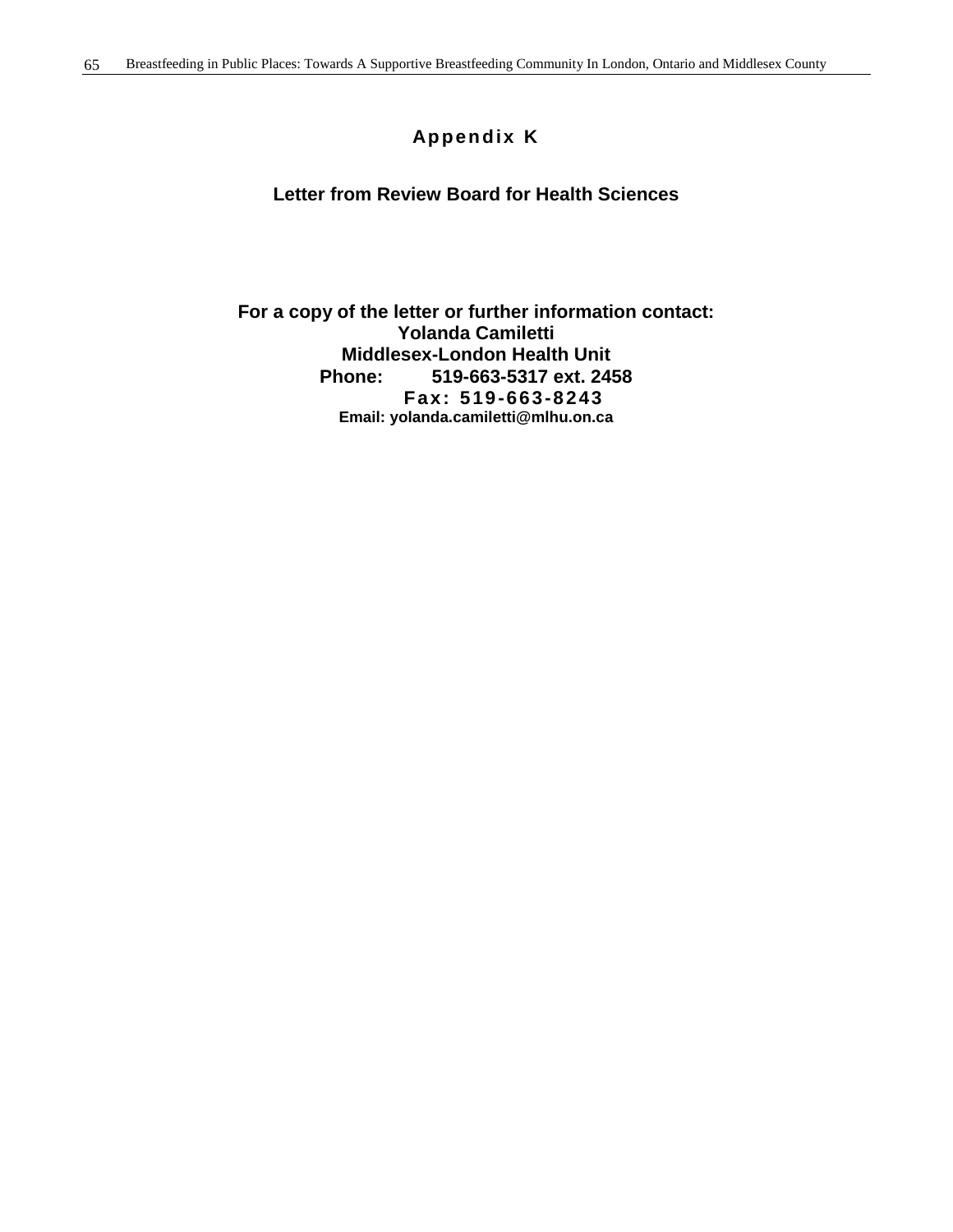# Appendix K

## Letter from Review Board for Health Sciences

**For a copy of the letter or further information contact:**
**Yolanda Camiletti**
**Middlesex-London Health Unit**
**Phone: 519-663-5317 ext. 2458**
**Fax: 519-663-8243**
**Email: yolanda.camiletti@mlhu.on.ca**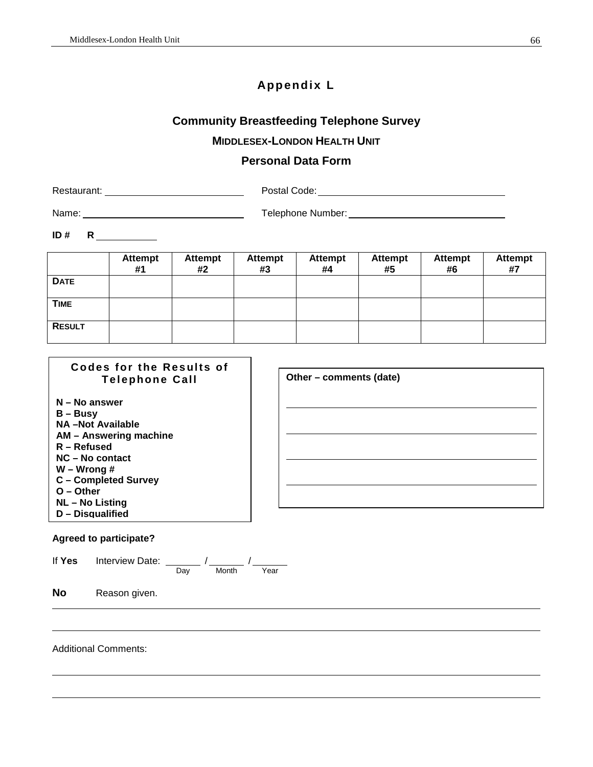# Appendix L

## Community Breastfeeding Telephone Survey

### MIDDLESEX-LONDON HEALTH UNIT

### Personal Data Form

Restaurant: ______________________ Postal Code: ______________________________

Name: __________________________ Telephone Number: __________________________

**ID #** **R** __________

| | Attempt #1 | Attempt #2 | Attempt #3 | Attempt #4 | Attempt #5 | Attempt #6 | Attempt #7 |
|---|---|---|---|---|---|---|---|
| **DATE** | | | | | | | |
| **TIME** | | | | | | | |
| **RESULT** | | | | | | | |

**Codes for the Results of Telephone Call**

- **N – No answer**
- **B – Busy**
- **NA –Not Available**
- **AM – Answering machine**
- **R – Refused**
- **NC – No contact**
- **W – Wrong #**
- **C – Completed Survey**
- **O – Other**
- **NL – No Listing**
- **D – Disqualified**

**Other – comments (date)**

____________________________________________

____________________________________________

____________________________________________

____________________________________________

**Agreed to participate?**

If **Yes** Interview Date: ______ / ______ / ______
Day Month Year

**No** Reason given.

______________________________________________________________________________

______________________________________________________________________________

Additional Comments:

______________________________________________________________________________

______________________________________________________________________________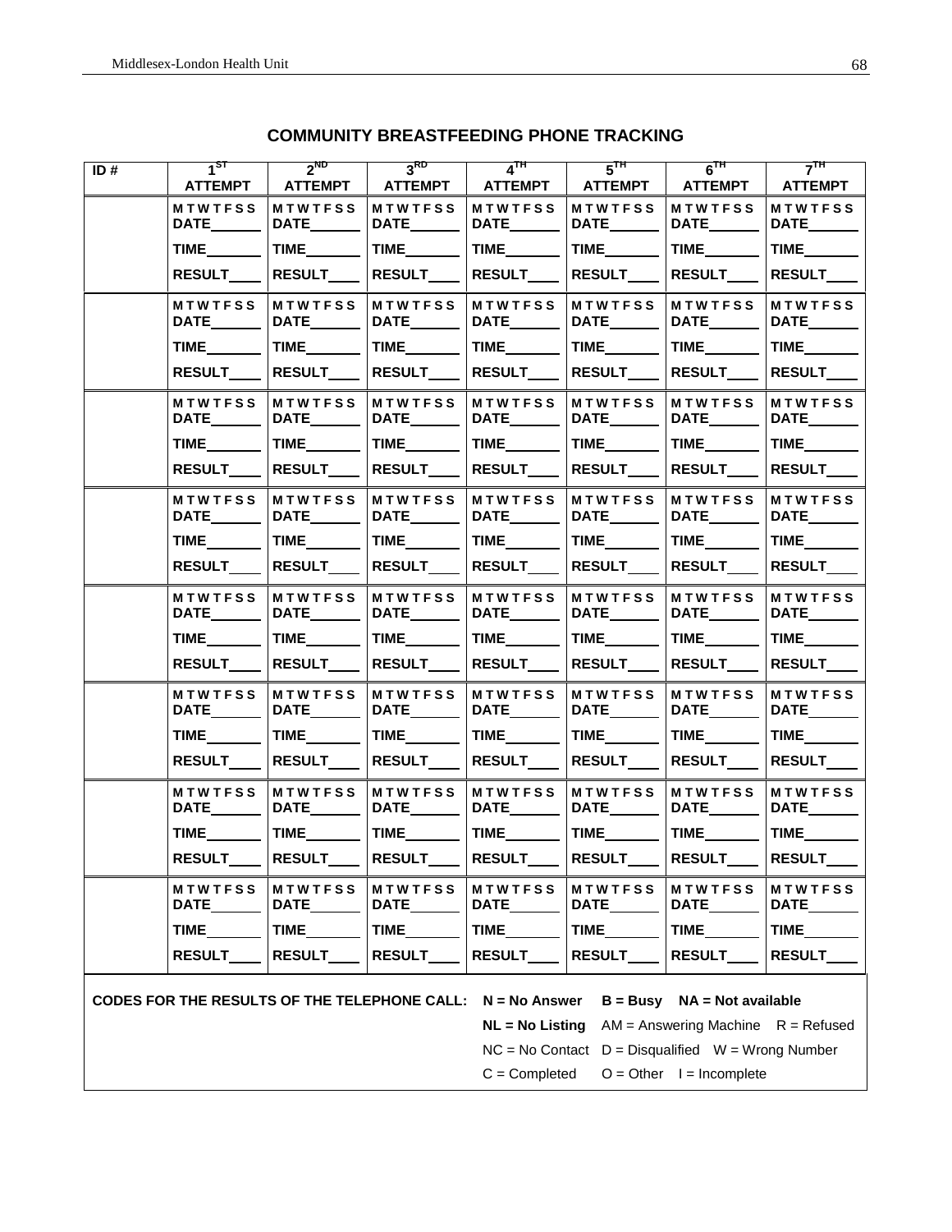## COMMUNITY BREASTFEEDING PHONE TRACKING

| ID # | 1ST ATTEMPT | 2ND ATTEMPT | 3RD ATTEMPT | 4TH ATTEMPT | 5TH ATTEMPT | 6TH ATTEMPT | 7TH ATTEMPT |
|---|---|---|---|---|---|---|---|
| | M T W T F S S<br>DATE______<br>TIME______<br>RESULT____ | M T W T F S S<br>DATE______<br>TIME______<br>RESULT____ | M T W T F S S<br>DATE______<br>TIME______<br>RESULT____ | M T W T F S S<br>DATE______<br>TIME______<br>RESULT____ | M T W T F S S<br>DATE______<br>TIME______<br>RESULT____ | M T W T F S S<br>DATE______<br>TIME______<br>RESULT____ | M T W T F S S<br>DATE______<br>TIME______<br>RESULT____ |
| | M T W T F S S<br>DATE______<br>TIME______<br>RESULT____ | M T W T F S S<br>DATE______<br>TIME______<br>RESULT____ | M T W T F S S<br>DATE______<br>TIME______<br>RESULT____ | M T W T F S S<br>DATE______<br>TIME______<br>RESULT____ | M T W T F S S<br>DATE______<br>TIME______<br>RESULT____ | M T W T F S S<br>DATE______<br>TIME______<br>RESULT____ | M T W T F S S<br>DATE______<br>TIME______<br>RESULT____ |
| | M T W T F S S<br>DATE______<br>TIME______<br>RESULT____ | M T W T F S S<br>DATE______<br>TIME______<br>RESULT____ | M T W T F S S<br>DATE______<br>TIME______<br>RESULT____ | M T W T F S S<br>DATE______<br>TIME______<br>RESULT____ | M T W T F S S<br>DATE______<br>TIME______<br>RESULT____ | M T W T F S S<br>DATE______<br>TIME______<br>RESULT____ | M T W T F S S<br>DATE______<br>TIME______<br>RESULT____ |
| | M T W T F S S<br>DATE______<br>TIME______<br>RESULT____ | M T W T F S S<br>DATE______<br>TIME______<br>RESULT____ | M T W T F S S<br>DATE______<br>TIME______<br>RESULT____ | M T W T F S S<br>DATE______<br>TIME______<br>RESULT____ | M T W T F S S<br>DATE______<br>TIME______<br>RESULT____ | M T W T F S S<br>DATE______<br>TIME______<br>RESULT____ | M T W T F S S<br>DATE______<br>TIME______<br>RESULT____ |
| | M T W T F S S<br>DATE______<br>TIME______<br>RESULT____ | M T W T F S S<br>DATE______<br>TIME______<br>RESULT____ | M T W T F S S<br>DATE______<br>TIME______<br>RESULT____ | M T W T F S S<br>DATE______<br>TIME______<br>RESULT____ | M T W T F S S<br>DATE______<br>TIME______<br>RESULT____ | M T W T F S S<br>DATE______<br>TIME______<br>RESULT____ | M T W T F S S<br>DATE______<br>TIME______<br>RESULT____ |
| | M T W T F S S<br>DATE______<br>TIME______<br>RESULT____ | M T W T F S S<br>DATE______<br>TIME______<br>RESULT____ | M T W T F S S<br>DATE______<br>TIME______<br>RESULT____ | M T W T F S S<br>DATE______<br>TIME______<br>RESULT____ | M T W T F S S<br>DATE______<br>TIME______<br>RESULT____ | M T W T F S S<br>DATE______<br>TIME______<br>RESULT____ | M T W T F S S<br>DATE______<br>TIME______<br>RESULT____ |
| | M T W T F S S<br>DATE______<br>TIME______<br>RESULT____ | M T W T F S S<br>DATE______<br>TIME______<br>RESULT____ | M T W T F S S<br>DATE______<br>TIME______<br>RESULT____ | M T W T F S S<br>DATE______<br>TIME______<br>RESULT____ | M T W T F S S<br>DATE______<br>TIME______<br>RESULT____ | M T W T F S S<br>DATE______<br>TIME______<br>RESULT____ | M T W T F S S<br>DATE______<br>TIME______<br>RESULT____ |
| | M T W T F S S<br>DATE______<br>TIME______<br>RESULT____ | M T W T F S S<br>DATE______<br>TIME______<br>RESULT____ | M T W T F S S<br>DATE______<br>TIME______<br>RESULT____ | M T W T F S S<br>DATE______<br>TIME______<br>RESULT____ | M T W T F S S<br>DATE______<br>TIME______<br>RESULT____ | M T W T F S S<br>DATE______<br>TIME______<br>RESULT____ | M T W T F S S<br>DATE______<br>TIME______<br>RESULT____ |

**CODES FOR THE RESULTS OF THE TELEPHONE CALL:** **N = No Answer** **B = Busy** **NA = Not available**
**NL = No Listing** AM = Answering Machine R = Refused
NC = No Contact D = Disqualified W = Wrong Number
C = Completed O = Other I = Incomplete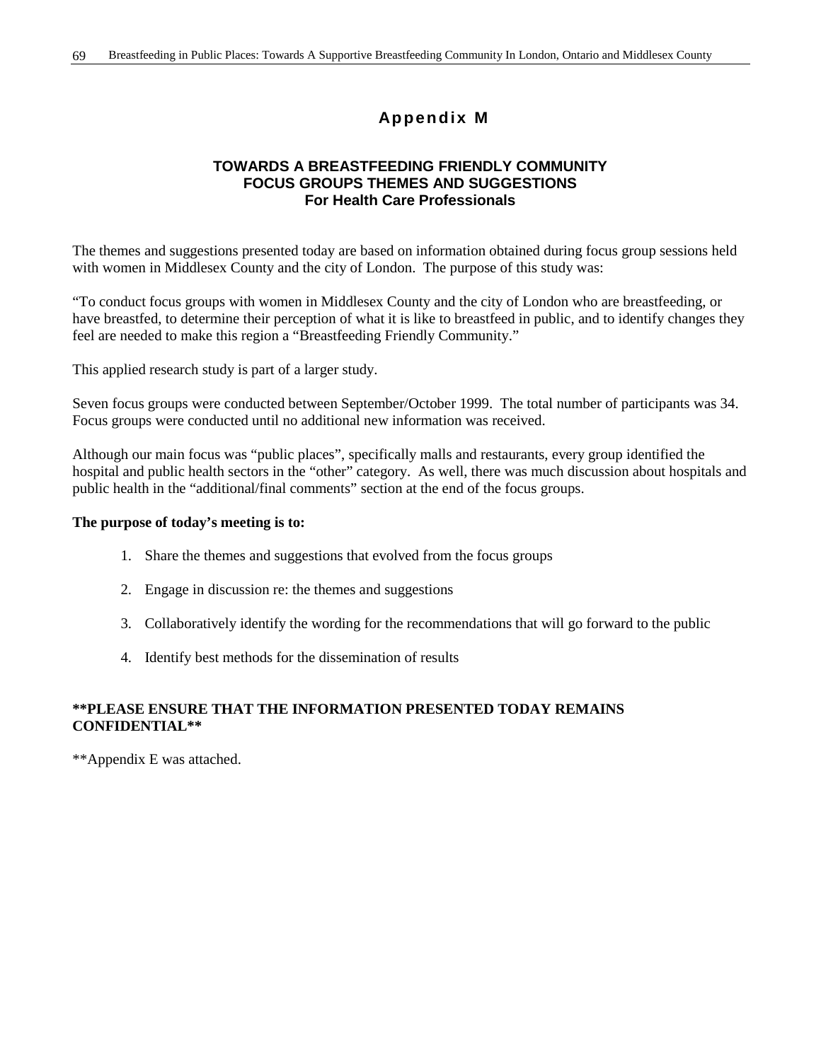# Appendix M

### TOWARDS A BREASTFEEDING FRIENDLY COMMUNITY
### FOCUS GROUPS THEMES AND SUGGESTIONS
### For Health Care Professionals

The themes and suggestions presented today are based on information obtained during focus group sessions held with women in Middlesex County and the city of London. The purpose of this study was:

"To conduct focus groups with women in Middlesex County and the city of London who are breastfeeding, or have breastfed, to determine their perception of what it is like to breastfeed in public, and to identify changes they feel are needed to make this region a "Breastfeeding Friendly Community."

This applied research study is part of a larger study.

Seven focus groups were conducted between September/October 1999. The total number of participants was 34. Focus groups were conducted until no additional new information was received.

Although our main focus was "public places", specifically malls and restaurants, every group identified the hospital and public health sectors in the "other" category. As well, there was much discussion about hospitals and public health in the "additional/final comments" section at the end of the focus groups.

**The purpose of today's meeting is to:**

1. Share the themes and suggestions that evolved from the focus groups
2. Engage in discussion re: the themes and suggestions
3. Collaboratively identify the wording for the recommendations that will go forward to the public
4. Identify best methods for the dissemination of results

**\*\*PLEASE ENSURE THAT THE INFORMATION PRESENTED TODAY REMAINS CONFIDENTIAL\*\***

\*\*Appendix E was attached.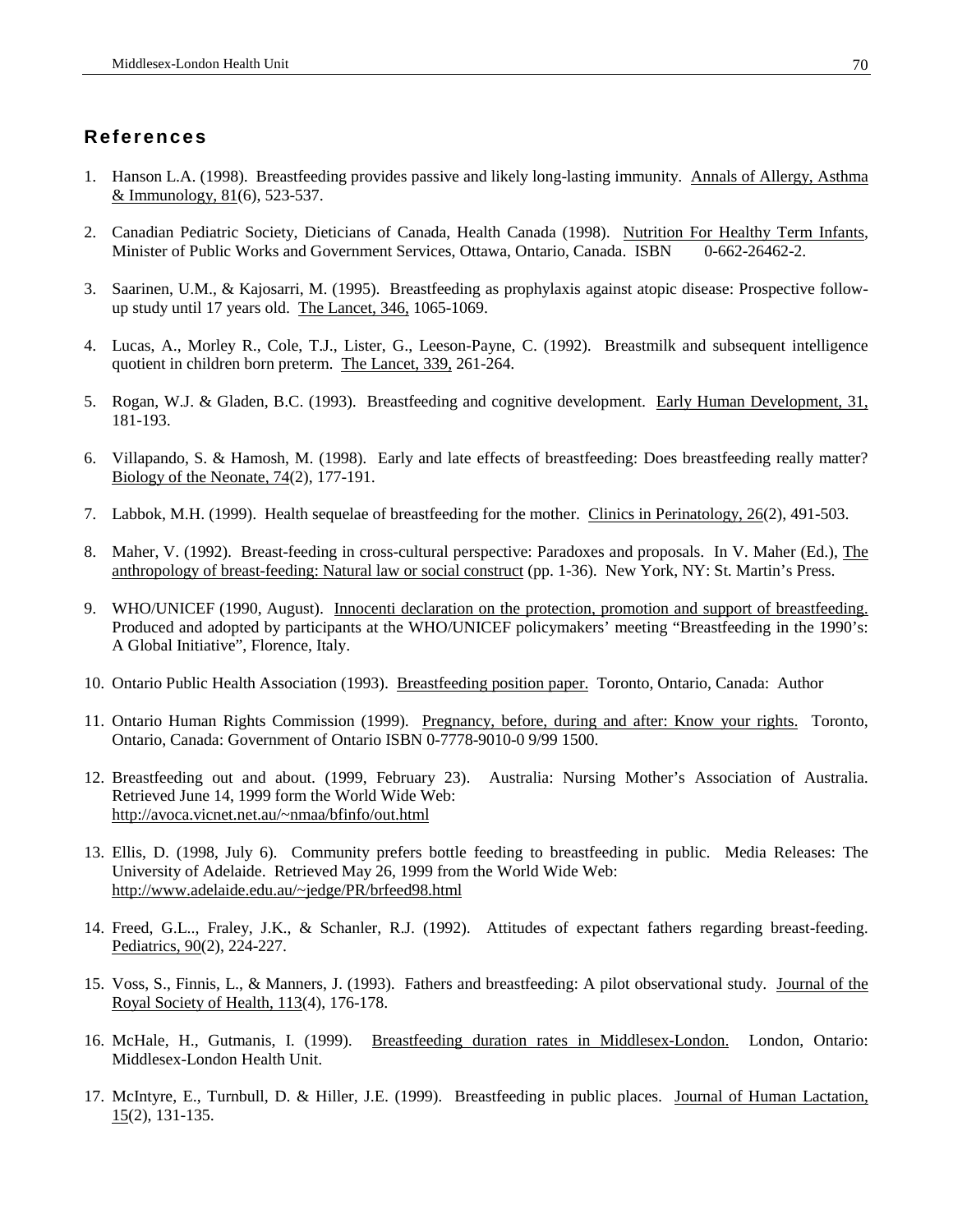## References

1. Hanson L.A. (1998). Breastfeeding provides passive and likely long-lasting immunity. Annals of Allergy, Asthma & Immunology, 81(6), 523-537.

2. Canadian Pediatric Society, Dieticians of Canada, Health Canada (1998). Nutrition For Healthy Term Infants, Minister of Public Works and Government Services, Ottawa, Ontario, Canada. ISBN 0-662-26462-2.

3. Saarinen, U.M., & Kajosarri, M. (1995). Breastfeeding as prophylaxis against atopic disease: Prospective follow-up study until 17 years old. The Lancet, 346, 1065-1069.

4. Lucas, A., Morley R., Cole, T.J., Lister, G., Leeson-Payne, C. (1992). Breastmilk and subsequent intelligence quotient in children born preterm. The Lancet, 339, 261-264.

5. Rogan, W.J. & Gladen, B.C. (1993). Breastfeeding and cognitive development. Early Human Development, 31, 181-193.

6. Villapando, S. & Hamosh, M. (1998). Early and late effects of breastfeeding: Does breastfeeding really matter? Biology of the Neonate, 74(2), 177-191.

7. Labbok, M.H. (1999). Health sequelae of breastfeeding for the mother. Clinics in Perinatology, 26(2), 491-503.

8. Maher, V. (1992). Breast-feeding in cross-cultural perspective: Paradoxes and proposals. In V. Maher (Ed.), The anthropology of breast-feeding: Natural law or social construct (pp. 1-36). New York, NY: St. Martin's Press.

9. WHO/UNICEF (1990, August). Innocenti declaration on the protection, promotion and support of breastfeeding. Produced and adopted by participants at the WHO/UNICEF policymakers' meeting "Breastfeeding in the 1990's: A Global Initiative", Florence, Italy.

10. Ontario Public Health Association (1993). Breastfeeding position paper. Toronto, Ontario, Canada: Author

11. Ontario Human Rights Commission (1999). Pregnancy, before, during and after: Know your rights. Toronto, Ontario, Canada: Government of Ontario ISBN 0-7778-9010-0 9/99 1500.

12. Breastfeeding out and about. (1999, February 23). Australia: Nursing Mother's Association of Australia. Retrieved June 14, 1999 form the World Wide Web: http://avoca.vicnet.net.au/~nmaa/bfinfo/out.html

13. Ellis, D. (1998, July 6). Community prefers bottle feeding to breastfeeding in public. Media Releases: The University of Adelaide. Retrieved May 26, 1999 from the World Wide Web: http://www.adelaide.edu.au/~jedge/PR/brfeed98.html

14. Freed, G.L.., Fraley, J.K., & Schanler, R.J. (1992). Attitudes of expectant fathers regarding breast-feeding. Pediatrics, 90(2), 224-227.

15. Voss, S., Finnis, L., & Manners, J. (1993). Fathers and breastfeeding: A pilot observational study. Journal of the Royal Society of Health, 113(4), 176-178.

16. McHale, H., Gutmanis, I. (1999). Breastfeeding duration rates in Middlesex-London. London, Ontario: Middlesex-London Health Unit.

17. McIntyre, E., Turnbull, D. & Hiller, J.E. (1999). Breastfeeding in public places. Journal of Human Lactation, 15(2), 131-135.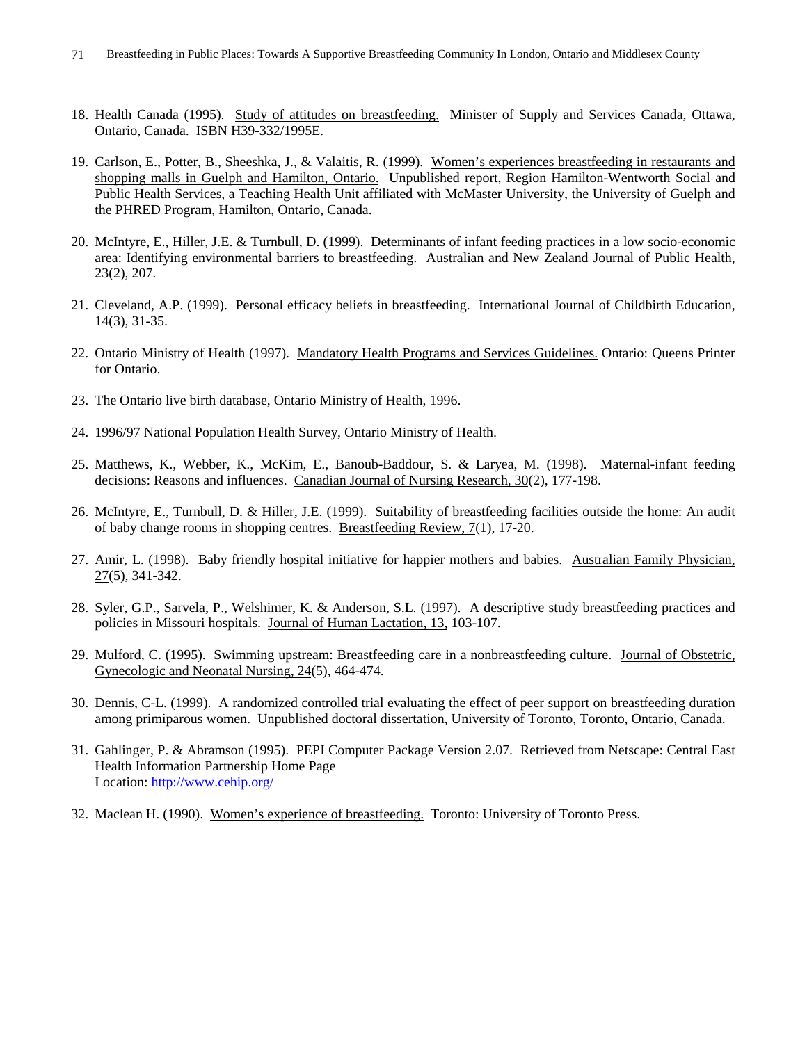18. Health Canada (1995). Study of attitudes on breastfeeding. Minister of Supply and Services Canada, Ottawa, Ontario, Canada. ISBN H39-332/1995E.

19. Carlson, E., Potter, B., Sheeshka, J., & Valaitis, R. (1999). Women's experiences breastfeeding in restaurants and shopping malls in Guelph and Hamilton, Ontario. Unpublished report, Region Hamilton-Wentworth Social and Public Health Services, a Teaching Health Unit affiliated with McMaster University, the University of Guelph and the PHRED Program, Hamilton, Ontario, Canada.

20. McIntyre, E., Hiller, J.E. & Turnbull, D. (1999). Determinants of infant feeding practices in a low socio-economic area: Identifying environmental barriers to breastfeeding. Australian and New Zealand Journal of Public Health, 23(2), 207.

21. Cleveland, A.P. (1999). Personal efficacy beliefs in breastfeeding. International Journal of Childbirth Education, 14(3), 31-35.

22. Ontario Ministry of Health (1997). Mandatory Health Programs and Services Guidelines. Ontario: Queens Printer for Ontario.

23. The Ontario live birth database, Ontario Ministry of Health, 1996.

24. 1996/97 National Population Health Survey, Ontario Ministry of Health.

25. Matthews, K., Webber, K., McKim, E., Banoub-Baddour, S. & Laryea, M. (1998). Maternal-infant feeding decisions: Reasons and influences. Canadian Journal of Nursing Research, 30(2), 177-198.

26. McIntyre, E., Turnbull, D. & Hiller, J.E. (1999). Suitability of breastfeeding facilities outside the home: An audit of baby change rooms in shopping centres. Breastfeeding Review, 7(1), 17-20.

27. Amir, L. (1998). Baby friendly hospital initiative for happier mothers and babies. Australian Family Physician, 27(5), 341-342.

28. Syler, G.P., Sarvela, P., Welshimer, K. & Anderson, S.L. (1997). A descriptive study breastfeeding practices and policies in Missouri hospitals. Journal of Human Lactation, 13, 103-107.

29. Mulford, C. (1995). Swimming upstream: Breastfeeding care in a nonbreastfeeding culture. Journal of Obstetric, Gynecologic and Neonatal Nursing, 24(5), 464-474.

30. Dennis, C-L. (1999). A randomized controlled trial evaluating the effect of peer support on breastfeeding duration among primiparous women. Unpublished doctoral dissertation, University of Toronto, Toronto, Ontario, Canada.

31. Gahlinger, P. & Abramson (1995). PEPI Computer Package Version 2.07. Retrieved from Netscape: Central East Health Information Partnership Home Page
Location: http://www.cehip.org/

32. Maclean H. (1990). Women's experience of breastfeeding. Toronto: University of Toronto Press.